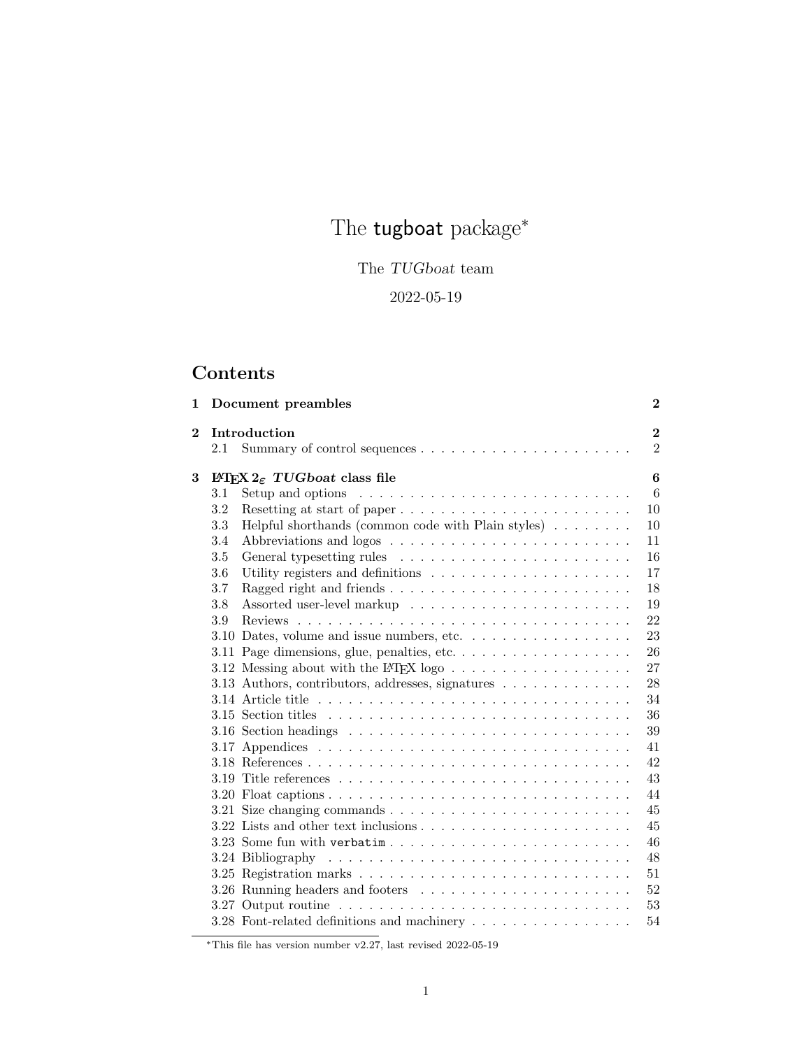# The tugboat package*

The *TUGboat* team

2022-05-19

## Contents

| | | |
|---|---|---|
| **1** | **Document preambles** | **2** |
| **2** | **Introduction** | **2** |
| 2.1 | Summary of control sequences | 2 |
| **3** | **LaTeX 2ε *TUGboat* class file** | **6** |
| 3.1 | Setup and options | 6 |
| 3.2 | Resetting at start of paper | 10 |
| 3.3 | Helpful shorthands (common code with Plain styles) | 10 |
| 3.4 | Abbreviations and logos | 11 |
| 3.5 | General typesetting rules | 16 |
| 3.6 | Utility registers and definitions | 17 |
| 3.7 | Ragged right and friends | 18 |
| 3.8 | Assorted user-level markup | 19 |
| 3.9 | Reviews | 22 |
| 3.10 | Dates, volume and issue numbers, etc. | 23 |
| 3.11 | Page dimensions, glue, penalties, etc. | 26 |
| 3.12 | Messing about with the LaTeX logo | 27 |
| 3.13 | Authors, contributors, addresses, signatures | 28 |
| 3.14 | Article title | 34 |
| 3.15 | Section titles | 36 |
| 3.16 | Section headings | 39 |
| 3.17 | Appendices | 41 |
| 3.18 | References | 42 |
| 3.19 | Title references | 43 |
| 3.20 | Float captions | 44 |
| 3.21 | Size changing commands | 45 |
| 3.22 | Lists and other text inclusions | 45 |
| 3.23 | Some fun with `verbatim` | 46 |
| 3.24 | Bibliography | 48 |
| 3.25 | Registration marks | 51 |
| 3.26 | Running headers and footers | 52 |
| 3.27 | Output routine | 53 |
| 3.28 | Font-related definitions and machinery | 54 |

*This file has version number v2.27, last revised 2022-05-19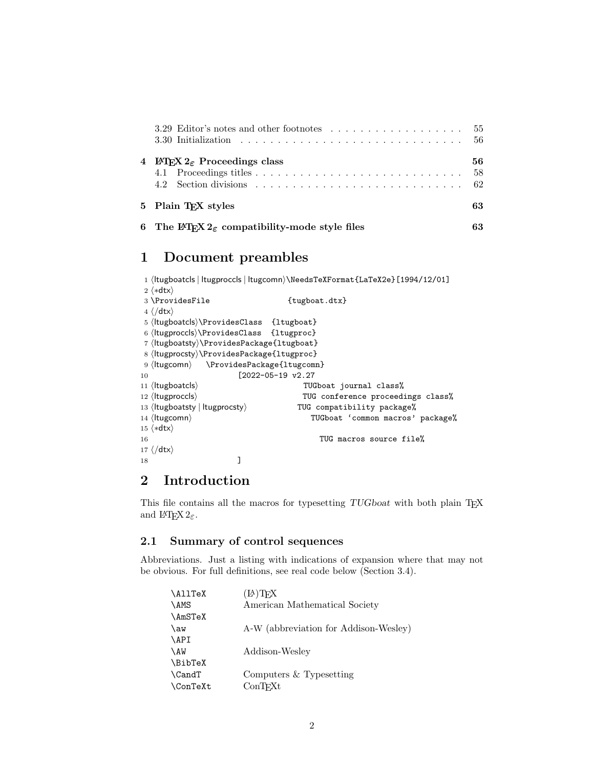| | | |
|---|---|---|
| 3.29 | Editor's notes and other footnotes | 55 |
| 3.30 | Initialization | 56 |
| **4** | **LaTeX 2ε Proceedings class** | **56** |
| 4.1 | Proceedings titles | 58 |
| 4.2 | Section divisions | 62 |
| **5** | **Plain TeX styles** | **63** |
| **6** | **The LaTeX 2ε compatibility-mode style files** | **63** |

# 1 Document preambles

```
1 ⟨ltugboatcls | ltugproccls | ltugcomn⟩\NeedsTeXFormat{LaTeX2e}[1994/12/01]
2 ⟨*dtx⟩
3 \ProvidesFile                {tugboat.dtx}
4 ⟨/dtx⟩
5 ⟨ltugboatcls⟩\ProvidesClass  {ltugboat}
6 ⟨ltugproccls⟩\ProvidesClass  {ltugproc}
7 ⟨ltugboatsty⟩\ProvidesPackage{ltugboat}
8 ⟨ltugprocsty⟩\ProvidesPackage{ltugproc}
9 ⟨ltugcomn⟩    \ProvidesPackage{ltugcomn}
10                      [2022-05-19 v2.27
11 ⟨ltugboatcls⟩                    TUGboat journal class%
12 ⟨ltugproccls⟩                    TUG conference proceedings class%
13 ⟨ltugboatsty | ltugprocsty⟩          TUG compatibility package%
14 ⟨ltugcomn⟩                          TUGboat 'common macros' package%
15 ⟨*dtx⟩
16                                       TUG macros source file%
17 ⟨/dtx⟩
18                     ]
```

# 2 Introduction

This file contains all the macros for typesetting *TUGboat* with both plain TeX and LaTeX 2ε.

## 2.1 Summary of control sequences

Abbreviations. Just a listing with indications of expansion where that may not be obvious. For full definitions, see real code below (Section 3.4).

| | |
|---|---|
| `\AllTeX` | (LA)TeX |
| `\AMS` | American Mathematical Society |
| `\AmSTeX` | |
| `\aw` | A-W (abbreviation for Addison-Wesley) |
| `\API` | |
| `\AW` | Addison-Wesley |
| `\BibTeX` | |
| `\CandT` | Computers & Typesetting |
| `\ConTeXt` | ConTeXt |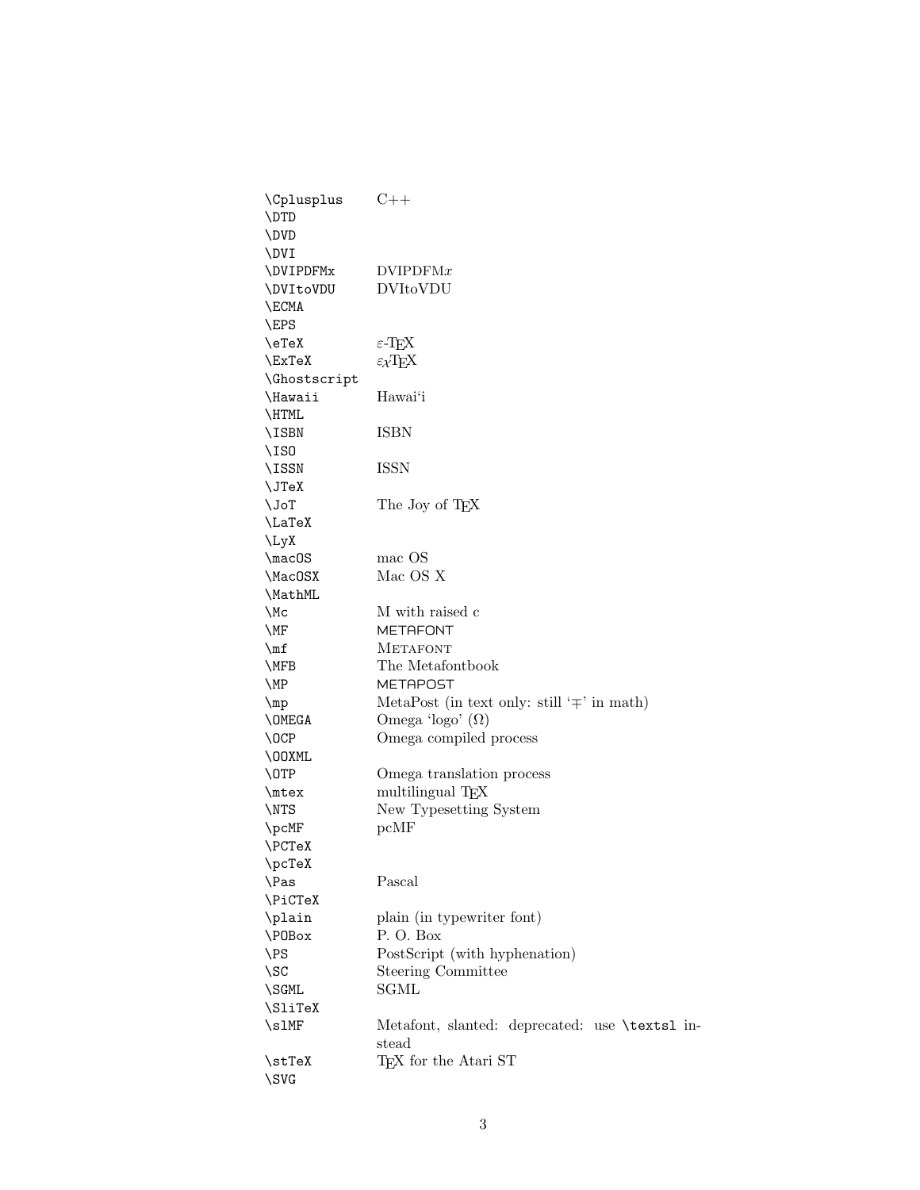| | |
|---|---|
| `\Cplusplus` | C++ |
| `\DTD` | |
| `\DVD` | |
| `\DVI` | |
| `\DVIPDFMx` | DVIPDFM$x$ |
| `\DVItoVDU` | DVItoVDU |
| `\ECMA` | |
| `\EPS` | |
| `\eTeX` | $\varepsilon$-TEX |
| `\ExTeX` | $\varepsilon_\chi$TEX |
| `\Ghostscript` | |
| `\Hawaii` | Hawai‘i |
| `\HTML` | |
| `\ISBN` | ISBN |
| `\ISO` | |
| `\ISSN` | ISSN |
| `\JTeX` | |
| `\JoT` | The Joy of TEX |
| `\LaTeX` | |
| `\LyX` | |
| `\macOS` | mac OS |
| `\MacOSX` | Mac OS X |
| `\MathML` | |
| `\Mc` | M with raised c |
| `\MF` | METAFONT |
| `\mf` | METAFONT |
| `\MFB` | The Metafontbook |
| `\MP` | METAPOST |
| `\mp` | MetaPost (in text only: still ‘$\mp$’ in math) |
| `\OMEGA` | Omega ‘logo’ ($\Omega$) |
| `\OCP` | Omega compiled process |
| `\OOXML` | |
| `\OTP` | Omega translation process |
| `\mtex` | multilingual TEX |
| `\NTS` | New Typesetting System |
| `\pcMF` | pcMF |
| `\PCTeX` | |
| `\pcTeX` | |
| `\Pas` | Pascal |
| `\PiCTeX` | |
| `\plain` | plain (in typewriter font) |
| `\POBox` | P. O. Box |
| `\PS` | PostScript (with hyphenation) |
| `\SC` | Steering Committee |
| `\SGML` | SGML |
| `\SliTeX` | |
| `\slMF` | Metafont, slanted: deprecated: use `\textsl` instead |
| `\stTeX` | TEX for the Atari ST |
| `\SVG` | |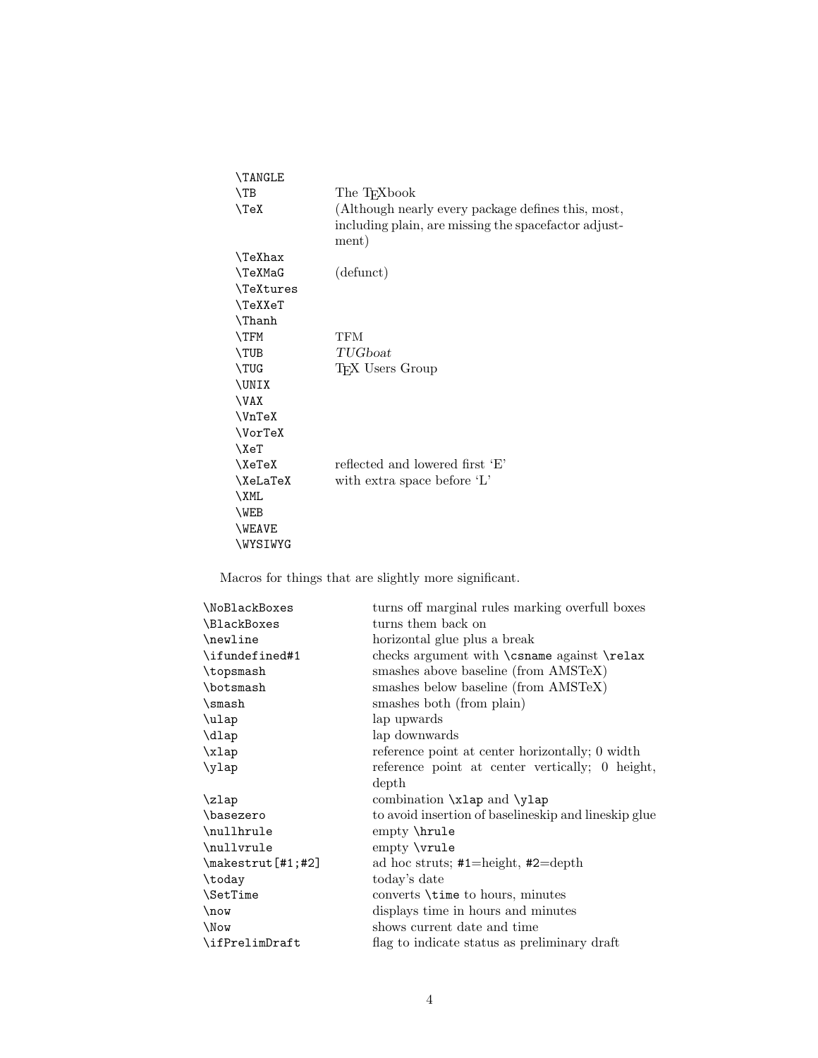| | |
|---|---|
| `\TANGLE` | |
| `\TB` | The TEXbook |
| `\TeX` | (Although nearly every package defines this, most, including plain, are missing the spacefactor adjustment) |
| `\TeXhax` | |
| `\TeXMaG` | (defunct) |
| `\TeXtures` | |
| `\TeXXeT` | |
| `\Thanh` | |
| `\TFM` | TFM |
| `\TUB` | *TUGboat* |
| `\TUG` | TEX Users Group |
| `\UNIX` | |
| `\VAX` | |
| `\VnTeX` | |
| `\VorTeX` | |
| `\XeT` | |
| `\XeTeX` | reflected and lowered first 'E' |
| `\XeLaTeX` | with extra space before 'L' |
| `\XML` | |
| `\WEB` | |
| `\WEAVE` | |
| `\WYSIWYG` | |

Macros for things that are slightly more significant.

| | |
|---|---|
| `\NoBlackBoxes` | turns off marginal rules marking overfull boxes |
| `\BlackBoxes` | turns them back on |
| `\newline` | horizontal glue plus a break |
| `\ifundefined#1` | checks argument with `\csname` against `\relax` |
| `\topsmash` | smashes above baseline (from AMSTeX) |
| `\botsmash` | smashes below baseline (from AMSTeX) |
| `\smash` | smashes both (from plain) |
| `\ulap` | lap upwards |
| `\dlap` | lap downwards |
| `\xlap` | reference point at center horizontally; 0 width |
| `\ylap` | reference point at center vertically; 0 height, depth |
| `\zlap` | combination `\xlap` and `\ylap` |
| `\basezero` | to avoid insertion of baselineskip and lineskip glue |
| `\nullhrule` | empty `\hrule` |
| `\nullvrule` | empty `\vrule` |
| `\makestrut[#1;#2]` | ad hoc struts; `#1`=height, `#2`=depth |
| `\today` | today's date |
| `\SetTime` | converts `\time` to hours, minutes |
| `\now` | displays time in hours and minutes |
| `\Now` | shows current date and time |
| `\ifPrelimDraft` | flag to indicate status as preliminary draft |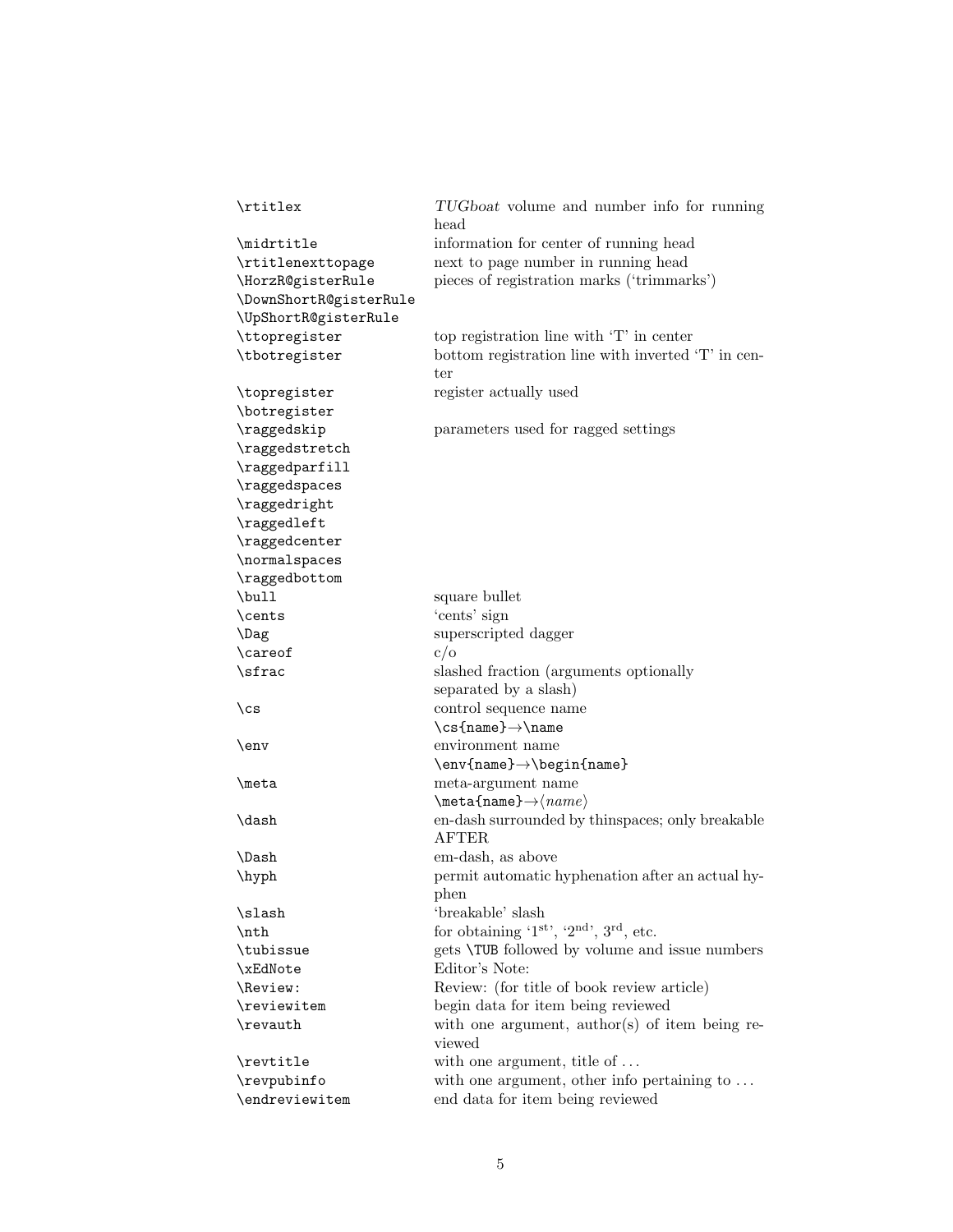| | |
|---|---|
| `\rtitlex` | *TUGboat* volume and number info for running head |
| `\midrtitle` | information for center of running head |
| `\rtitlenexttopage` | next to page number in running head |
| `\HorzR@gisterRule` | pieces of registration marks ('trimmarks') |
| `\DownShortR@gisterRule` | |
| `\UpShortR@gisterRule` | |
| `\ttopregister` | top registration line with 'T' in center |
| `\tbotregister` | bottom registration line with inverted 'T' in center |
| `\topregister` | register actually used |
| `\botregister` | |
| `\raggedskip` | parameters used for ragged settings |
| `\raggedstretch` | |
| `\raggedparfill` | |
| `\raggedspaces` | |
| `\raggedright` | |
| `\raggedleft` | |
| `\raggedcenter` | |
| `\normalspaces` | |
| `\raggedbottom` | |
| `\bull` | square bullet |
| `\cents` | 'cents' sign |
| `\Dag` | superscripted dagger |
| `\careof` | c/o |
| `\sfrac` | slashed fraction (arguments optionally separated by a slash) |
| `\cs` | control sequence name `\cs{name}`→`\name` |
| `\env` | environment name `\env{name}`→`\begin{name}` |
| `\meta` | meta-argument name `\meta{name}`→⟨*name*⟩ |
| `\dash` | en-dash surrounded by thinspaces; only breakable AFTER |
| `\Dash` | em-dash, as above |
| `\hyph` | permit automatic hyphenation after an actual hyphen |
| `\slash` | 'breakable' slash |
| `\nth` | for obtaining '1st', '2nd', 3rd, etc. |
| `\tubissue` | gets `\TUB` followed by volume and issue numbers |
| `\xEdNote` | Editor's Note: |
| `\Review:` | Review: (for title of book review article) |
| `\reviewitem` | begin data for item being reviewed |
| `\revauth` | with one argument, author(s) of item being reviewed |
| `\revtitle` | with one argument, title of ... |
| `\revpubinfo` | with one argument, other info pertaining to ... |
| `\endreviewitem` | end data for item being reviewed |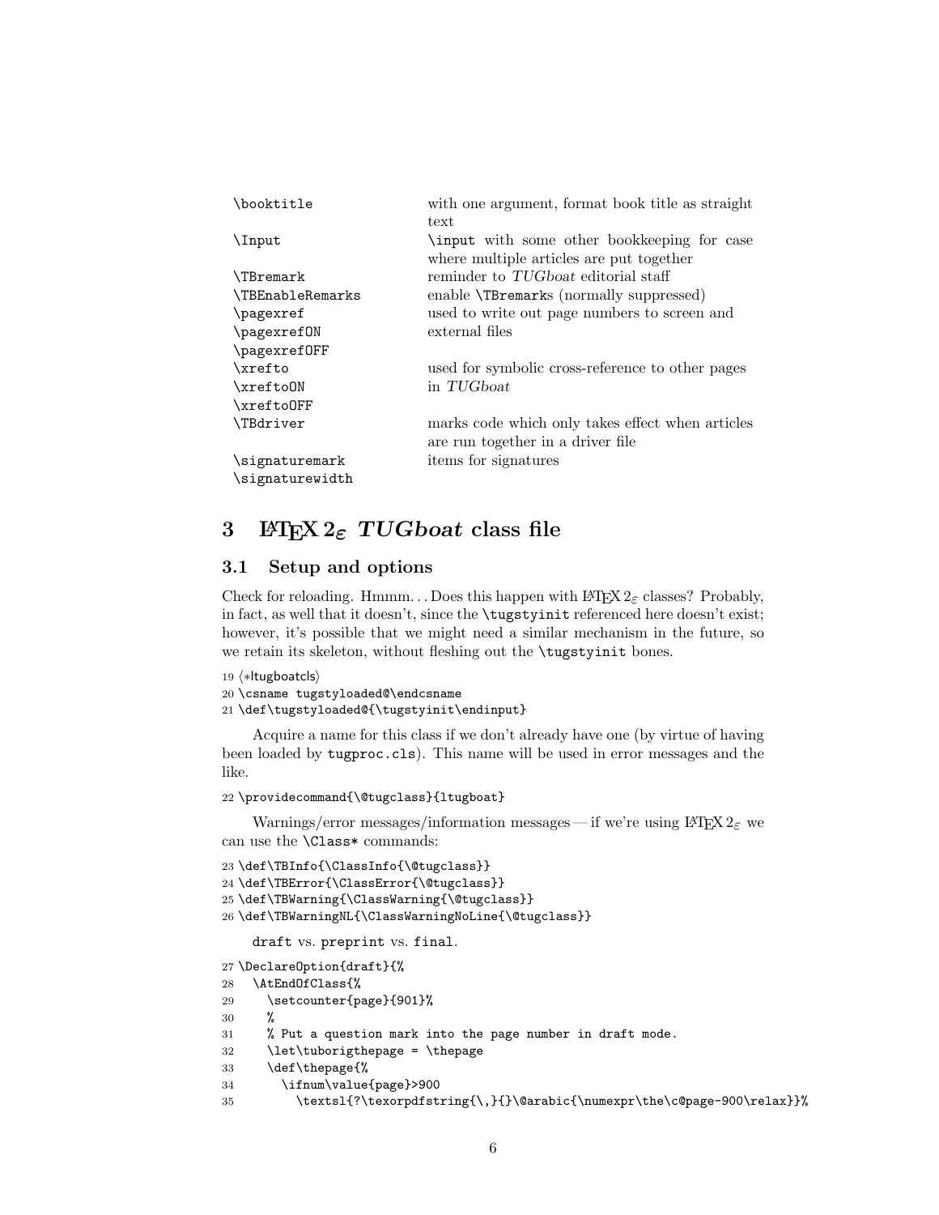| | |
|---|---|
| `\booktitle` | with one argument, format book title as straight text |
| `\Input` | `\input` with some other bookkeeping for case where multiple articles are put together |
| `\TBremark` | reminder to *TUGboat* editorial staff |
| `\TBEnableRemarks` | enable `\TBremark`s (normally suppressed) |
| `\pagexref` `\pagexrefON` `\pagexrefOFF` | used to write out page numbers to screen and external files |
| `\xrefto` `\xreftoON` `\xreftoOFF` | used for symbolic cross-reference to other pages in *TUGboat* |
| `\TBdriver` | marks code which only takes effect when articles are run together in a driver file |
| `\signaturemark` `\signaturewidth` | items for signatures |

# 3 LaTeX 2ε *TUGboat* class file

## 3.1 Setup and options

Check for reloading. Hmmm... Does this happen with LaTeX 2ε classes? Probably, in fact, as well that it doesn't, since the `\tugstyinit` referenced here doesn't exist; however, it's possible that we might need a similar mechanism in the future, so we retain its skeleton, without fleshing out the `\tugstyinit` bones.

```
19 ⟨*ltugboatcls⟩
20 \csname tugstyloaded@\endcsname
21 \def\tugstyloaded@{\tugstyinit\endinput}
```

Acquire a name for this class if we don't already have one (by virtue of having been loaded by `tugproc.cls`). This name will be used in error messages and the like.

```
22 \providecommand{\@tugclass}{ltugboat}
```

Warnings/error messages/information messages — if we're using LaTeX 2ε we can use the `\Class*` commands:

```
23 \def\TBInfo{\ClassInfo{\@tugclass}}
24 \def\TBError{\ClassError{\@tugclass}}
25 \def\TBWarning{\ClassWarning{\@tugclass}}
26 \def\TBWarningNL{\ClassWarningNoLine{\@tugclass}}
```

`draft` vs. `preprint` vs. `final`.

```
27 \DeclareOption{draft}{%
28   \AtEndOfClass{%
29     \setcounter{page}{901}%
30     %
31     % Put a question mark into the page number in draft mode.
32     \let\tuborigthepage = \thepage
33     \def\thepage{%
34       \ifnum\value{page}>900
35         \textsl{?\texorpdfstring{\,}{}\@arabic{\numexpr\the\c@page-900\relax}}%
```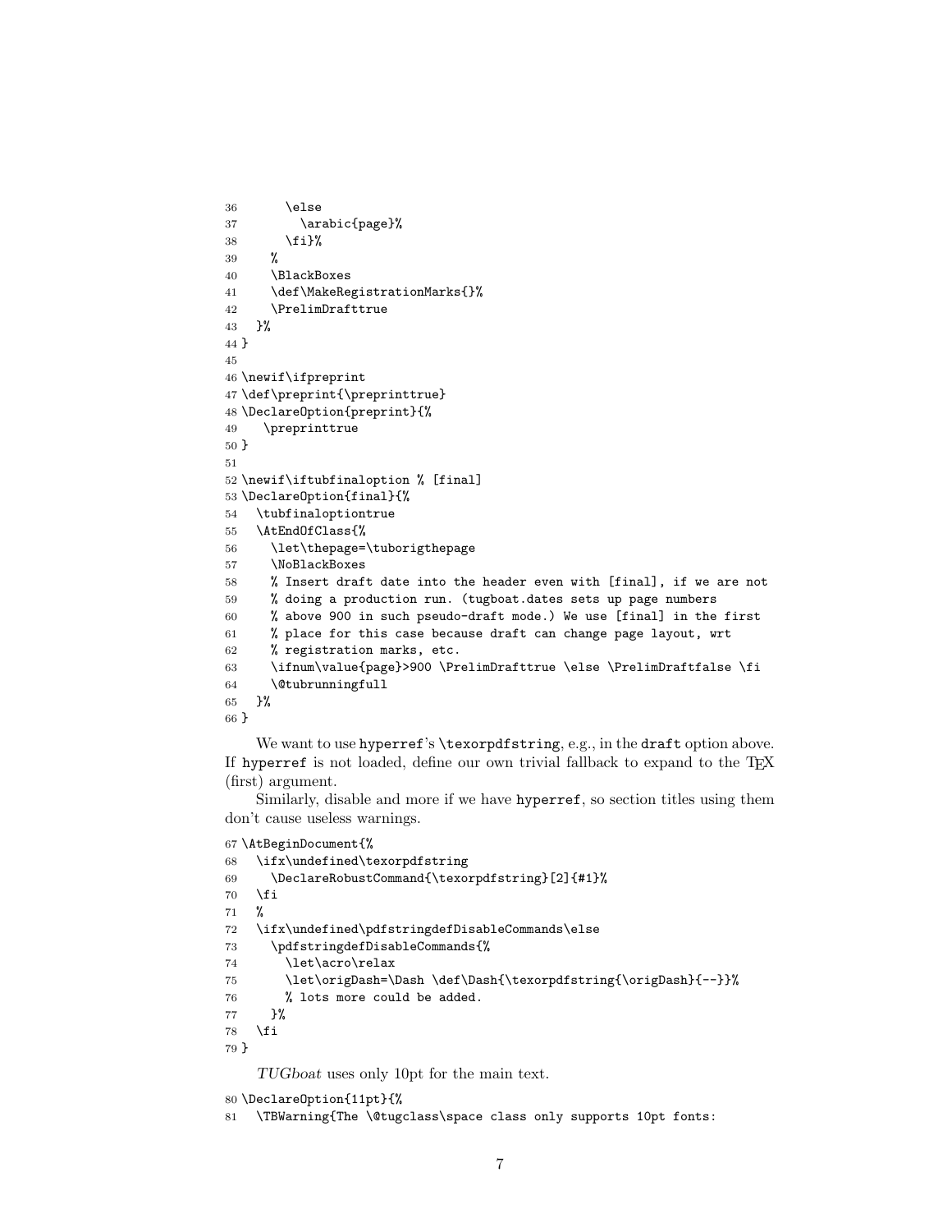```
36       \else
37         \arabic{page}%
38       \fi}%
39     %
40     \BlackBoxes
41     \def\MakeRegistrationMarks{}%
42     \PrelimDrafttrue
43   }%
44 }
45
46 \newif\ifpreprint
47 \def\preprint{\preprinttrue}
48 \DeclareOption{preprint}{%
49    \preprinttrue
50 }
51
52 \newif\iftubfinaloption % [final]
53 \DeclareOption{final}{%
54   \tubfinaloptiontrue
55   \AtEndOfClass{%
56     \let\thepage=\tuborigthepage
57     \NoBlackBoxes
58     % Insert draft date into the header even with [final], if we are not
59     % doing a production run. (tugboat.dates sets up page numbers
60     % above 900 in such pseudo-draft mode.) We use [final] in the first
61     % place for this case because draft can change page layout, wrt
62     % registration marks, etc.
63     \ifnum\value{page}>900 \PrelimDrafttrue \else \PrelimDraftfalse \fi
64     \@tubrunningfull
65   }%
66 }
```

We want to use hyperref's `\texorpdfstring`, e.g., in the draft option above. If hyperref is not loaded, define our own trivial fallback to expand to the TeX (first) argument.

Similarly, disable and more if we have hyperref, so section titles using them don't cause useless warnings.

```
67 \AtBeginDocument{%
68   \ifx\undefined\texorpdfstring
69     \DeclareRobustCommand{\texorpdfstring}[2]{#1}%
70   \fi
71   %
72   \ifx\undefined\pdfstringdefDisableCommands\else
73     \pdfstringdefDisableCommands{%
74       \let\acro\relax
75       \let\origDash=\Dash \def\Dash{\texorpdfstring{\origDash}{--}}%
76       % lots more could be added.
77     }%
78   \fi
79 }
```

*TUGboat* uses only 10pt for the main text.

```
80 \DeclareOption{11pt}{%
81   \TBWarning{The \@tugclass\space class only supports 10pt fonts:
```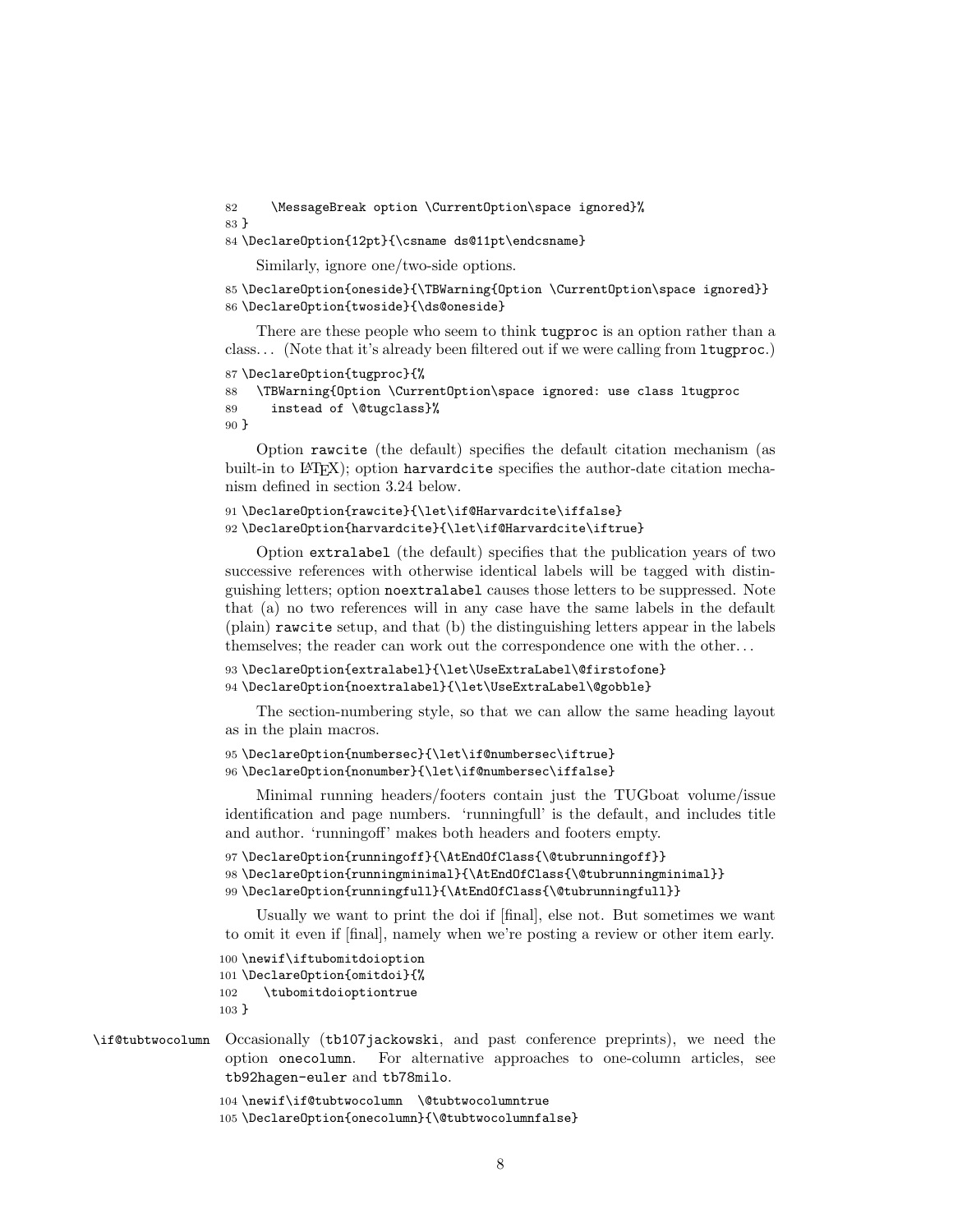```
82     \MessageBreak option \CurrentOption\space ignored}%
83 }
84 \DeclareOption{12pt}{\csname ds@11pt\endcsname}
```

Similarly, ignore one/two-side options.

```
85 \DeclareOption{oneside}{\TBWarning{Option \CurrentOption\space ignored}}
86 \DeclareOption{twoside}{\ds@oneside}
```

There are these people who seem to think `tugproc` is an option rather than a class... (Note that it's already been filtered out if we were calling from `ltugproc`.)

```
87 \DeclareOption{tugproc}{%
88   \TBWarning{Option \CurrentOption\space ignored: use class ltugproc
89     instead of \@tugclass}%
90 }
```

Option `rawcite` (the default) specifies the default citation mechanism (as built-in to LaTeX); option `harvardcite` specifies the author-date citation mechanism defined in section 3.24 below.

```
91 \DeclareOption{rawcite}{\let\if@Harvardcite\iffalse}
92 \DeclareOption{harvardcite}{\let\if@Harvardcite\iftrue}
```

Option `extralabel` (the default) specifies that the publication years of two successive references with otherwise identical labels will be tagged with distinguishing letters; option `noextralabel` causes those letters to be suppressed. Note that (a) no two references will in any case have the same labels in the default (plain) `rawcite` setup, and that (b) the distinguishing letters appear in the labels themselves; the reader can work out the correspondence one with the other...

```
93 \DeclareOption{extralabel}{\let\UseExtraLabel\@firstofone}
94 \DeclareOption{noextralabel}{\let\UseExtraLabel\@gobble}
```

The section-numbering style, so that we can allow the same heading layout as in the plain macros.

```
95 \DeclareOption{numbersec}{\let\if@numbersec\iftrue}
96 \DeclareOption{nonumber}{\let\if@numbersec\iffalse}
```

Minimal running headers/footers contain just the TUGboat volume/issue identification and page numbers. 'runningfull' is the default, and includes title and author. 'runningoff' makes both headers and footers empty.

```
97 \DeclareOption{runningoff}{\AtEndOfClass{\@tubrunningoff}}
98 \DeclareOption{runningminimal}{\AtEndOfClass{\@tubrunningminimal}}
99 \DeclareOption{runningfull}{\AtEndOfClass{\@tubrunningfull}}
```

Usually we want to print the doi if [final], else not. But sometimes we want to omit it even if [final], namely when we're posting a review or other item early.

```
100 \newif\iftubomitdoioption
101 \DeclareOption{omitdoi}{%
102    \tubomitdoioptiontrue
103 }
```

`\if@tubtwocolumn` Occasionally (`tb107jackowski`, and past conference preprints), we need the option `onecolumn`. For alternative approaches to one-column articles, see `tb92hagen-euler` and `tb78milo`.

```
104 \newif\if@tubtwocolumn  \@tubtwocolumntrue
105 \DeclareOption{onecolumn}{\@tubtwocolumnfalse}
```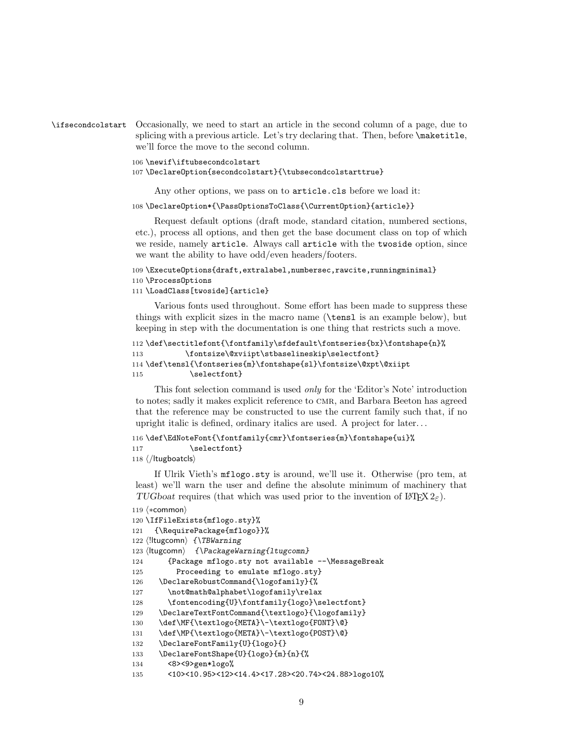\ifsecondcolstart Occasionally, we need to start an article in the second column of a page, due to splicing with a previous article. Let's try declaring that. Then, before `\maketitle`, we'll force the move to the second column.

```
106 \newif\iftubsecondcolstart
107 \DeclareOption{secondcolstart}{\tubsecondcolstarttrue}
```

Any other options, we pass on to `article.cls` before we load it:

```
108 \DeclareOption*{\PassOptionsToClass{\CurrentOption}{article}}
```

Request default options (draft mode, standard citation, numbered sections, etc.), process all options, and then get the base document class on top of which we reside, namely `article`. Always call `article` with the `twoside` option, since we want the ability to have odd/even headers/footers.

```
109 \ExecuteOptions{draft,extralabel,numbersec,rawcite,runningminimal}
110 \ProcessOptions
111 \LoadClass[twoside]{article}
```

Various fonts used throughout. Some effort has been made to suppress these things with explicit sizes in the macro name (`\tensl` is an example below), but keeping in step with the documentation is one thing that restricts such a move.

```
112 \def\sectitlefont{\fontfamily\sfdefault\fontseries{bx}\fontshape{n}%
113          \fontsize\@xviipt\stbaselineskip\selectfont}
114 \def\tensl{\fontseries{m}\fontshape{sl}\fontsize\@xpt\@xiipt
115           \selectfont}
```

This font selection command is used *only* for the 'Editor's Note' introduction to notes; sadly it makes explicit reference to CMR, and Barbara Beeton has agreed that the reference may be constructed to use the current family such that, if no upright italic is defined, ordinary italics are used. A project for later…

```
116 \def\EdNoteFont{\fontfamily{cmr}\fontseries{m}\fontshape{ui}%
117           \selectfont}
118 ⟨/ltugboatcls⟩
```

If Ulrik Vieth's `mflogo.sty` is around, we'll use it. Otherwise (pro tem, at least) we'll warn the user and define the absolute minimum of machinery that *TUGboat* requires (that which was used prior to the invention of LaTeX $2_\varepsilon$).

```
119 ⟨*common⟩
120 \IfFileExists{mflogo.sty}%
121   {\RequirePackage{mflogo}}%
122 ⟨!ltugcomn⟩ {\TBWarning
123 ⟨ltugcomn⟩  {\PackageWarning{ltugcomn}
124      {Package mflogo.sty not available --\MessageBreak
125        Proceeding to emulate mflogo.sty}
126   \DeclareRobustCommand{\logofamily}{%
127     \not@math@alphabet\logofamily\relax
128     \fontencoding{U}\fontfamily{logo}\selectfont}
129   \DeclareTextFontCommand{\textlogo}{\logofamily}
130   \def\MF{\textlogo{META}\-\textlogo{FONT}\@}
131   \def\MP{\textlogo{META}\-\textlogo{POST}\@}
132   \DeclareFontFamily{U}{logo}{}
133   \DeclareFontShape{U}{logo}{m}{n}{%
134     <8><9>gen*logo%
135     <10><10.95><12><14.4><17.28><20.74><24.88>logo10%
```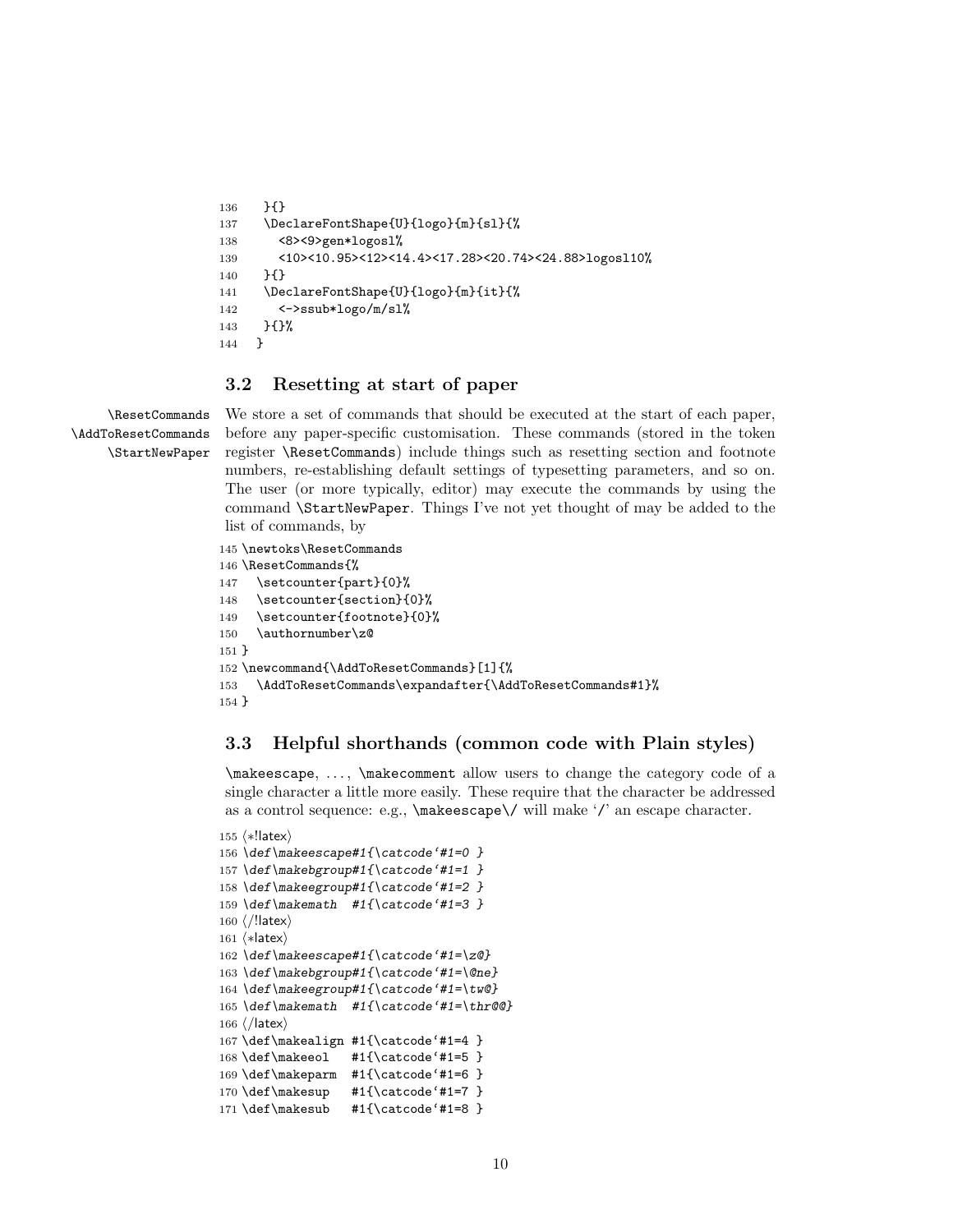```
136   }{}
137   \DeclareFontShape{U}{logo}{m}{sl}{%
138     <8><9>gen*logosl%
139     <10><10.95><12><14.4><17.28><20.74><24.88>logosl10%
140   }{}
141   \DeclareFontShape{U}{logo}{m}{it}{%
142     <->ssub*logo/m/sl%
143   }{}%
144 }
```

### 3.2 Resetting at start of paper

\ResetCommands
\AddToResetCommands
\StartNewPaper

We store a set of commands that should be executed at the start of each paper, before any paper-specific customisation. These commands (stored in the token register \ResetCommands) include things such as resetting section and footnote numbers, re-establishing default settings of typesetting parameters, and so on. The user (or more typically, editor) may execute the commands by using the command \StartNewPaper. Things I've not yet thought of may be added to the list of commands, by

```
145 \newtoks\ResetCommands
146 \ResetCommands{%
147   \setcounter{part}{0}%
148   \setcounter{section}{0}%
149   \setcounter{footnote}{0}%
150   \authornumber\z@
151 }
152 \newcommand{\AddToResetCommands}[1]{%
153   \AddToResetCommands\expandafter{\AddToResetCommands#1}%
154 }
```

### 3.3 Helpful shorthands (common code with Plain styles)

\makeescape, ..., \makecomment allow users to change the category code of a single character a little more easily. These require that the character be addressed as a control sequence: e.g., \makeescape\/ will make '/' an escape character.

```
155 ⟨*!latex⟩
156 \def\makeescape#1{\catcode`#1=0 }
157 \def\makebgroup#1{\catcode`#1=1 }
158 \def\makeegroup#1{\catcode`#1=2 }
159 \def\makemath  #1{\catcode`#1=3 }
160 ⟨/!latex⟩
161 ⟨*latex⟩
162 \def\makeescape#1{\catcode`#1=\z@}
163 \def\makebgroup#1{\catcode`#1=\@ne}
164 \def\makeegroup#1{\catcode`#1=\tw@}
165 \def\makemath  #1{\catcode`#1=\thr@@}
166 ⟨/latex⟩
167 \def\makealign #1{\catcode`#1=4 }
168 \def\makeeol   #1{\catcode`#1=5 }
169 \def\makeparm  #1{\catcode`#1=6 }
170 \def\makesup   #1{\catcode`#1=7 }
171 \def\makesub   #1{\catcode`#1=8 }
```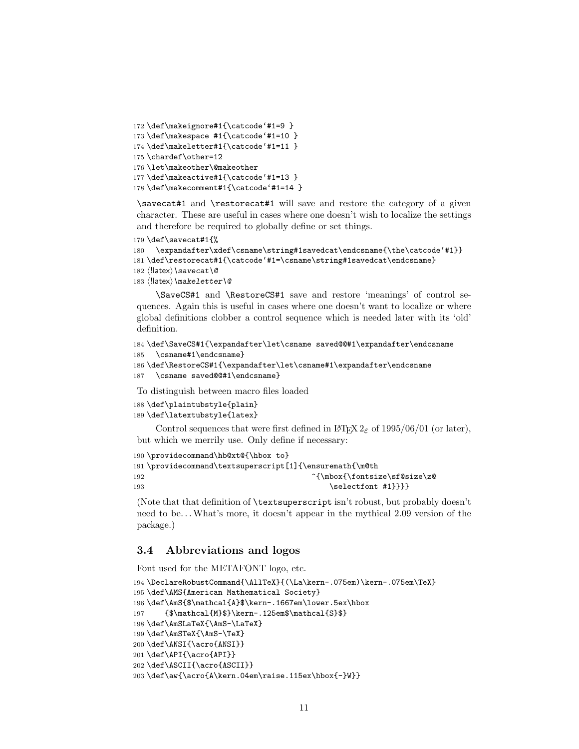```
172 \def\makeignore#1{\catcode`#1=9 }
173 \def\makespace #1{\catcode`#1=10 }
174 \def\makeletter#1{\catcode`#1=11 }
175 \chardef\other=12
176 \let\makeother\@makeother
177 \def\makeactive#1{\catcode`#1=13 }
178 \def\makecomment#1{\catcode`#1=14 }
```

`\savecat#1` and `\restorecat#1` will save and restore the category of a given character. These are useful in cases where one doesn't wish to localize the settings and therefore be required to globally define or set things.

```
179 \def\savecat#1{%
180   \expandafter\xdef\csname\string#1savedcat\endcsname{\the\catcode`#1}}
181 \def\restorecat#1{\catcode`#1=\csname\string#1savedcat\endcsname}
182 ⟨!latex⟩\savecat\@
183 ⟨!latex⟩\makeletter\@
```

`\SaveCS#1` and `\RestoreCS#1` save and restore 'meanings' of control sequences. Again this is useful in cases where one doesn't want to localize or where global definitions clobber a control sequence which is needed later with its 'old' definition.

```
184 \def\SaveCS#1{\expandafter\let\csname saved@@#1\expandafter\endcsname
185   \csname#1\endcsname}
186 \def\RestoreCS#1{\expandafter\let\csname#1\expandafter\endcsname
187   \csname saved@@#1\endcsname}
```

To distinguish between macro files loaded

```
188 \def\plaintubstyle{plain}
189 \def\latextubstyle{latex}
```

Control sequences that were first defined in LaTeX $2_\varepsilon$ of 1995/06/01 (or later), but which we merrily use. Only define if necessary:

```
190 \providecommand\hb@xt@{\hbox to}
191 \providecommand\textsuperscript[1]{\ensuremath{\m@th
192                                     ^{\mbox{\fontsize\sf@size\z@
193                                         \selectfont #1}}}}
```

(Note that that definition of `\textsuperscript` isn't robust, but probably doesn't need to be... What's more, it doesn't appear in the mythical 2.09 version of the package.)

### 3.4 Abbreviations and logos

Font used for the METAFONT logo, etc.

```
194 \DeclareRobustCommand{\AllTeX}{(\La\kern-.075em)\kern-.075em\TeX}
195 \def\AMS{American Mathematical Society}
196 \def\AmS{$\mathcal{A}$\kern-.1667em\lower.5ex\hbox
197     {$\mathcal{M}$}\kern-.125em$\mathcal{S}$}
198 \def\AmSLaTeX{\AmS-\LaTeX}
199 \def\AmSTeX{\AmS-\TeX}
200 \def\ANSI{\acro{ANSI}}
201 \def\API{\acro{API}}
202 \def\ASCII{\acro{ASCII}}
203 \def\aw{\acro{A\kern.04em\raise.115ex\hbox{-}W}}
```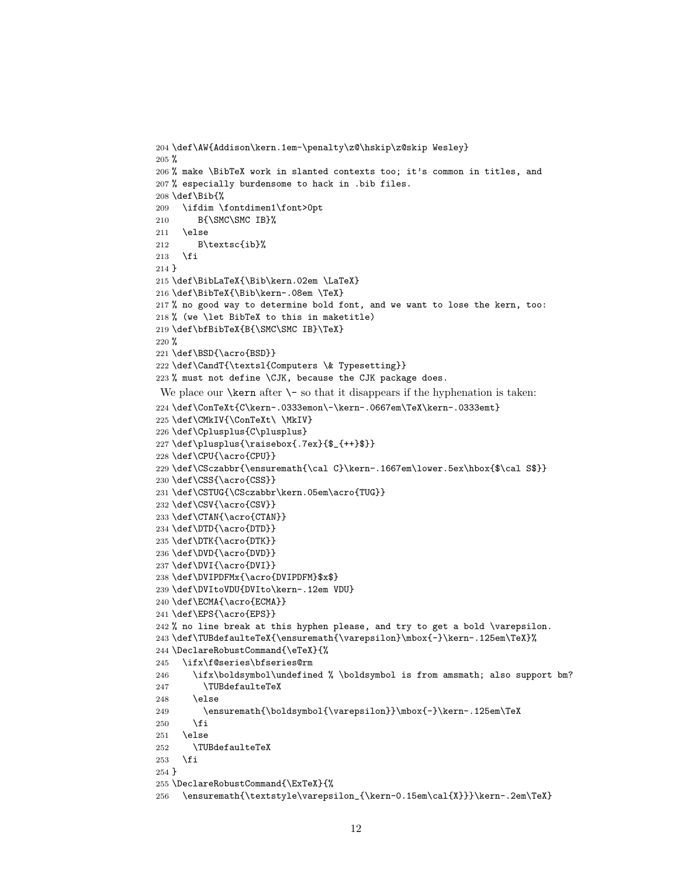```
204 \def\AW{Addison\kern.1em-\penalty\z@\hskip\z@skip Wesley}
205 %
206 % make \BibTeX work in slanted contexts too; it's common in titles, and
207 % especially burdensome to hack in .bib files.
208 \def\Bib{%
209   \ifdim \fontdimen1\font>0pt
210     B{\SMC\SMC IB}%
211   \else
212     B\textsc{ib}%
213   \fi
214 }
215 \def\BibLaTeX{\Bib\kern.02em \LaTeX}
216 \def\BibTeX{\Bib\kern-.08em \TeX}
217 % no good way to determine bold font, and we want to lose the kern, too:
218 % (we \let BibTeX to this in maketitle)
219 \def\bfBibTeX{B{\SMC\SMC IB}\TeX}
220 %
221 \def\BSD{\acro{BSD}}
222 \def\CandT{\textsl{Computers \& Typesetting}}
223 % must not define \CJK, because the CJK package does.
```

We place our `\kern` after `\-` so that it disappears if the hyphenation is taken:

```
224 \def\ConTeXt{C\kern-.0333emon\-\kern-.0667em\TeX\kern-.0333emt}
225 \def\CMkIV{\ConTeXt\ \MkIV}
226 \def\Cplusplus{C\plusplus}
227 \def\plusplus{\raisebox{.7ex}{$_{++}$}}
228 \def\CPU{\acro{CPU}}
229 \def\CSczabbr{\ensuremath{\cal C}\kern-.1667em\lower.5ex\hbox{$\cal S$}}
230 \def\CSS{\acro{CSS}}
231 \def\CSTUG{\CSczabbr\kern.05em\acro{TUG}}
232 \def\CSV{\acro{CSV}}
233 \def\CTAN{\acro{CTAN}}
234 \def\DTD{\acro{DTD}}
235 \def\DTK{\acro{DTK}}
236 \def\DVD{\acro{DVD}}
237 \def\DVI{\acro{DVI}}
238 \def\DVIPDFMx{\acro{DVIPDFM}$x$}
239 \def\DVItoVDU{DVIto\kern-.12em VDU}
240 \def\ECMA{\acro{ECMA}}
241 \def\EPS{\acro{EPS}}
242 % no line break at this hyphen please, and try to get a bold \varepsilon.
243 \def\TUBdefaulteTeX{\ensuremath{\varepsilon}\mbox{-}\kern-.125em\TeX}%
244 \DeclareRobustCommand{\eTeX}{%
245   \ifx\f@series\bfseries@rm
246     \ifx\boldsymbol\undefined % \boldsymbol is from amsmath; also support bm?
247       \TUBdefaulteTeX
248     \else
249       \ensuremath{\boldsymbol{\varepsilon}}\mbox{-}\kern-.125em\TeX
250     \fi
251   \else
252     \TUBdefaulteTeX
253   \fi
254 }
255 \DeclareRobustCommand{\ExTeX}{%
256   \ensuremath{\textstyle\varepsilon_{\kern-0.15em\cal{X}}}\kern-.2em\TeX}
```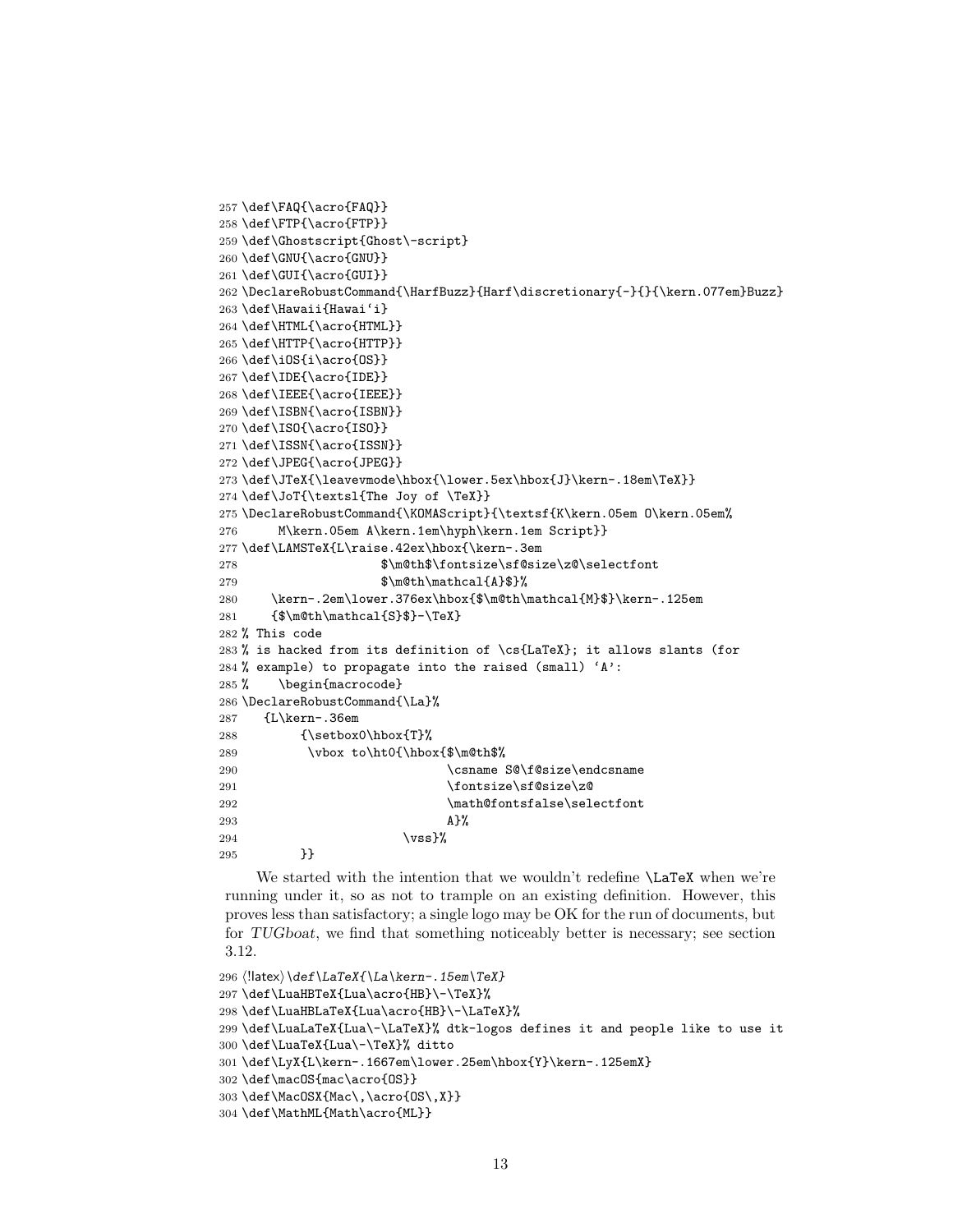```
257 \def\FAQ{\acro{FAQ}}
258 \def\FTP{\acro{FTP}}
259 \def\Ghostscript{Ghost\-script}
260 \def\GNU{\acro{GNU}}
261 \def\GUI{\acro{GUI}}
262 \DeclareRobustCommand{\HarfBuzz}{Harf\discretionary{-}{}{\kern.077em}Buzz}
263 \def\Hawaii{Hawai‘i}
264 \def\HTML{\acro{HTML}}
265 \def\HTTP{\acro{HTTP}}
266 \def\iOS{i\acro{OS}}
267 \def\IDE{\acro{IDE}}
268 \def\IEEE{\acro{IEEE}}
269 \def\ISBN{\acro{ISBN}}
270 \def\ISO{\acro{ISO}}
271 \def\ISSN{\acro{ISSN}}
272 \def\JPEG{\acro{JPEG}}
273 \def\JTeX{\leavevmode\hbox{\lower.5ex\hbox{J}\kern-.18em\TeX}}
274 \def\JoT{\textsl{The Joy of \TeX}}
275 \DeclareRobustCommand{\KOMAScript}{\textsf{K\kern.05em O\kern.05em%
276      M\kern.05em A\kern.1em\hyph\kern.1em Script}}
277 \def\LAMSTeX{L\raise.42ex\hbox{\kern-.3em
278                    $\m@th$\fontsize\sf@size\z@\selectfont
279                    $\m@th\mathcal{A}$}%
280     \kern-.2em\lower.376ex\hbox{$\m@th\mathcal{M}$}\kern-.125em
281     {$\m@th\mathcal{S}$}-\TeX}
282 % This code
283 % is hacked from its definition of \cs{LaTeX}; it allows slants (for
284 % example) to propagate into the raised (small) ‘A’:
285 %    \begin{macrocode}
286 \DeclareRobustCommand{\La}%
287    {L\kern-.36em
288         {\setbox0\hbox{T}%
289          \vbox to\ht0{\hbox{$\m@th$%
290                             \csname S@\f@size\endcsname
291                             \fontsize\sf@size\z@
292                             \math@fontsfalse\selectfont
293                             A}%
294                       \vss}%
295         }}
```

We started with the intention that we wouldn't redefine `\LaTeX` when we're running under it, so as not to trample on an existing definition. However, this proves less than satisfactory; a single logo may be OK for the run of documents, but for *TUGboat*, we find that something noticeably better is necessary; see section 3.12.

```
296 ⟨!latex⟩\def\LaTeX{\La\kern-.15em\TeX}
297 \def\LuaHBTeX{Lua\acro{HB}\-\TeX}%
298 \def\LuaHBLaTeX{Lua\acro{HB}\-\LaTeX}%
299 \def\LuaLaTeX{Lua\-\LaTeX}% dtk-logos defines it and people like to use it
300 \def\LuaTeX{Lua\-\TeX}% ditto
301 \def\LyX{L\kern-.1667em\lower.25em\hbox{Y}\kern-.125emX}
302 \def\macOS{mac\acro{OS}}
303 \def\MacOSX{Mac\,\acro{OS\,X}}
304 \def\MathML{Math\acro{ML}}
```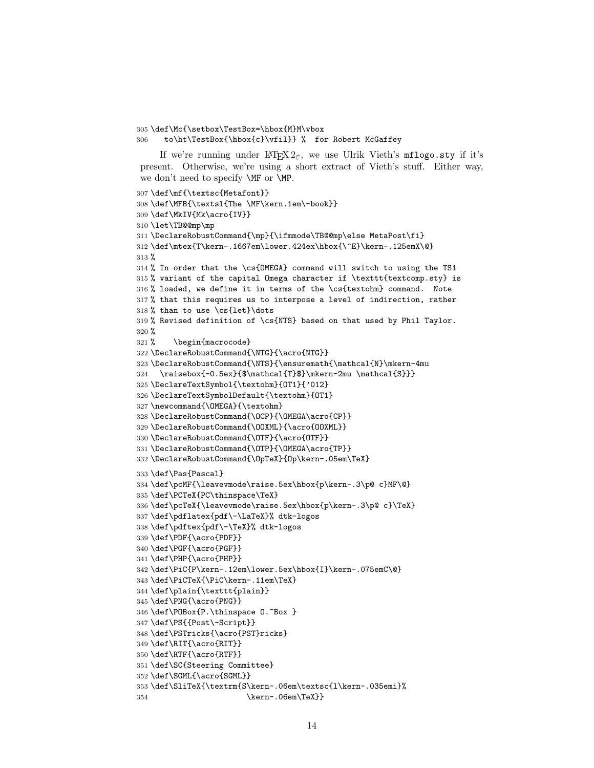```
305 \def\Mc{\setbox\TestBox=\hbox{M}M\vbox
306    to\ht\TestBox{\hbox{c}\vfil}} %  for Robert McGaffey
```

If we're running under $\LaTeX 2_\varepsilon$, we use Ulrik Vieth's `mflogo.sty` if it's present. Otherwise, we're using a short extract of Vieth's stuff. Either way, we don't need to specify `\MF` or `\MP`.

```
307 \def\mf{\textsc{Metafont}}
308 \def\MFB{\textsl{The \MF\kern.1em\-book}}
309 \def\MkIV{Mk\acro{IV}}
310 \let\TB@@mp\mp
311 \DeclareRobustCommand{\mp}{\ifmmode\TB@@mp\else MetaPost\fi}
312 \def\mtex{T\kern-.1667em\lower.424ex\hbox{\^E}\kern-.125emX\@}
313 %
314 % In order that the \cs{OMEGA} command will switch to using the TS1
315 % variant of the capital Omega character if \texttt{textcomp.sty} is
316 % loaded, we define it in terms of the \cs{textohm} command.  Note
317 % that this requires us to interpose a level of indirection, rather
318 % than to use \cs{let}\dots
319 % Revised definition of \cs{NTS} based on that used by Phil Taylor.
320 %
321 %    \begin{macrocode}
322 \DeclareRobustCommand{\NTG}{\acro{NTG}}
323 \DeclareRobustCommand{\NTS}{\ensuremath{\mathcal{N}\mkern-4mu
324   \raisebox{-0.5ex}{$\mathcal{T}$}\mkern-2mu \mathcal{S}}}
325 \DeclareTextSymbol{\textohm}{OT1}{'012}
326 \DeclareTextSymbolDefault{\textohm}{OT1}
327 \newcommand{\OMEGA}{\textohm}
328 \DeclareRobustCommand{\OCP}{\OMEGA\acro{CP}}
329 \DeclareRobustCommand{\OOXML}{\acro{OOXML}}
330 \DeclareRobustCommand{\OTF}{\acro{OTF}}
331 \DeclareRobustCommand{\OTP}{\OMEGA\acro{TP}}
332 \DeclareRobustCommand{\OpTeX}{Op\kern-.05em\TeX}
333 \def\Pas{Pascal}
334 \def\pcMF{\leavevmode\raise.5ex\hbox{p\kern-.3\p@ c}MF\@}
335 \def\PCTeX{PC\thinspace\TeX}
336 \def\pcTeX{\leavevmode\raise.5ex\hbox{p\kern-.3\p@ c}\TeX}
337 \def\pdflatex{pdf\-\LaTeX}% dtk-logos
338 \def\pdftex{pdf\-\TeX}% dtk-logos
339 \def\PDF{\acro{PDF}}
340 \def\PGF{\acro{PGF}}
341 \def\PHP{\acro{PHP}}
342 \def\PiC{P\kern-.12em\lower.5ex\hbox{I}\kern-.075emC\@}
343 \def\PiCTeX{\PiC\kern-.11em\TeX}
344 \def\plain{\texttt{plain}}
345 \def\PNG{\acro{PNG}}
346 \def\POBox{P.\thinspace O.~Box }
347 \def\PS{{Post\-Script}}
348 \def\PSTricks{\acro{PST}ricks}
349 \def\RIT{\acro{RIT}}
350 \def\RTF{\acro{RTF}}
351 \def\SC{Steering Committee}
352 \def\SGML{\acro{SGML}}
353 \def\SliTeX{\textrm{S\kern-.06em\textsc{l\kern-.035emi}%
354                      \kern-.06em\TeX}}
```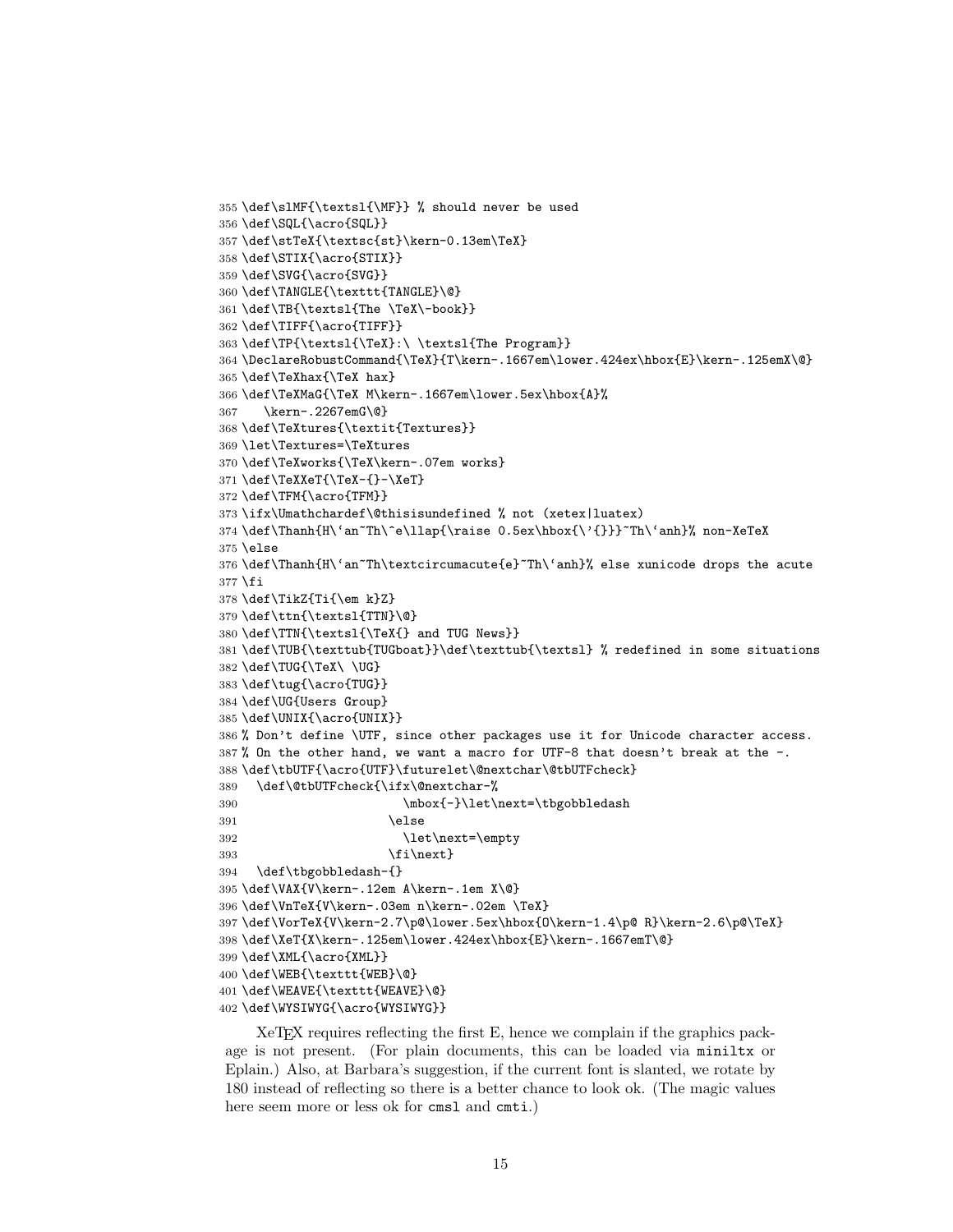```
355 \def\slMF{\textsl{\MF}} % should never be used
356 \def\SQL{\acro{SQL}}
357 \def\stTeX{\textsc{st}\kern-0.13em\TeX}
358 \def\STIX{\acro{STIX}}
359 \def\SVG{\acro{SVG}}
360 \def\TANGLE{\texttt{TANGLE}\@}
361 \def\TB{\textsl{The \TeX\-book}}
362 \def\TIFF{\acro{TIFF}}
363 \def\TP{\textsl{\TeX}:\ \textsl{The Program}}
364 \DeclareRobustCommand{\TeX}{T\kern-.1667em\lower.424ex\hbox{E}\kern-.125emX\@}
365 \def\TeXhax{\TeX hax}
366 \def\TeXMaG{\TeX M\kern-.1667em\lower.5ex\hbox{A}%
367    \kern-.2267emG\@}
368 \def\TeXtures{\textit{Textures}}
369 \let\Textures=\TeXtures
370 \def\TeXworks{\TeX\kern-.07em works}
371 \def\TeXXeT{\TeX-{}-\XeT}
372 \def\TFM{\acro{TFM}}
373 \ifx\Umathchardef\@thisisundefined % not (xetex|luatex)
374 \def\Thanh{H\`an~Th\^e\llap{\raise 0.5ex\hbox{\'{}}}~Th\`anh}% non-XeTeX
375 \else
376 \def\Thanh{H\`an~Th\textcircumacute{e}~Th\`anh}% else xunicode drops the acute
377 \fi
378 \def\TikZ{Ti{\em k}Z}
379 \def\ttn{\textsl{TTN}\@}
380 \def\TTN{\textsl{\TeX{} and TUG News}}
381 \def\TUB{\texttub{TUGboat}}\def\texttub{\textsl} % redefined in some situations
382 \def\TUG{\TeX\ \UG}
383 \def\tug{\acro{TUG}}
384 \def\UG{Users Group}
385 \def\UNIX{\acro{UNIX}}
386 % Don't define \UTF, since other packages use it for Unicode character access.
387 % On the other hand, we want a macro for UTF-8 that doesn't break at the -.
388 \def\tbUTF{\acro{UTF}\futurelet\@nextchar\@tbUTFcheck}
389   \def\@tbUTFcheck{\ifx\@nextchar-%
390                       \mbox{-}\let\next=\tbgobbledash
391                     \else
392                       \let\next=\empty
393                     \fi\next}
394   \def\tbgobbledash-{}
395 \def\VAX{V\kern-.12em A\kern-.1em X\@}
396 \def\VnTeX{V\kern-.03em n\kern-.02em \TeX}
397 \def\VorTeX{V\kern-2.7\p@\lower.5ex\hbox{O\kern-1.4\p@ R}\kern-2.6\p@\TeX}
398 \def\XeT{X\kern-.125em\lower.424ex\hbox{E}\kern-.1667emT\@}
399 \def\XML{\acro{XML}}
400 \def\WEB{\texttt{WEB}\@}
401 \def\WEAVE{\texttt{WEAVE}\@}
402 \def\WYSIWYG{\acro{WYSIWYG}}
```

XeTEX requires reflecting the first E, hence we complain if the graphics package is not present. (For plain documents, this can be loaded via `miniltx` or Eplain.) Also, at Barbara's suggestion, if the current font is slanted, we rotate by 180 instead of reflecting so there is a better chance to look ok. (The magic values here seem more or less ok for `cmsl` and `cmti`.)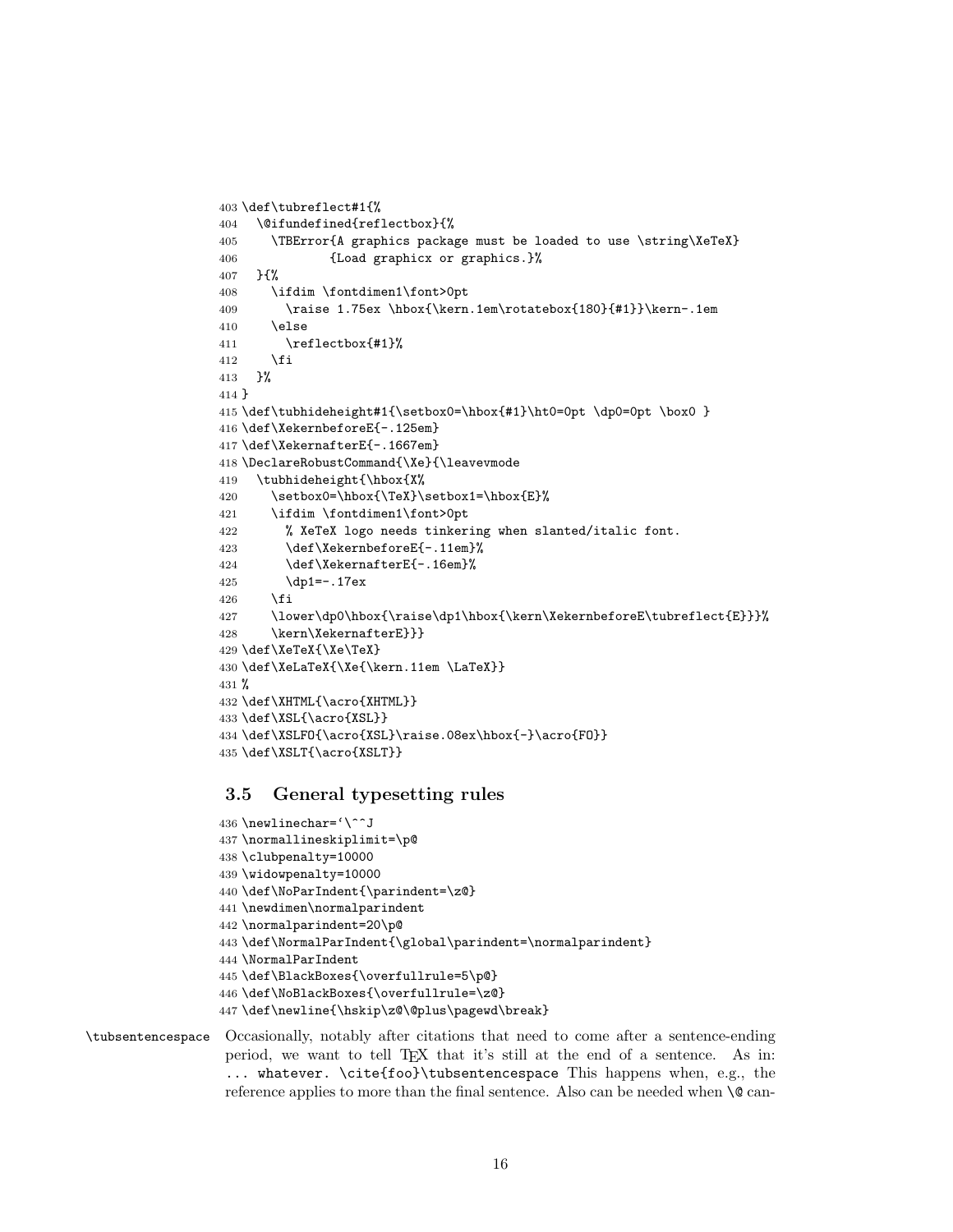```
403 \def\tubreflect#1{%
404   \@ifundefined{reflectbox}{%
405     \TBError{A graphics package must be loaded to use \string\XeTeX}
406             {Load graphicx or graphics.}%
407   }{%
408     \ifdim \fontdimen1\font>0pt
409       \raise 1.75ex \hbox{\kern.1em\rotatebox{180}{#1}}\kern-.1em
410     \else
411       \reflectbox{#1}%
412     \fi
413   }%
414 }
415 \def\tubhideheight#1{\setbox0=\hbox{#1}\ht0=0pt \dp0=0pt \box0 }
416 \def\XekernbeforeE{-.125em}
417 \def\XekernafterE{-.1667em}
418 \DeclareRobustCommand{\Xe}{\leavevmode
419   \tubhideheight{\hbox{X%
420     \setbox0=\hbox{\TeX}\setbox1=\hbox{E}%
421     \ifdim \fontdimen1\font>0pt
422       % XeTeX logo needs tinkering when slanted/italic font.
423       \def\XekernbeforeE{-.11em}%
424       \def\XekernafterE{-.16em}%
425       \dp1=-.17ex
426     \fi
427     \lower\dp0\hbox{\raise\dp1\hbox{\kern\XekernbeforeE\tubreflect{E}}}%
428     \kern\XekernafterE}}}
429 \def\XeTeX{\Xe\TeX}
430 \def\XeLaTeX{\Xe{\kern.11em \LaTeX}}
431 %
432 \def\XHTML{\acro{XHTML}}
433 \def\XSL{\acro{XSL}}
434 \def\XSLFO{\acro{XSL}\raise.08ex\hbox{-}\acro{FO}}
435 \def\XSLT{\acro{XSLT}}
```

### 3.5 General typesetting rules

```
436 \newlinechar=`\^^J
437 \normallineskiplimit=\p@
438 \clubpenalty=10000
439 \widowpenalty=10000
440 \def\NoParIndent{\parindent=\z@}
441 \newdimen\normalparindent
442 \normalparindent=20\p@
443 \def\NormalParIndent{\global\parindent=\normalparindent}
444 \NormalParIndent
445 \def\BlackBoxes{\overfullrule=5\p@}
446 \def\NoBlackBoxes{\overfullrule=\z@}
447 \def\newline{\hskip\z@\@plus\pagewd\break}
```

`\tubsentencespace` Occasionally, notably after citations that need to come after a sentence-ending period, we want to tell TEX that it's still at the end of a sentence. As in: `... whatever. \cite{foo}\tubsentencespace` This happens when, e.g., the reference applies to more than the final sentence. Also can be needed when `\@` can-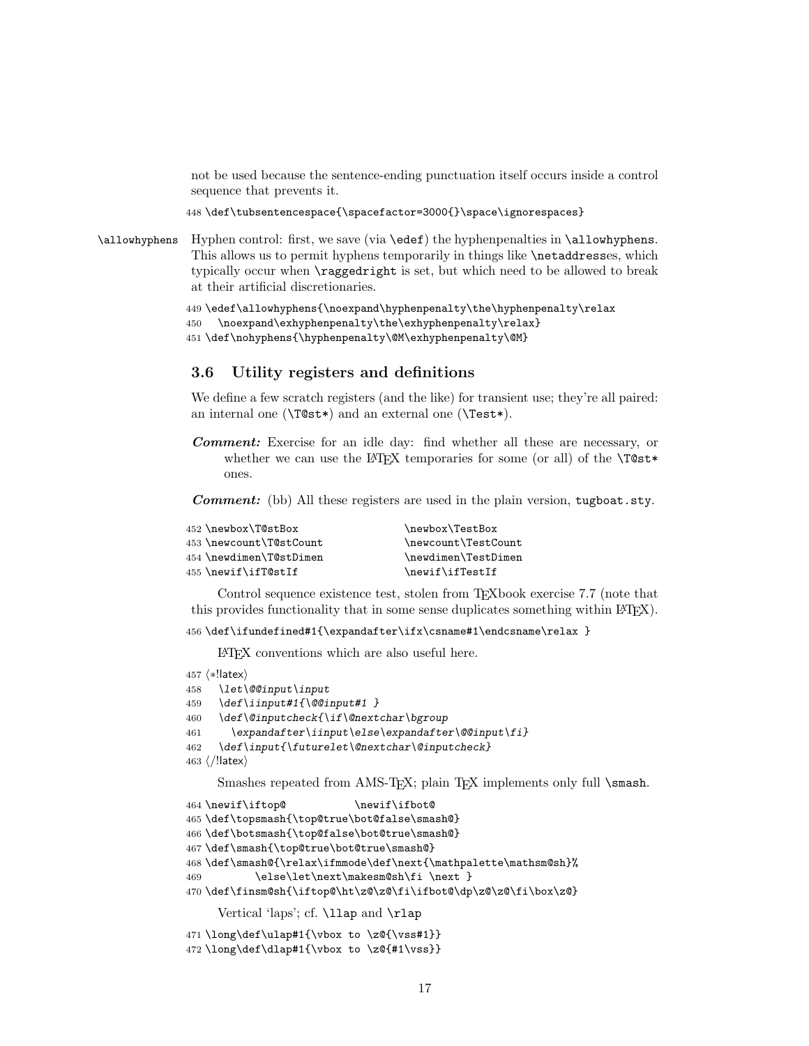not be used because the sentence-ending punctuation itself occurs inside a control sequence that prevents it.

```
448 \def\tubsentencespace{\spacefactor=3000{}\space\ignorespaces}
```

`\allowhyphens` Hyphen control: first, we save (via `\edef`) the hyphenpenalties in `\allowhyphens`. This allows us to permit hyphens temporarily in things like `\netaddress`es, which typically occur when `\raggedright` is set, but which need to be allowed to break at their artificial discretionaries.

```
449 \edef\allowhyphens{\noexpand\hyphenpenalty\the\hyphenpenalty\relax
450   \noexpand\exhyphenpenalty\the\exhyphenpenalty\relax}
451 \def\nohyphens{\hyphenpenalty\@M\exhyphenpenalty\@M}
```

### 3.6 Utility registers and definitions

We define a few scratch registers (and the like) for transient use; they're all paired: an internal one (`\T@st*`) and an external one (`\Test*`).

***Comment:*** Exercise for an idle day: find whether all these are necessary, or whether we can use the LaTeX temporaries for some (or all) of the `\T@st*` ones.

***Comment:*** (bb) All these registers are used in the plain version, `tugboat.sty`.

```
452 \newbox\T@stBox                \newbox\TestBox
453 \newcount\T@stCount            \newcount\TestCount
454 \newdimen\T@stDimen            \newdimen\TestDimen
455 \newif\ifT@stIf                \newif\ifTestIf
```

Control sequence existence test, stolen from TeXbook exercise 7.7 (note that this provides functionality that in some sense duplicates something within LaTeX).

```
456 \def\ifundefined#1{\expandafter\ifx\csname#1\endcsname\relax }
```

LaTeX conventions which are also useful here.

```
457 <*!latex>
458   \let\@@input\input
459   \def\iinput#1{\@@input#1 }
460   \def\@inputcheck{\if\@nextchar\bgroup
461     \expandafter\iinput\else\expandafter\@@input\fi}
462   \def\input{\futurelet\@nextchar\@inputcheck}
463 </!latex>
```

Smashes repeated from AMS-TeX; plain TeX implements only full `\smash`.

```
464 \newif\iftop@           \newif\ifbot@
465 \def\topsmash{\top@true\bot@false\smash@}
466 \def\botsmash{\top@false\bot@true\smash@}
467 \def\smash{\top@true\bot@true\smash@}
468 \def\smash@{\relax\ifmmode\def\next{\mathpalette\mathsm@sh}%
469         \else\let\next\makesm@sh\fi \next }
470 \def\finsm@sh{\iftop@\ht\z@\z@\fi\ifbot@\dp\z@\z@\fi\box\z@}
```

Vertical 'laps'; cf. `\llap` and `\rlap`

```
471 \long\def\ulap#1{\vbox to \z@{\vss#1}}
472 \long\def\dlap#1{\vbox to \z@{#1\vss}}
```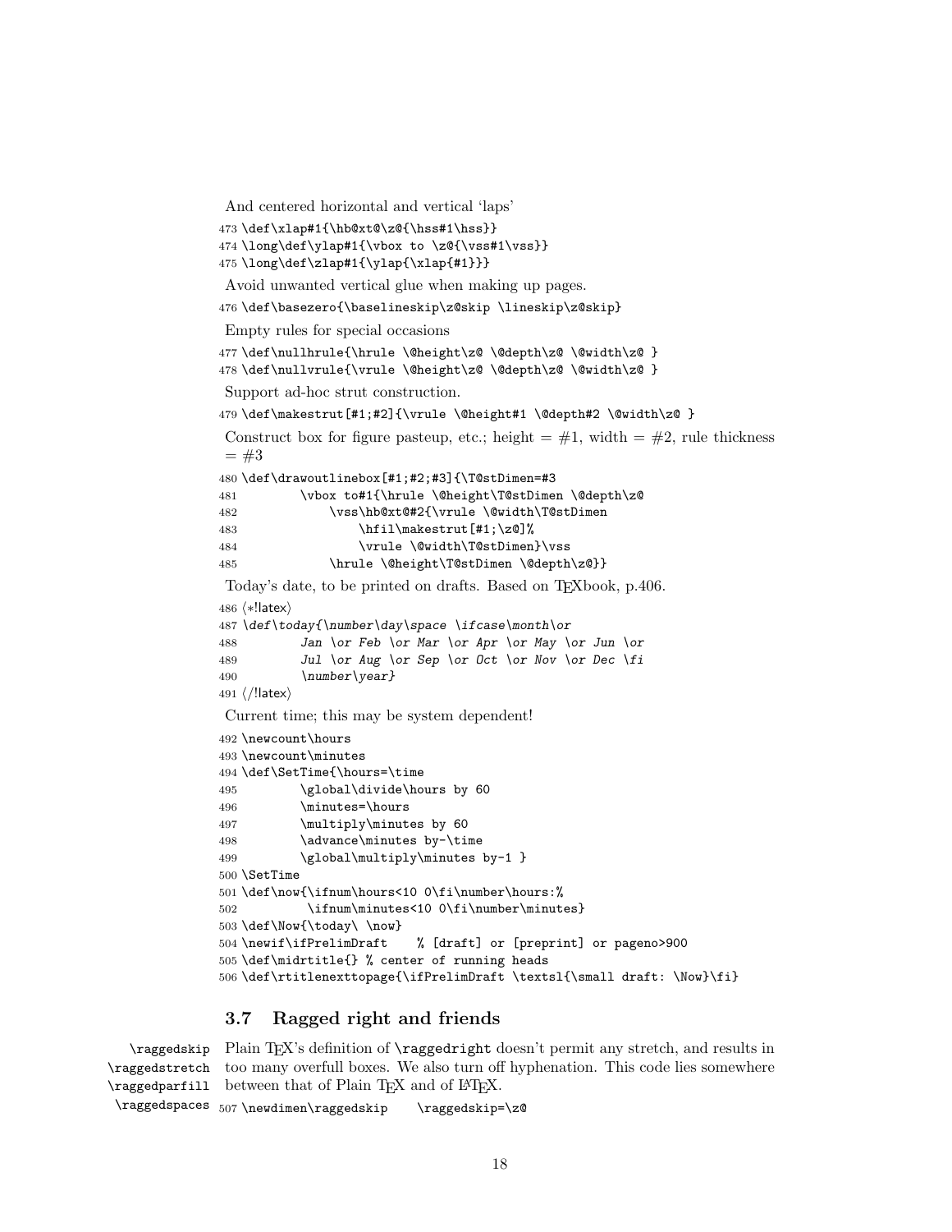And centered horizontal and vertical 'laps'

```
473 \def\xlap#1{\hb@xt@\z@{\hss#1\hss}}
474 \long\def\ylap#1{\vbox to \z@{\vss#1\vss}}
475 \long\def\zlap#1{\ylap{\xlap{#1}}}
```

Avoid unwanted vertical glue when making up pages.

```
476 \def\basezero{\baselineskip\z@skip \lineskip\z@skip}
```

Empty rules for special occasions

```
477 \def\nullhrule{\hrule \@height\z@ \@depth\z@ \@width\z@ }
478 \def\nullvrule{\vrule \@height\z@ \@depth\z@ \@width\z@ }
```

Support ad-hoc strut construction.

```
479 \def\makestrut[#1;#2]{\vrule \@height#1 \@depth#2 \@width\z@ }
```

Construct box for figure pasteup, etc.; height = #1, width = #2, rule thickness = #3

```
480 \def\drawoutlinebox[#1;#2;#3]{\T@stDimen=#3
481         \vbox to#1{\hrule \@height\T@stDimen \@depth\z@
482             \vss\hb@xt@#2{\vrule \@width\T@stDimen
483                 \hfil\makestrut[#1;\z@]%
484                 \vrule \@width\T@stDimen}\vss
485             \hrule \@height\T@stDimen \@depth\z@}}
```

Today's date, to be printed on drafts. Based on TEXbook, p.406.

```
486 ⟨*!latex⟩
487 \def\today{\number\day\space \ifcase\month\or
488         Jan \or Feb \or Mar \or Apr \or May \or Jun \or
489         Jul \or Aug \or Sep \or Oct \or Nov \or Dec \fi
490         \number\year}
491 ⟨/!latex⟩
```

Current time; this may be system dependent!

```
492 \newcount\hours
493 \newcount\minutes
494 \def\SetTime{\hours=\time
495         \global\divide\hours by 60
496         \minutes=\hours
497         \multiply\minutes by 60
498         \advance\minutes by-\time
499         \global\multiply\minutes by-1 }
500 \SetTime
501 \def\now{\ifnum\hours<10 0\fi\number\hours:%
502          \ifnum\minutes<10 0\fi\number\minutes}
503 \def\Now{\today\ \now}
504 \newif\ifPrelimDraft    % [draft] or [preprint] or pageno>900
505 \def\midrtitle{} % center of running heads
506 \def\rtitlenexttopage{\ifPrelimDraft \textsl{\small draft: \Now}\fi}
```

### 3.7 Ragged right and friends

\raggedskip \raggedstretch \raggedparfill \raggedspaces

Plain TEX's definition of \raggedright doesn't permit any stretch, and results in too many overfull boxes. We also turn off hyphenation. This code lies somewhere between that of Plain TEX and of LATEX.

```
507 \newdimen\raggedskip    \raggedskip=\z@
```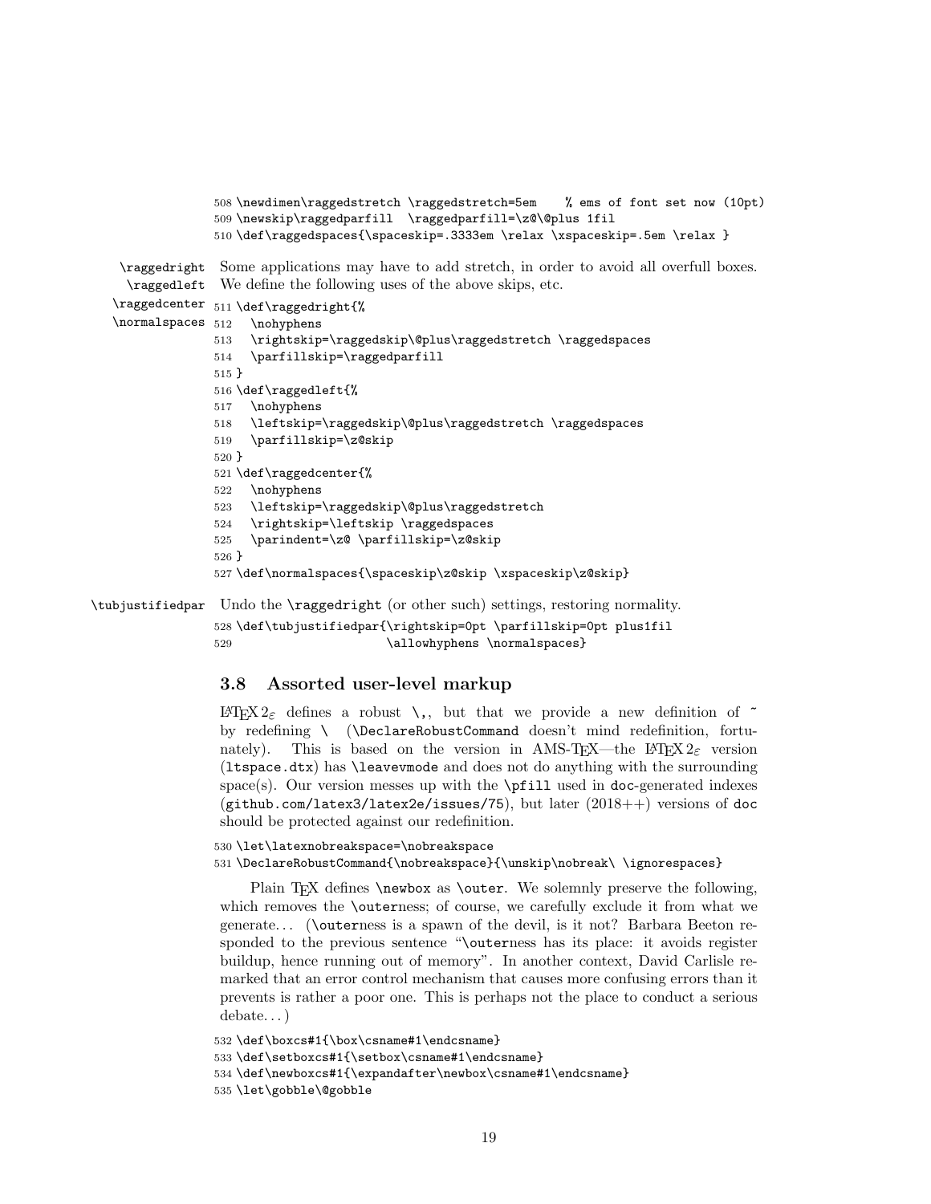```
508 \newdimen\raggedstretch \raggedstretch=5em    % ems of font set now (10pt)
509 \newskip\raggedparfill  \raggedparfill=\z@\@plus 1fil
510 \def\raggedspaces{\spaceskip=.3333em \relax \xspaceskip=.5em \relax }
```

\raggedright \raggedleft \raggedcenter \normalspaces

Some applications may have to add stretch, in order to avoid all overfull boxes. We define the following uses of the above skips, etc.

```
511 \def\raggedright{%
512   \nohyphens
513   \rightskip=\raggedskip\@plus\raggedstretch \raggedspaces
514   \parfillskip=\raggedparfill
515 }
516 \def\raggedleft{%
517   \nohyphens
518   \leftskip=\raggedskip\@plus\raggedstretch \raggedspaces
519   \parfillskip=\z@skip
520 }
521 \def\raggedcenter{%
522   \nohyphens
523   \leftskip=\raggedskip\@plus\raggedstretch
524   \rightskip=\leftskip \raggedspaces
525   \parindent=\z@ \parfillskip=\z@skip
526 }
527 \def\normalspaces{\spaceskip\z@skip \xspaceskip\z@skip}
```

\tubjustifiedpar

Undo the \raggedright (or other such) settings, restoring normality.

```
528 \def\tubjustifiedpar{\rightskip=0pt \parfillskip=0pt plus1fil
529                      \allowhyphens \normalspaces}
```

### 3.8 Assorted user-level markup

LaTeX 2ε defines a robust `\,`, but that we provide a new definition of `~` by redefining `\ ` (\DeclareRobustCommand doesn't mind redefinition, fortunately). This is based on the version in AMS-TeX—the LaTeX 2ε version (ltspace.dtx) has \leavevmode and does not do anything with the surrounding space(s). Our version messes up with the \pfill used in doc-generated indexes (github.com/latex3/latex2e/issues/75), but later (2018++) versions of doc should be protected against our redefinition.

```
530 \let\latexnobreakspace=\nobreakspace
531 \DeclareRobustCommand{\nobreakspace}{\unskip\nobreak\ \ignorespaces}
```

Plain TeX defines \newbox as \outer. We solemnly preserve the following, which removes the \outerness; of course, we carefully exclude it from what we generate… (\outerness is a spawn of the devil, is it not? Barbara Beeton responded to the previous sentence "\outerness has its place: it avoids register buildup, hence running out of memory". In another context, David Carlisle remarked that an error control mechanism that causes more confusing errors than it prevents is rather a poor one. This is perhaps not the place to conduct a serious debate…)

```
532 \def\boxcs#1{\box\csname#1\endcsname}
533 \def\setboxcs#1{\setbox\csname#1\endcsname}
534 \def\newboxcs#1{\expandafter\newbox\csname#1\endcsname}
535 \let\gobble\@gobble
```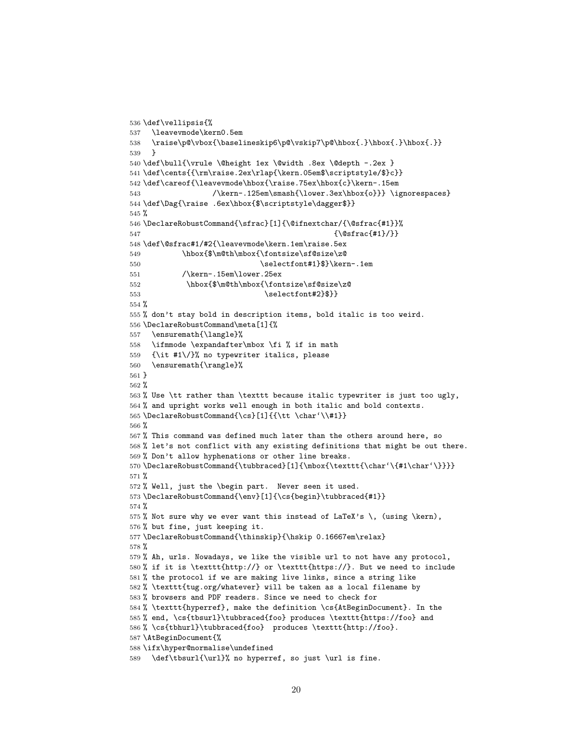```
536 \def\vellipsis{%
537   \leavevmode\kern0.5em
538   \raise\p@\vbox{\baselineskip6\p@\vskip7\p@\hbox{.}\hbox{.}\hbox{.}}
539   }
540 \def\bull{\vrule \@height 1ex \@width .8ex \@depth -.2ex }
541 \def\cents{{\rm\raise.2ex\rlap{\kern.05em$\scriptstyle/$}c}}
542 \def\careof{\leavevmode\hbox{\raise.75ex\hbox{c}\kern-.15em
543                 /\kern-.125em\smash{\lower.3ex\hbox{o}}} \ignorespaces}
544 \def\Dag{\raise .6ex\hbox{$\scriptstyle\dagger$}}
545 %
546 \DeclareRobustCommand{\sfrac}[1]{\@ifnextchar/{\@sfrac{#1}}%
547                                              {\@sfrac{#1}/}}
548 \def\@sfrac#1/#2{\leavevmode\kern.1em\raise.5ex
549          \hbox{$\m@th\mbox{\fontsize\sf@size\z@
550                            \selectfont#1}$}\kern-.1em
551          /\kern-.15em\lower.25ex
552           \hbox{$\m@th\mbox{\fontsize\sf@size\z@
553                             \selectfont#2}$}}
554 %
555 % don't stay bold in description items, bold italic is too weird.
556 \DeclareRobustCommand\meta[1]{%
557   \ensuremath{\langle}%
558   \ifmmode \expandafter\mbox \fi % if in math
559   {\it #1\/}% no typewriter italics, please
560   \ensuremath{\rangle}%
561 }
562 %
563 % Use \tt rather than \texttt because italic typewriter is just too ugly,
564 % and upright works well enough in both italic and bold contexts.
565 \DeclareRobustCommand{\cs}[1]{{\tt \char`\\#1}}
566 %
567 % This command was defined much later than the others around here, so
568 % let's not conflict with any existing definitions that might be out there.
569 % Don't allow hyphenations or other line breaks.
570 \DeclareRobustCommand{\tubbraced}[1]{\mbox{\texttt{\char`\{#1\char`\}}}}
571 %
572 % Well, just the \begin part.  Never seen it used.
573 \DeclareRobustCommand{\env}[1]{\cs{begin}\tubbraced{#1}}
574 %
575 % Not sure why we ever want this instead of LaTeX's \, (using \kern),
576 % but fine, just keeping it.
577 \DeclareRobustCommand{\thinskip}{\hskip 0.16667em\relax}
578 %
579 % Ah, urls. Nowadays, we like the visible url to not have any protocol,
580 % if it is \texttt{http://} or \texttt{https://}. But we need to include
581 % the protocol if we are making live links, since a string like
582 % \texttt{tug.org/whatever} will be taken as a local filename by
583 % browsers and PDF readers. Since we need to check for
584 % \texttt{hyperref}, make the definition \cs{AtBeginDocument}. In the
585 % end, \cs{tbsurl}\tubbraced{foo} produces \texttt{https://foo} and
586 % \cs{tbhurl}\tubbraced{foo}  produces \texttt{http://foo}.
587 \AtBeginDocument{%
588 \ifx\hyper@normalise\undefined
589   \def\tbsurl{\url}% no hyperref, so just \url is fine.
```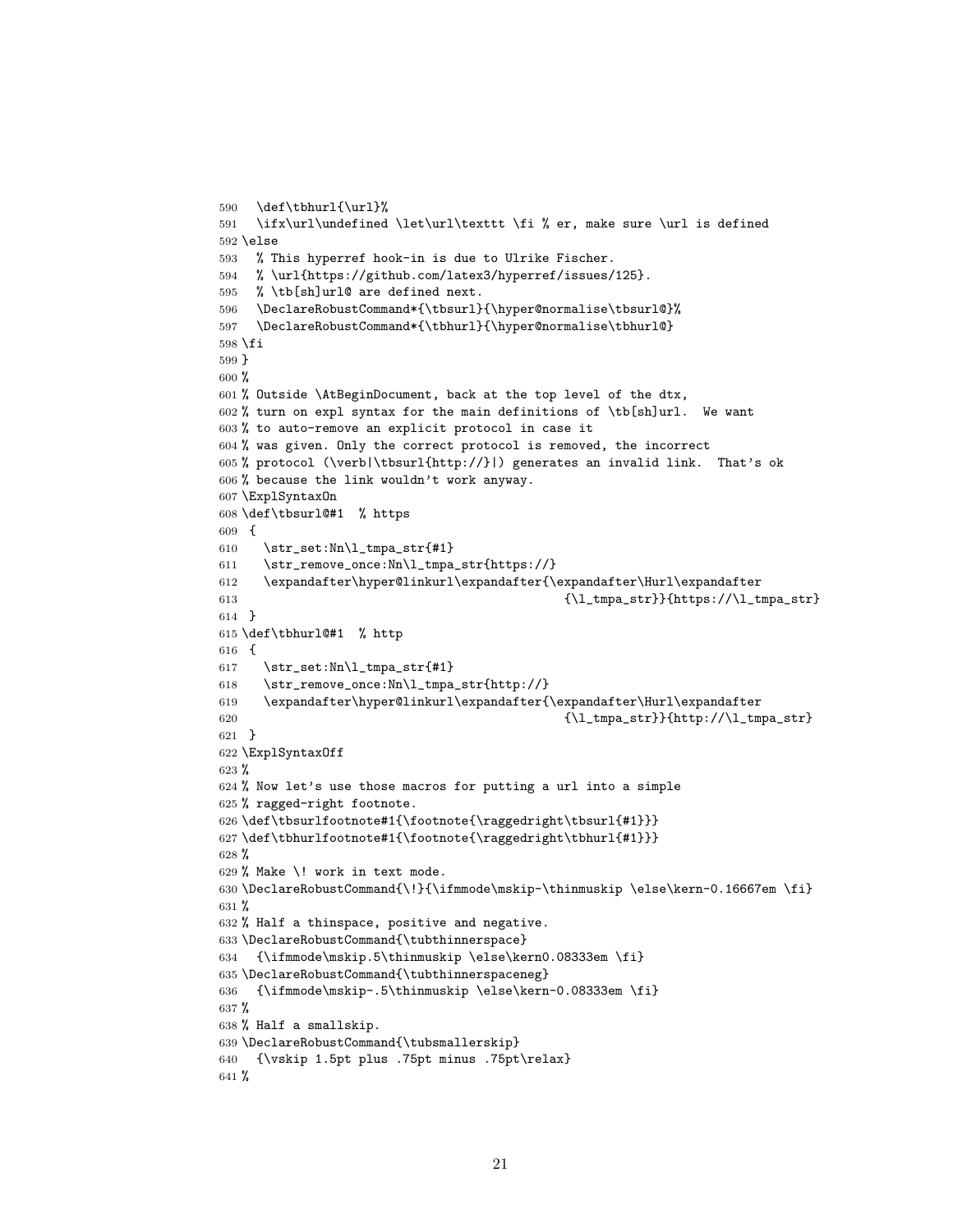```
590   \def\tbhurl{\url}%
591   \ifx\url\undefined \let\url\texttt \fi % er, make sure \url is defined
592 \else
593   % This hyperref hook-in is due to Ulrike Fischer.
594   % \url{https://github.com/latex3/hyperref/issues/125}.
595   % \tb[sh]url@ are defined next.
596   \DeclareRobustCommand*{\tbsurl}{\hyper@normalise\tbsurl@}%
597   \DeclareRobustCommand*{\tbhurl}{\hyper@normalise\tbhurl@}
598 \fi
599 }
600 %
601 % Outside \AtBeginDocument, back at the top level of the dtx,
602 % turn on expl syntax for the main definitions of \tb[sh]url.  We want
603 % to auto-remove an explicit protocol in case it
604 % was given. Only the correct protocol is removed, the incorrect
605 % protocol (\verb|\tbsurl{http://}|) generates an invalid link.  That's ok
606 % because the link wouldn't work anyway.
607 \ExplSyntaxOn
608 \def\tbsurl@#1  % https
609  {
610    \str_set:Nn\l_tmpa_str{#1}
611    \str_remove_once:Nn\l_tmpa_str{https://}
612    \expandafter\hyper@linkurl\expandafter{\expandafter\Hurl\expandafter
613                                            {\l_tmpa_str}}{https://\l_tmpa_str}
614  }
615 \def\tbhurl@#1  % http
616  {
617    \str_set:Nn\l_tmpa_str{#1}
618    \str_remove_once:Nn\l_tmpa_str{http://}
619    \expandafter\hyper@linkurl\expandafter{\expandafter\Hurl\expandafter
620                                            {\l_tmpa_str}}{http://\l_tmpa_str}
621  }
622 \ExplSyntaxOff
623 %
624 % Now let's use those macros for putting a url into a simple
625 % ragged-right footnote.
626 \def\tbsurlfootnote#1{\footnote{\raggedright\tbsurl{#1}}}
627 \def\tbhurlfootnote#1{\footnote{\raggedright\tbhurl{#1}}}
628 %
629 % Make \! work in text mode.
630 \DeclareRobustCommand{\!}{\ifmmode\mskip-\thinmuskip \else\kern-0.16667em \fi}
631 %
632 % Half a thinspace, positive and negative.
633 \DeclareRobustCommand{\tubthinnerspace}
634   {\ifmmode\mskip.5\thinmuskip \else\kern0.08333em \fi}
635 \DeclareRobustCommand{\tubthinnerspaceneg}
636   {\ifmmode\mskip-.5\thinmuskip \else\kern-0.08333em \fi}
637 %
638 % Half a smallskip.
639 \DeclareRobustCommand{\tubsmallerskip}
640   {\vskip 1.5pt plus .75pt minus .75pt\relax}
641 %
```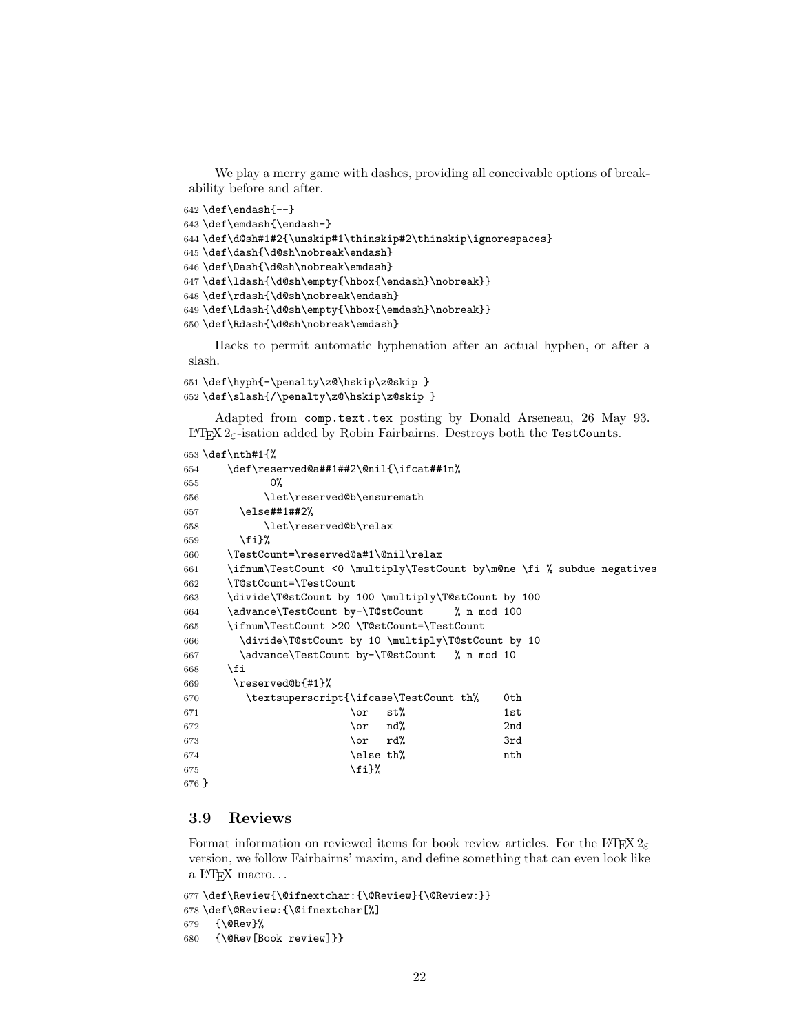We play a merry game with dashes, providing all conceivable options of breakability before and after.

```
642 \def\endash{--}
643 \def\emdash{\endash-}
644 \def\d@sh#1#2{\unskip#1\thinskip#2\thinskip\ignorespaces}
645 \def\dash{\d@sh\nobreak\endash}
646 \def\Dash{\d@sh\nobreak\emdash}
647 \def\ldash{\d@sh\empty{\hbox{\endash}\nobreak}}
648 \def\rdash{\d@sh\nobreak\endash}
649 \def\Ldash{\d@sh\empty{\hbox{\emdash}\nobreak}}
650 \def\Rdash{\d@sh\nobreak\emdash}
```

Hacks to permit automatic hyphenation after an actual hyphen, or after a slash.

```
651 \def\hyph{-\penalty\z@\hskip\z@skip }
652 \def\slash{/\penalty\z@\hskip\z@skip }
```

Adapted from `comp.text.tex` posting by Donald Arseneau, 26 May 93. LaTeX $2_\varepsilon$-isation added by Robin Fairbairns. Destroys both the `TestCount`s.

```
653 \def\nth#1{%
654     \def\reserved@a##1##2\@nil{\ifcat##1n%
655           0%
656           \let\reserved@b\ensuremath
657       \else##1##2%
658           \let\reserved@b\relax
659       \fi}%
660     \TestCount=\reserved@a#1\@nil\relax
661     \ifnum\TestCount <0 \multiply\TestCount by\m@ne \fi % subdue negatives
662     \T@stCount=\TestCount
663     \divide\T@stCount by 100 \multiply\T@stCount by 100
664     \advance\TestCount by-\T@stCount     % n mod 100
665     \ifnum\TestCount >20 \T@stCount=\TestCount
666       \divide\T@stCount by 10 \multiply\T@stCount by 10
667       \advance\TestCount by-\T@stCount   % n mod 10
668     \fi
669      \reserved@b{#1}%
670       \textsuperscript{\ifcase\TestCount th%    0th
671                       \or   st%               1st
672                       \or   nd%               2nd
673                       \or   rd%               3rd
674                       \else th%               nth
675                       \fi}%
676 }
```

### 3.9 Reviews

Format information on reviewed items for book review articles. For the LaTeX $2_\varepsilon$ version, we follow Fairbairns' maxim, and define something that can even look like a LaTeX macro…

```
677 \def\Review{\@ifnextchar:{\@Review}{\@Review:}}
678 \def\@Review:{\@ifnextchar[%]
679   {\@Rev}%
680   {\@Rev[Book review]}}
```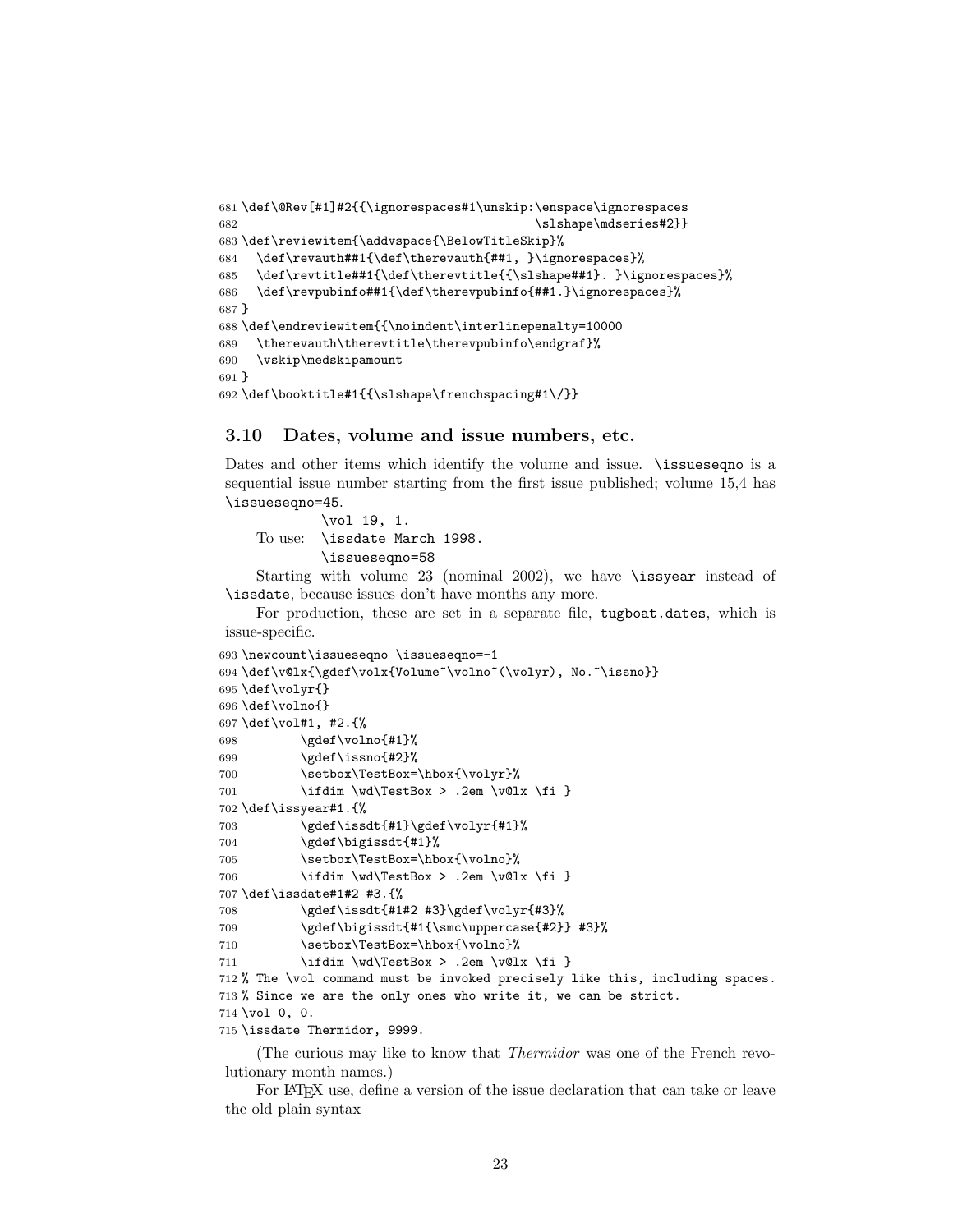```
681 \def\@Rev[#1]#2{{\ignorespaces#1\unskip:\enspace\ignorespaces
682                                     \slshape\mdseries#2}}
683 \def\reviewitem{\addvspace{\BelowTitleSkip}%
684   \def\revauth##1{\def\therevauth{##1, }\ignorespaces}%
685   \def\revtitle##1{\def\therevtitle{{\slshape##1}. }\ignorespaces}%
686   \def\revpubinfo##1{\def\therevpubinfo{##1.}\ignorespaces}%
687 }
688 \def\endreviewitem{{\noindent\interlinepenalty=10000
689   \therevauth\therevtitle\therevpubinfo\endgraf}%
690   \vskip\medskipamount
691 }
692 \def\booktitle#1{{\slshape\frenchspacing#1\/}}
```

### 3.10 Dates, volume and issue numbers, etc.

Dates and other items which identify the volume and issue. `\issueseqno` is a sequential issue number starting from the first issue published; volume 15,4 has `\issueseqno=45`.

To use:

```
\vol 19, 1.
\issdate March 1998.
\issueseqno=58
```

Starting with volume 23 (nominal 2002), we have `\issyear` instead of `\issdate`, because issues don't have months any more.

For production, these are set in a separate file, `tugboat.dates`, which is issue-specific.

```
693 \newcount\issueseqno \issueseqno=-1
694 \def\v@lx{\gdef\volx{Volume~\volno~(\volyr), No.~\issno}}
695 \def\volyr{}
696 \def\volno{}
697 \def\vol#1, #2.{%
698         \gdef\volno{#1}%
699         \gdef\issno{#2}%
700         \setbox\TestBox=\hbox{\volyr}%
701         \ifdim \wd\TestBox > .2em \v@lx \fi }
702 \def\issyear#1.{%
703         \gdef\issdt{#1}\gdef\volyr{#1}%
704         \gdef\bigissdt{#1}%
705         \setbox\TestBox=\hbox{\volno}%
706         \ifdim \wd\TestBox > .2em \v@lx \fi }
707 \def\issdate#1#2 #3.{%
708         \gdef\issdt{#1#2 #3}\gdef\volyr{#3}%
709         \gdef\bigissdt{#1{\smc\uppercase{#2}} #3}%
710         \setbox\TestBox=\hbox{\volno}%
711         \ifdim \wd\TestBox > .2em \v@lx \fi }
712 % The \vol command must be invoked precisely like this, including spaces.
713 % Since we are the only ones who write it, we can be strict.
714 \vol 0, 0.
715 \issdate Thermidor, 9999.
```

(The curious may like to know that *Thermidor* was one of the French revolutionary month names.)

For LaTeX use, define a version of the issue declaration that can take or leave the old plain syntax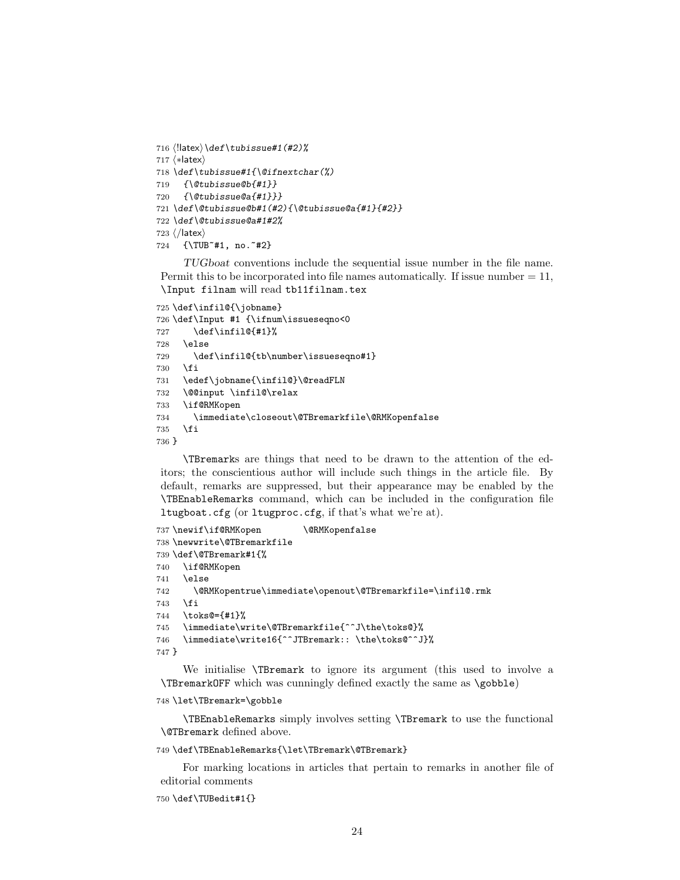```
716 ⟨!latex⟩\def\tubissue#1(#2)%
717 ⟨*latex⟩
718 \def\tubissue#1{\@ifnextchar(%)
719   {\@tubissue@b{#1}}
720   {\@tubissue@a{#1}}}
721 \def\@tubissue@b#1(#2){\@tubissue@a{#1}{#2}}
722 \def\@tubissue@a#1#2%
723 ⟨/latex⟩
724   {\TUB~#1, no.~#2}
```

*TUGboat* conventions include the sequential issue number in the file name. Permit this to be incorporated into file names automatically. If issue number = 11, `\Input filnam` will read `tb11filnam.tex`

```
725 \def\infil@{\jobname}
726 \def\Input #1 {\ifnum\issueseqno<0
727     \def\infil@{#1}%
728   \else
729     \def\infil@{tb\number\issueseqno#1}
730   \fi
731   \edef\jobname{\infil@}\@readFLN
732   \@@input \infil@\relax
733   \if@RMKopen
734     \immediate\closeout\@TBremarkfile\@RMKopenfalse
735   \fi
736 }
```

`\TBremark`s are things that need to be drawn to the attention of the editors; the conscientious author will include such things in the article file. By default, remarks are suppressed, but their appearance may be enabled by the `\TBEnableRemarks` command, which can be included in the configuration file `ltugboat.cfg` (or `ltugproc.cfg`, if that's what we're at).

```
737 \newif\if@RMKopen        \@RMKopenfalse
738 \newwrite\@TBremarkfile
739 \def\@TBremark#1{%
740   \if@RMKopen
741   \else
742     \@RMKopentrue\immediate\openout\@TBremarkfile=\infil@.rmk
743   \fi
744   \toks@={#1}%
745   \immediate\write\@TBremarkfile{^^J\the\toks@}%
746   \immediate\write16{^^JTBremark:: \the\toks@^^J}%
747 }
```

We initialise `\TBremark` to ignore its argument (this used to involve a `\TBremarkOFF` which was cunningly defined exactly the same as `\gobble`)

```
748 \let\TBremark=\gobble
```

`\TBEnableRemarks` simply involves setting `\TBremark` to use the functional `\@TBremark` defined above.

```
749 \def\TBEnableRemarks{\let\TBremark\@TBremark}
```

For marking locations in articles that pertain to remarks in another file of editorial comments

```
750 \def\TUBedit#1{}
```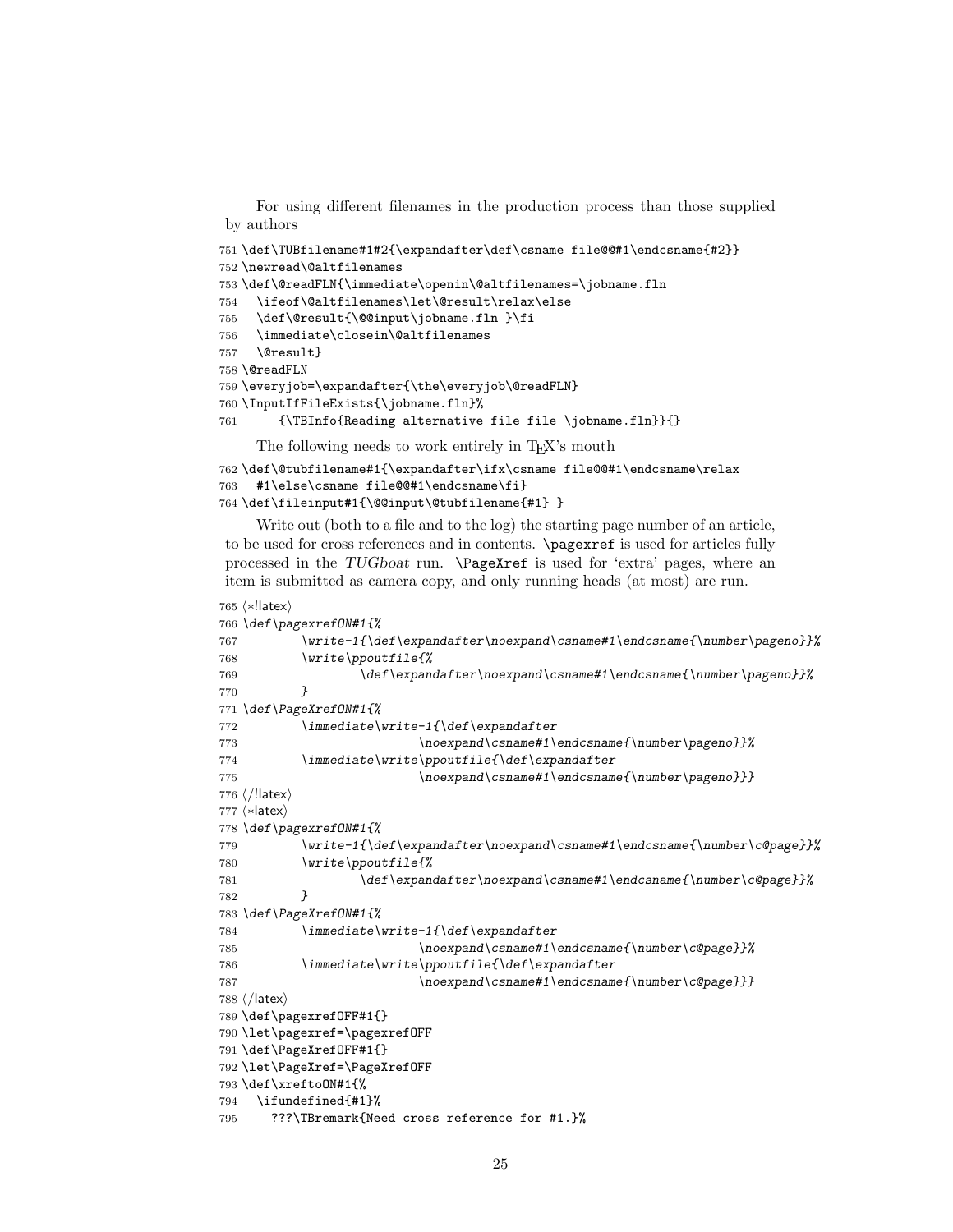For using different filenames in the production process than those supplied by authors

```
751 \def\TUBfilename#1#2{\expandafter\def\csname file@@#1\endcsname{#2}}
752 \newread\@altfilenames
753 \def\@readFLN{\immediate\openin\@altfilenames=\jobname.fln
754   \ifeof\@altfilenames\let\@result\relax\else
755   \def\@result{\@@input\jobname.fln }\fi
756   \immediate\closein\@altfilenames
757   \@result}
758 \@readFLN
759 \everyjob=\expandafter{\the\everyjob\@readFLN}
760 \InputIfFileExists{\jobname.fln}%
761       {\TBInfo{Reading alternative file file \jobname.fln}}{}
```

The following needs to work entirely in TEX's mouth

```
762 \def\@tubfilename#1{\expandafter\ifx\csname file@@#1\endcsname\relax
763   #1\else\csname file@@#1\endcsname\fi}
764 \def\fileinput#1{\@@input\@tubfilename{#1} }
```

Write out (both to a file and to the log) the starting page number of an article, to be used for cross references and in contents. `\pagexref` is used for articles fully processed in the *TUGboat* run. `\PageXref` is used for 'extra' pages, where an item is submitted as camera copy, and only running heads (at most) are run.

```
765 ⟨*!latex⟩
766 \def\pagexrefON#1{%
767         \write-1{\def\expandafter\noexpand\csname#1\endcsname{\number\pageno}}%
768         \write\ppoutfile{%
769                 \def\expandafter\noexpand\csname#1\endcsname{\number\pageno}}%
770         }
771 \def\PageXrefON#1{%
772         \immediate\write-1{\def\expandafter
773                         \noexpand\csname#1\endcsname{\number\pageno}}%
774         \immediate\write\ppoutfile{\def\expandafter
775                         \noexpand\csname#1\endcsname{\number\pageno}}}
776 ⟨/!latex⟩
777 ⟨*latex⟩
778 \def\pagexrefON#1{%
779         \write-1{\def\expandafter\noexpand\csname#1\endcsname{\number\c@page}}%
780         \write\ppoutfile{%
781                 \def\expandafter\noexpand\csname#1\endcsname{\number\c@page}}%
782         }
783 \def\PageXrefON#1{%
784         \immediate\write-1{\def\expandafter
785                         \noexpand\csname#1\endcsname{\number\c@page}}%
786         \immediate\write\ppoutfile{\def\expandafter
787                         \noexpand\csname#1\endcsname{\number\c@page}}}
788 ⟨/latex⟩
789 \def\pagexrefOFF#1{}
790 \let\pagexref=\pagexrefOFF
791 \def\PageXrefOFF#1{}
792 \let\PageXref=\PageXrefOFF
793 \def\xreftoON#1{%
794   \ifundefined{#1}%
795     ???\TBremark{Need cross reference for #1.}%
```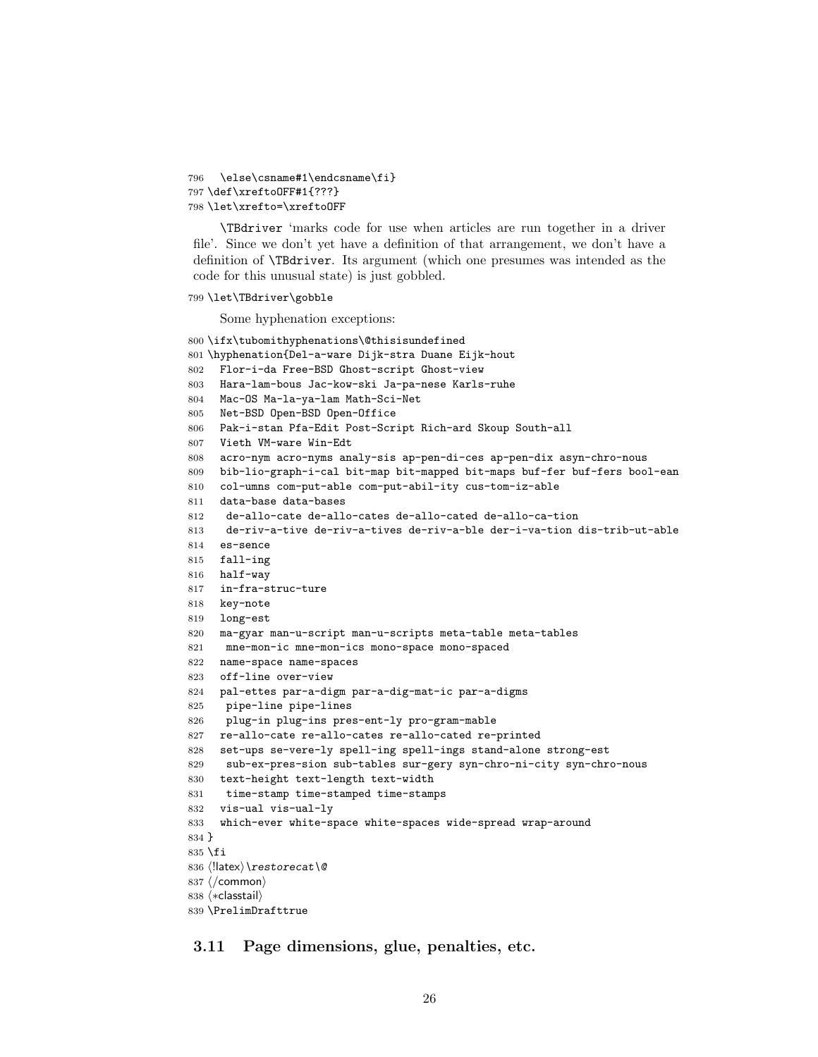```
796   \else\csname#1\endcsname\fi}
797 \def\xreftoOFF#1{???}
798 \let\xrefto=\xreftoOFF
```

\TBdriver 'marks code for use when articles are run together in a driver file'. Since we don't yet have a definition of that arrangement, we don't have a definition of \TBdriver. Its argument (which one presumes was intended as the code for this unusual state) is just gobbled.

```
799 \let\TBdriver\gobble
```

Some hyphenation exceptions:

```
800 \ifx\tubomithyphenations\@thisisundefined
801 \hyphenation{Del-a-ware Dijk-stra Duane Eijk-hout
802   Flor-i-da Free-BSD Ghost-script Ghost-view
803   Hara-lam-bous Jac-kow-ski Ja-pa-nese Karls-ruhe
804   Mac-OS Ma-la-ya-lam Math-Sci-Net
805   Net-BSD Open-BSD Open-Office
806   Pak-i-stan Pfa-Edit Post-Script Rich-ard Skoup South-all
807   Vieth VM-ware Win-Edt
808   acro-nym acro-nyms analy-sis ap-pen-di-ces ap-pen-dix asyn-chro-nous
809   bib-lio-graph-i-cal bit-map bit-mapped bit-maps buf-fer buf-fers bool-ean
810   col-umns com-put-able com-put-abil-ity cus-tom-iz-able
811   data-base data-bases
812    de-allo-cate de-allo-cates de-allo-cated de-allo-ca-tion
813    de-riv-a-tive de-riv-a-tives de-riv-a-ble der-i-va-tion dis-trib-ut-able
814   es-sence
815   fall-ing
816   half-way
817   in-fra-struc-ture
818   key-note
819   long-est
820   ma-gyar man-u-script man-u-scripts meta-table meta-tables
821    mne-mon-ic mne-mon-ics mono-space mono-spaced
822   name-space name-spaces
823   off-line over-view
824   pal-ettes par-a-digm par-a-dig-mat-ic par-a-digms
825    pipe-line pipe-lines
826    plug-in plug-ins pres-ent-ly pro-gram-mable
827   re-allo-cate re-allo-cates re-allo-cated re-printed
828   set-ups se-vere-ly spell-ing spell-ings stand-alone strong-est
829    sub-ex-pres-sion sub-tables sur-gery syn-chro-ni-city syn-chro-nous
830   text-height text-length text-width
831    time-stamp time-stamped time-stamps
832   vis-ual vis-ual-ly
833   which-ever white-space white-spaces wide-spread wrap-around
834 }
835 \fi
836 ⟨!latex⟩\restorecat\@
837 ⟨/common⟩
838 ⟨*classtail⟩
839 \PrelimDrafttrue
```

### 3.11 Page dimensions, glue, penalties, etc.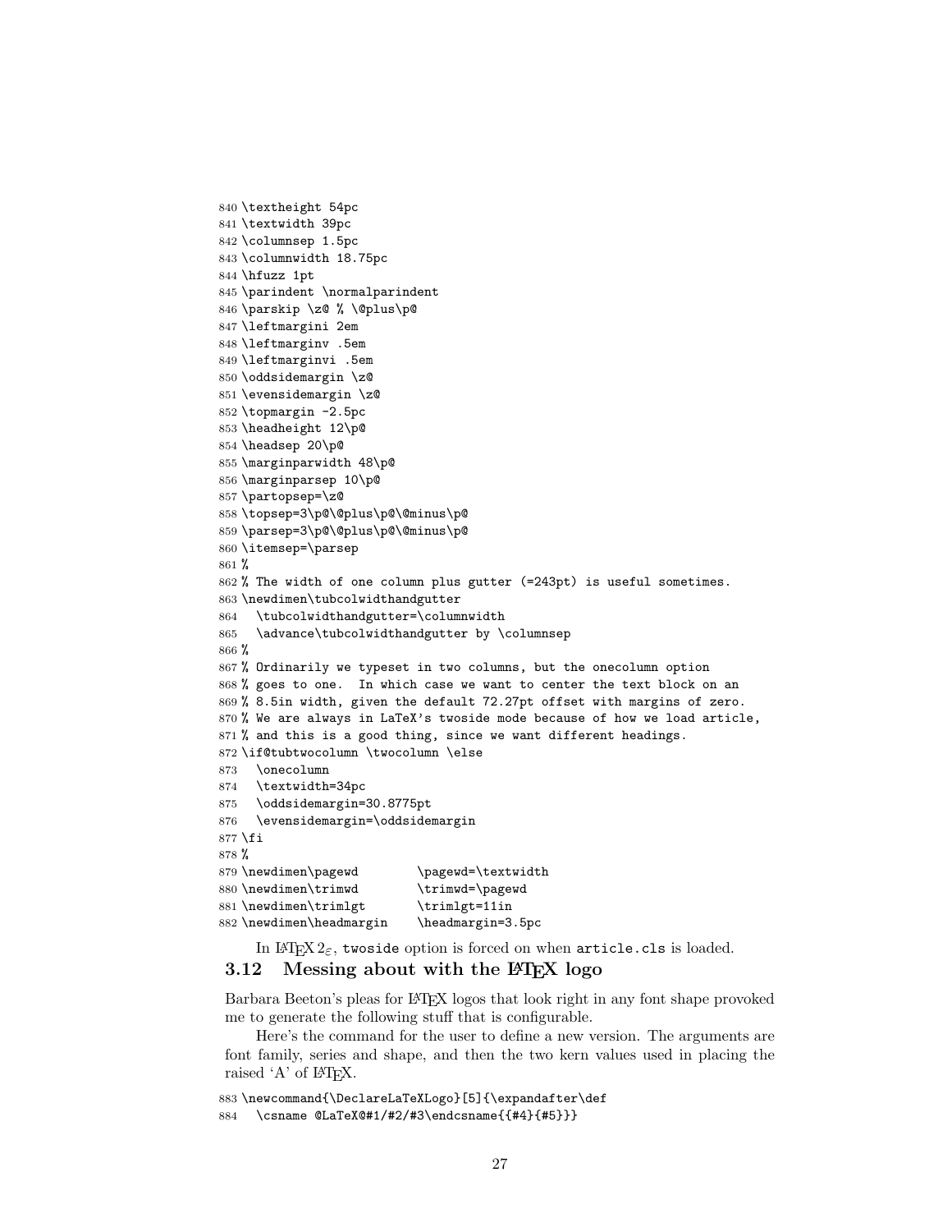```
840 \textheight 54pc
841 \textwidth 39pc
842 \columnsep 1.5pc
843 \columnwidth 18.75pc
844 \hfuzz 1pt
845 \parindent \normalparindent
846 \parskip \z@ % \@plus\p@
847 \leftmargini 2em
848 \leftmarginv .5em
849 \leftmarginvi .5em
850 \oddsidemargin \z@
851 \evensidemargin \z@
852 \topmargin -2.5pc
853 \headheight 12\p@
854 \headsep 20\p@
855 \marginparwidth 48\p@
856 \marginparsep 10\p@
857 \partopsep=\z@
858 \topsep=3\p@\@plus\p@\@minus\p@
859 \parsep=3\p@\@plus\p@\@minus\p@
860 \itemsep=\parsep
861 %
862 % The width of one column plus gutter (=243pt) is useful sometimes.
863 \newdimen\tubcolwidthandgutter
864   \tubcolwidthandgutter=\columnwidth
865   \advance\tubcolwidthandgutter by \columnsep
866 %
867 % Ordinarily we typeset in two columns, but the onecolumn option
868 % goes to one.  In which case we want to center the text block on an
869 % 8.5in width, given the default 72.27pt offset with margins of zero.
870 % We are always in LaTeX's twoside mode because of how we load article,
871 % and this is a good thing, since we want different headings.
872 \if@tubtwocolumn \twocolumn \else
873   \onecolumn
874   \textwidth=34pc
875   \oddsidemargin=30.8775pt
876   \evensidemargin=\oddsidemargin
877 \fi
878 %
879 \newdimen\pagewd        \pagewd=\textwidth
880 \newdimen\trimwd        \trimwd=\pagewd
881 \newdimen\trimlgt       \trimlgt=11in
882 \newdimen\headmargin    \headmargin=3.5pc
```

In LaTeX 2ε, `twoside` option is forced on when `article.cls` is loaded.

### 3.12 Messing about with the LaTeX logo

Barbara Beeton's pleas for LaTeX logos that look right in any font shape provoked me to generate the following stuff that is configurable.

Here's the command for the user to define a new version. The arguments are font family, series and shape, and then the two kern values used in placing the raised 'A' of LaTeX.

```
883 \newcommand{\DeclareLaTeXLogo}[5]{\expandafter\def
884   \csname @LaTeX@#1/#2/#3\endcsname{{#4}{#5}}}
```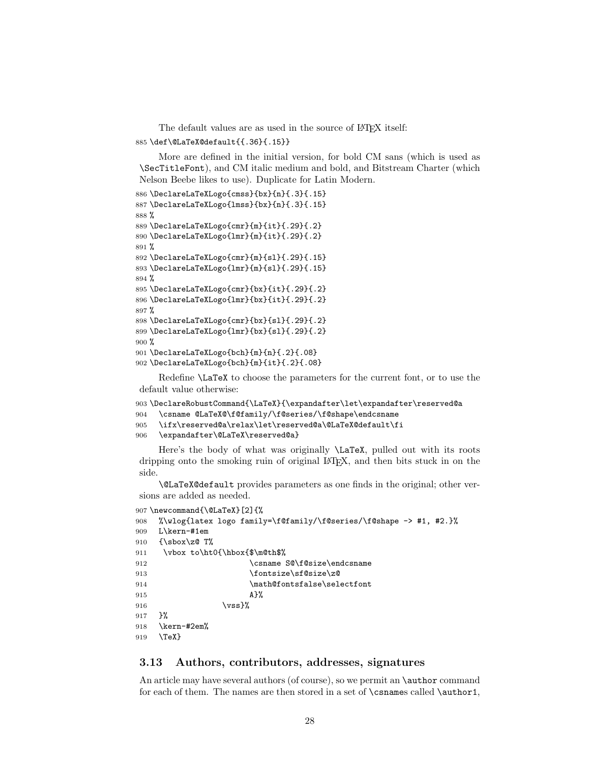The default values are as used in the source of LaTeX itself:

```
885 \def\@LaTeX@default{{.36}{.15}}
```

More are defined in the initial version, for bold CM sans (which is used as `\SecTitleFont`), and CM italic medium and bold, and Bitstream Charter (which Nelson Beebe likes to use). Duplicate for Latin Modern.

```
886 \DeclareLaTeXLogo{cmss}{bx}{n}{.3}{.15}
887 \DeclareLaTeXLogo{lmss}{bx}{n}{.3}{.15}
888 %
889 \DeclareLaTeXLogo{cmr}{m}{it}{.29}{.2}
890 \DeclareLaTeXLogo{lmr}{m}{it}{.29}{.2}
891 %
892 \DeclareLaTeXLogo{cmr}{m}{sl}{.29}{.15}
893 \DeclareLaTeXLogo{lmr}{m}{sl}{.29}{.15}
894 %
895 \DeclareLaTeXLogo{cmr}{bx}{it}{.29}{.2}
896 \DeclareLaTeXLogo{lmr}{bx}{it}{.29}{.2}
897 %
898 \DeclareLaTeXLogo{cmr}{bx}{sl}{.29}{.2}
899 \DeclareLaTeXLogo{lmr}{bx}{sl}{.29}{.2}
900 %
901 \DeclareLaTeXLogo{bch}{m}{n}{.2}{.08}
902 \DeclareLaTeXLogo{bch}{m}{it}{.2}{.08}
```

Redefine `\LaTeX` to choose the parameters for the current font, or to use the default value otherwise:

```
903 \DeclareRobustCommand{\LaTeX}{\expandafter\let\expandafter\reserved@a
904   \csname @LaTeX@\f@family/\f@series/\f@shape\endcsname
905   \ifx\reserved@a\relax\let\reserved@a\@LaTeX@default\fi
906   \expandafter\@LaTeX\reserved@a}
```

Here's the body of what was originally `\LaTeX`, pulled out with its roots dripping onto the smoking ruin of original LaTeX, and then bits stuck in on the side.

`\@LaTeX@default` provides parameters as one finds in the original; other versions are added as needed.

```
907 \newcommand{\@LaTeX}[2]{%
908   %\wlog{latex logo family=\f@family/\f@series/\f@shape -> #1, #2.}%
909   L\kern-#1em
910   {\sbox\z@ T%
911    \vbox to\ht0{\hbox{$\m@th$%
912                       \csname S@\f@size\endcsname
913                       \fontsize\sf@size\z@
914                       \math@fontsfalse\selectfont
915                       A}%
916                 \vss}%
917   }%
918   \kern-#2em%
919   \TeX}
```

### 3.13 Authors, contributors, addresses, signatures

An article may have several authors (of course), so we permit an `\author` command for each of them. The names are then stored in a set of `\csname`s called `\author1`,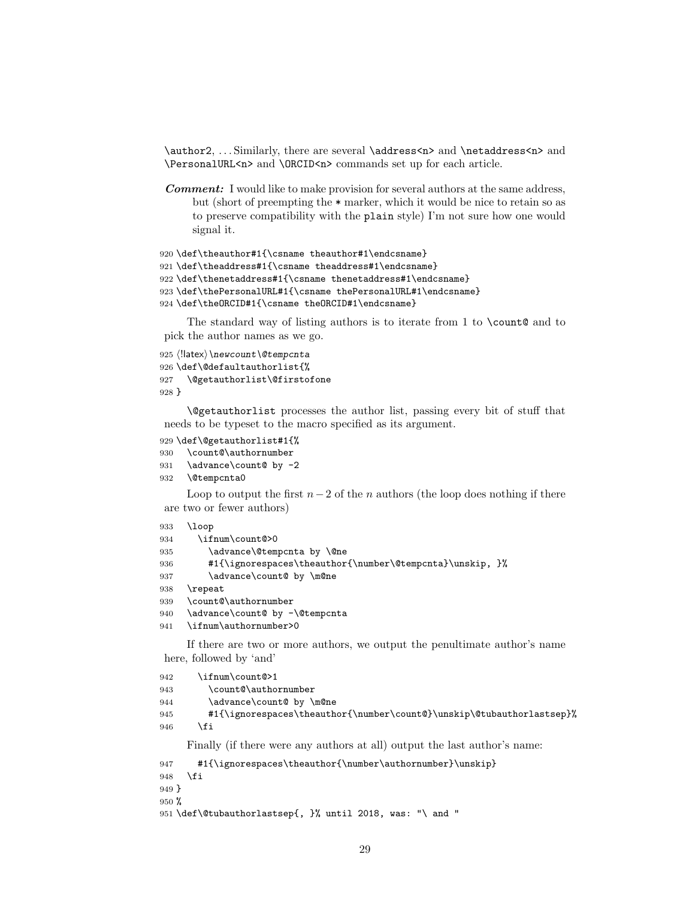\author2, ... Similarly, there are several `\address<n>` and `\netaddress<n>` and `\PersonalURL<n>` and `\ORCID<n>` commands set up for each article.

***Comment:*** I would like to make provision for several authors at the same address, but (short of preempting the `*` marker, which it would be nice to retain so as to preserve compatibility with the `plain` style) I'm not sure how one would signal it.

```
920 \def\theauthor#1{\csname theauthor#1\endcsname}
921 \def\theaddress#1{\csname theaddress#1\endcsname}
922 \def\thenetaddress#1{\csname thenetaddress#1\endcsname}
923 \def\thePersonalURL#1{\csname thePersonalURL#1\endcsname}
924 \def\theORCID#1{\csname theORCID#1\endcsname}
```

The standard way of listing authors is to iterate from 1 to `\count@` and to pick the author names as we go.

```
925 ⟨!latex⟩\newcount\@tempcnta
926 \def\@defaultauthorlist{%
927   \@getauthorlist\@firstofone
928 }
```

`\@getauthorlist` processes the author list, passing every bit of stuff that needs to be typeset to the macro specified as its argument.

```
929 \def\@getauthorlist#1{%
930   \count@\authornumber
931   \advance\count@ by -2
932   \@tempcnta0
```

Loop to output the first $n-2$ of the $n$ authors (the loop does nothing if there are two or fewer authors)

```
933   \loop
934     \ifnum\count@>0
935       \advance\@tempcnta by \@ne
936       #1{\ignorespaces\theauthor{\number\@tempcnta}\unskip, }%
937       \advance\count@ by \m@ne
938   \repeat
939   \count@\authornumber
940   \advance\count@ by -\@tempcnta
941   \ifnum\authornumber>0
```

If there are two or more authors, we output the penultimate author's name here, followed by 'and'

```
942     \ifnum\count@>1
943       \count@\authornumber
944       \advance\count@ by \m@ne
945       #1{\ignorespaces\theauthor{\number\count@}\unskip\@tubauthorlastsep}%
946     \fi
```

Finally (if there were any authors at all) output the last author's name:

```
947     #1{\ignorespaces\theauthor{\number\authornumber}\unskip}
948   \fi
949 }
950 %
951 \def\@tubauthorlastsep{, }% until 2018, was: "\ and "
```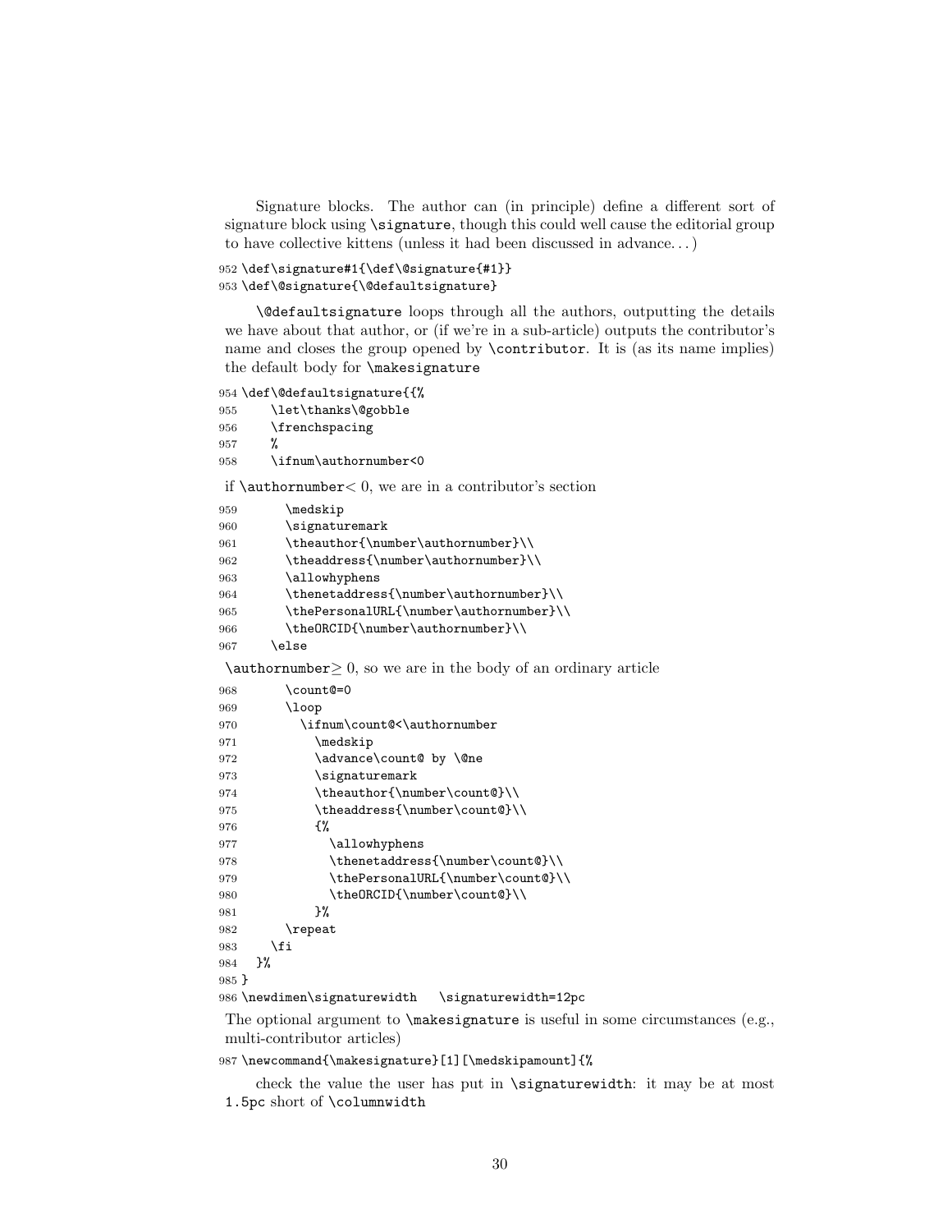Signature blocks. The author can (in principle) define a different sort of signature block using `\signature`, though this could well cause the editorial group to have collective kittens (unless it had been discussed in advance. . . )

```
952 \def\signature#1{\def\@signature{#1}}
953 \def\@signature{\@defaultsignature}
```

`\@defaultsignature` loops through all the authors, outputting the details we have about that author, or (if we're in a sub-article) outputs the contributor's name and closes the group opened by `\contributor`. It is (as its name implies) the default body for `\makesignature`

```
954 \def\@defaultsignature{{%
955     \let\thanks\@gobble
956     \frenchspacing
957     %
958     \ifnum\authornumber<0
```

if `\authornumber`$<0$, we are in a contributor's section

```
959       \medskip
960       \signaturemark
961       \theauthor{\number\authornumber}\\
962       \theaddress{\number\authornumber}\\
963       \allowhyphens
964       \thenetaddress{\number\authornumber}\\
965       \thePersonalURL{\number\authornumber}\\
966       \theORCID{\number\authornumber}\\
967     \else
```

`\authornumber`$\geq 0$, so we are in the body of an ordinary article

```
968       \count@=0
969       \loop
970         \ifnum\count@<\authornumber
971           \medskip
972           \advance\count@ by \@ne
973           \signaturemark
974           \theauthor{\number\count@}\\
975           \theaddress{\number\count@}\\
976           {%
977             \allowhyphens
978             \thenetaddress{\number\count@}\\
979             \thePersonalURL{\number\count@}\\
980             \theORCID{\number\count@}\\
981           }%
982       \repeat
983     \fi
984   }%
985 }
986 \newdimen\signaturewidth   \signaturewidth=12pc
```

The optional argument to `\makesignature` is useful in some circumstances (e.g., multi-contributor articles)

```
987 \newcommand{\makesignature}[1][\medskipamount]{%
```

check the value the user has put in `\signaturewidth`: it may be at most `1.5pc` short of `\columnwidth`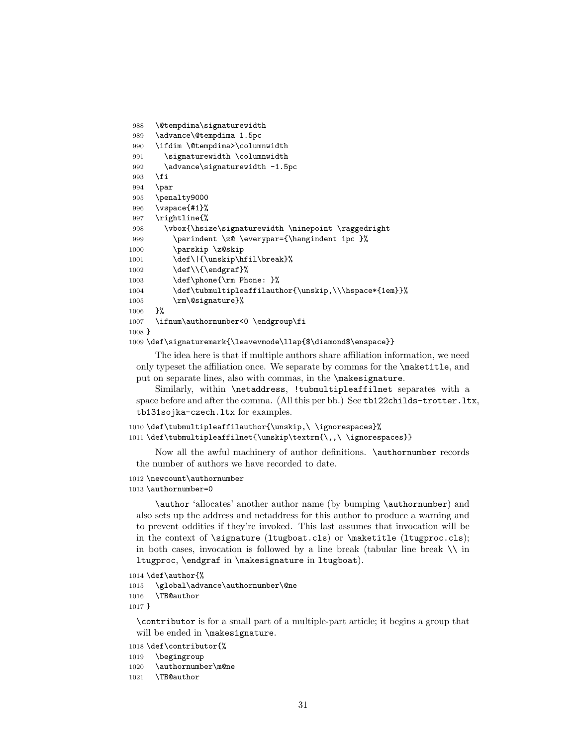```
988   \@tempdima\signaturewidth
989   \advance\@tempdima 1.5pc
990   \ifdim \@tempdima>\columnwidth
991     \signaturewidth \columnwidth
992     \advance\signaturewidth -1.5pc
993   \fi
994   \par
995   \penalty9000
996   \vspace{#1}%
997   \rightline{%
998     \vbox{\hsize\signaturewidth \ninepoint \raggedright
999       \parindent \z@ \everypar={\hangindent 1pc }%
1000      \parskip \z@skip
1001      \def\|{\unskip\hfil\break}%
1002      \def\\{\endgraf}%
1003      \def\phone{\rm Phone: }%
1004      \def\tubmultipleaffilauthor{\unskip,\\\hspace*{1em}}%
1005      \rm\@signature}%
1006   }%
1007   \ifnum\authornumber<0 \endgroup\fi
1008 }
1009 \def\signaturemark{\leavevmode\llap{$\diamond$\enspace}}
```

The idea here is that if multiple authors share affiliation information, we need only typeset the affiliation once. We separate by commas for the \maketitle, and put on separate lines, also with commas, in the \makesignature.

Similarly, within \netaddress, !tubmultipleaffilnet separates with a space before and after the comma. (All this per bb.) See tb122childs-trotter.ltx, tb131sojka-czech.ltx for examples.

```
1010 \def\tubmultipleaffilauthor{\unskip,\ \ignorespaces}%
1011 \def\tubmultipleaffilnet{\unskip\textrm{\,,\ \ignorespaces}}
```

Now all the awful machinery of author definitions. \authornumber records the number of authors we have recorded to date.

```
1012 \newcount\authornumber
1013 \authornumber=0
```

\author 'allocates' another author name (by bumping \authornumber) and also sets up the address and netaddress for this author to produce a warning and to prevent oddities if they're invoked. This last assumes that invocation will be in the context of \signature (ltugboat.cls) or \maketitle (ltugproc.cls); in both cases, invocation is followed by a line break (tabular line break \\ in ltugproc, \endgraf in \makesignature in ltugboat).

```
1014 \def\author{%
1015   \global\advance\authornumber\@ne
1016   \TB@author
1017 }
```

\contributor is for a small part of a multiple-part article; it begins a group that will be ended in \makesignature.

```
1018 \def\contributor{%
1019   \begingroup
1020   \authornumber\m@ne
1021   \TB@author
```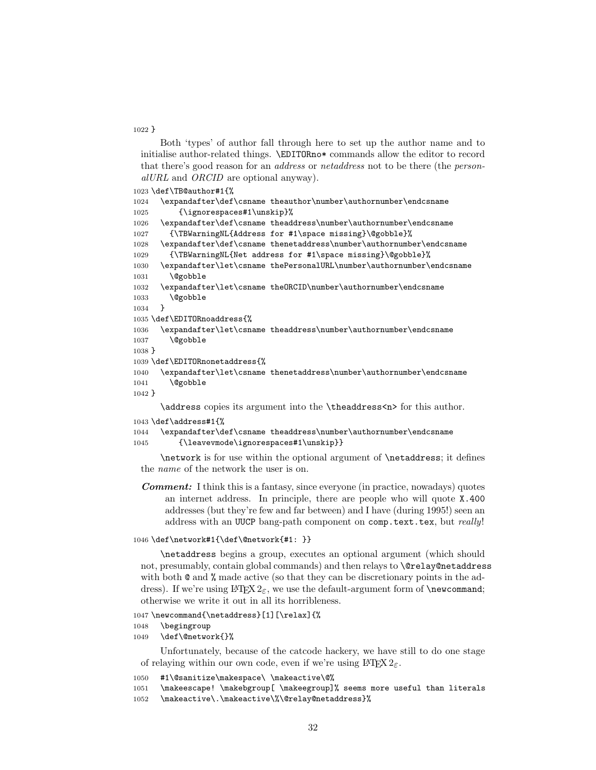```
1022 }
```

Both 'types' of author fall through here to set up the author name and to initialise author-related things. `\EDITORno*` commands allow the editor to record that there's good reason for an *address* or *netaddress* not to be there (the *personalURL* and *ORCID* are optional anyway).

```
1023 \def\TB@author#1{%
1024   \expandafter\def\csname theauthor\number\authornumber\endcsname
1025       {\ignorespaces#1\unskip}%
1026   \expandafter\def\csname theaddress\number\authornumber\endcsname
1027     {\TBWarningNL{Address for #1\space missing}\@gobble}%
1028   \expandafter\def\csname thenetaddress\number\authornumber\endcsname
1029     {\TBWarningNL{Net address for #1\space missing}\@gobble}%
1030   \expandafter\let\csname thePersonalURL\number\authornumber\endcsname
1031     \@gobble
1032   \expandafter\let\csname theORCID\number\authornumber\endcsname
1033     \@gobble
1034   }
1035 \def\EDITORnoaddress{%
1036   \expandafter\let\csname theaddress\number\authornumber\endcsname
1037     \@gobble
1038 }
1039 \def\EDITORnonetaddress{%
1040   \expandafter\let\csname thenetaddress\number\authornumber\endcsname
1041     \@gobble
1042 }
```

`\address` copies its argument into the `\theaddress<n>` for this author.

```
1043 \def\address#1{%
1044   \expandafter\def\csname theaddress\number\authornumber\endcsname
1045       {\leavevmode\ignorespaces#1\unskip}}
```

`\network` is for use within the optional argument of `\netaddress`; it defines the *name* of the network the user is on.

***Comment:*** I think this is a fantasy, since everyone (in practice, nowadays) quotes an internet address. In principle, there are people who will quote X.400 addresses (but they're few and far between) and I have (during 1995!) seen an address with an UUCP bang-path component on comp.text.tex, but *really*!

```
1046 \def\network#1{\def\@network{#1: }}
```

`\netaddress` begins a group, executes an optional argument (which should not, presumably, contain global commands) and then relays to `\@relay@netaddress` with both `@` and `%` made active (so that they can be discretionary points in the address). If we're using LaTeX 2ε, we use the default-argument form of `\newcommand`; otherwise we write it out in all its horribleness.

```
1047 \newcommand{\netaddress}[1][\relax]{%
1048   \begingroup
1049   \def\@network{}%
```

Unfortunately, because of the catcode hackery, we have still to do one stage of relaying within our own code, even if we're using LaTeX 2ε.

```
1050   #1\@sanitize\makespace\ \makeactive\@%
1051   \makeescape! \makebgroup[ \makeegroup]% seems more useful than literals
1052   \makeactive\.\makeactive\%\@relay@netaddress}%
```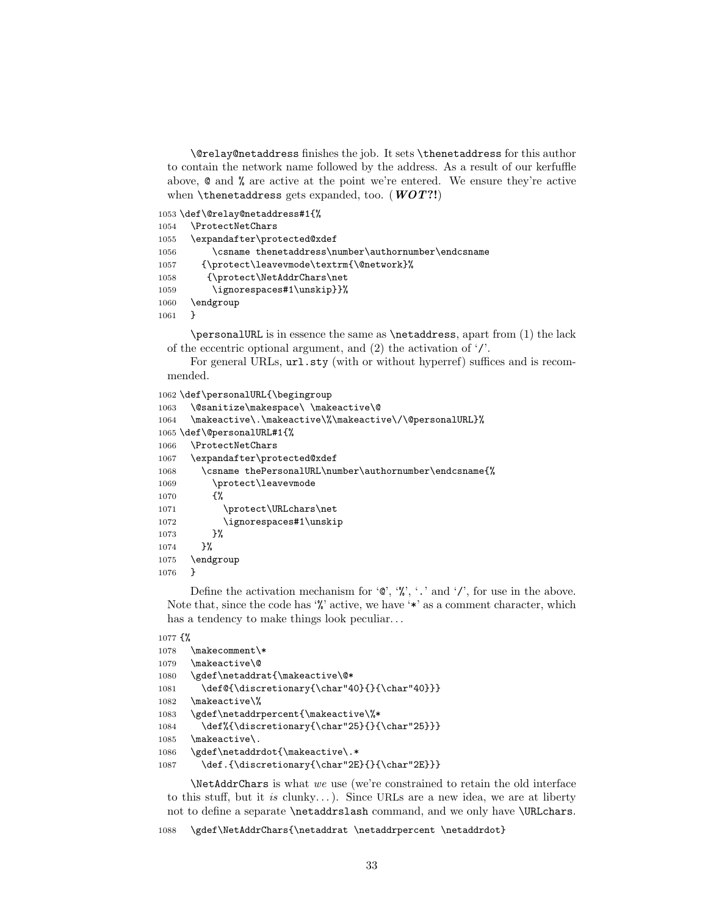`\@relay@netaddress` finishes the job. It sets `\thenetaddress` for this author to contain the network name followed by the address. As a result of our kerfuffle above, `@` and `%` are active at the point we're entered. We ensure they're active when `\thenetaddress` gets expanded, too. (***WOT?!***)

```
1053 \def\@relay@netaddress#1{%
1054   \ProtectNetChars
1055   \expandafter\protected@xdef
1056       \csname thenetaddress\number\authornumber\endcsname
1057     {\protect\leavevmode\textrm{\@network}%
1058      {\protect\NetAddrChars\net
1059       \ignorespaces#1\unskip}}%
1060   \endgroup
1061   }
```

`\personalURL` is in essence the same as `\netaddress`, apart from (1) the lack of the eccentric optional argument, and (2) the activation of '`/`'.

For general URLs, `url.sty` (with or without hyperref) suffices and is recommended.

```
1062 \def\personalURL{\begingroup
1063   \@sanitize\makespace\ \makeactive\@
1064   \makeactive\.\makeactive\%\makeactive\/\@personalURL}%
1065 \def\@personalURL#1{%
1066   \ProtectNetChars
1067   \expandafter\protected@xdef
1068     \csname thePersonalURL\number\authornumber\endcsname{%
1069       \protect\leavevmode
1070       {%
1071         \protect\URLchars\net
1072         \ignorespaces#1\unskip
1073       }%
1074     }%
1075   \endgroup
1076   }
```

Define the activation mechanism for '`@`', '`%`', '`.`' and '`/`', for use in the above. Note that, since the code has '`%`' active, we have '`*`' as a comment character, which has a tendency to make things look peculiar...

```
1077 {%
1078   \makecomment\*
1079   \makeactive\@
1080   \gdef\netaddrat{\makeactive\@*
1081     \def@{\discretionary{\char"40}{}{\char"40}}}
1082   \makeactive\%
1083   \gdef\netaddrpercent{\makeactive\%*
1084     \def%{\discretionary{\char"25}{}{\char"25}}}
1085   \makeactive\.
1086   \gdef\netaddrdot{\makeactive\.*
1087     \def.{\discretionary{\char"2E}{}{\char"2E}}}
```

`\NetAddrChars` is what *we* use (we're constrained to retain the old interface to this stuff, but it *is* clunky...). Since URLs are a new idea, we are at liberty not to define a separate `\netaddrslash` command, and we only have `\URLchars`.

```
1088   \gdef\NetAddrChars{\netaddrat \netaddrpercent \netaddrdot}
```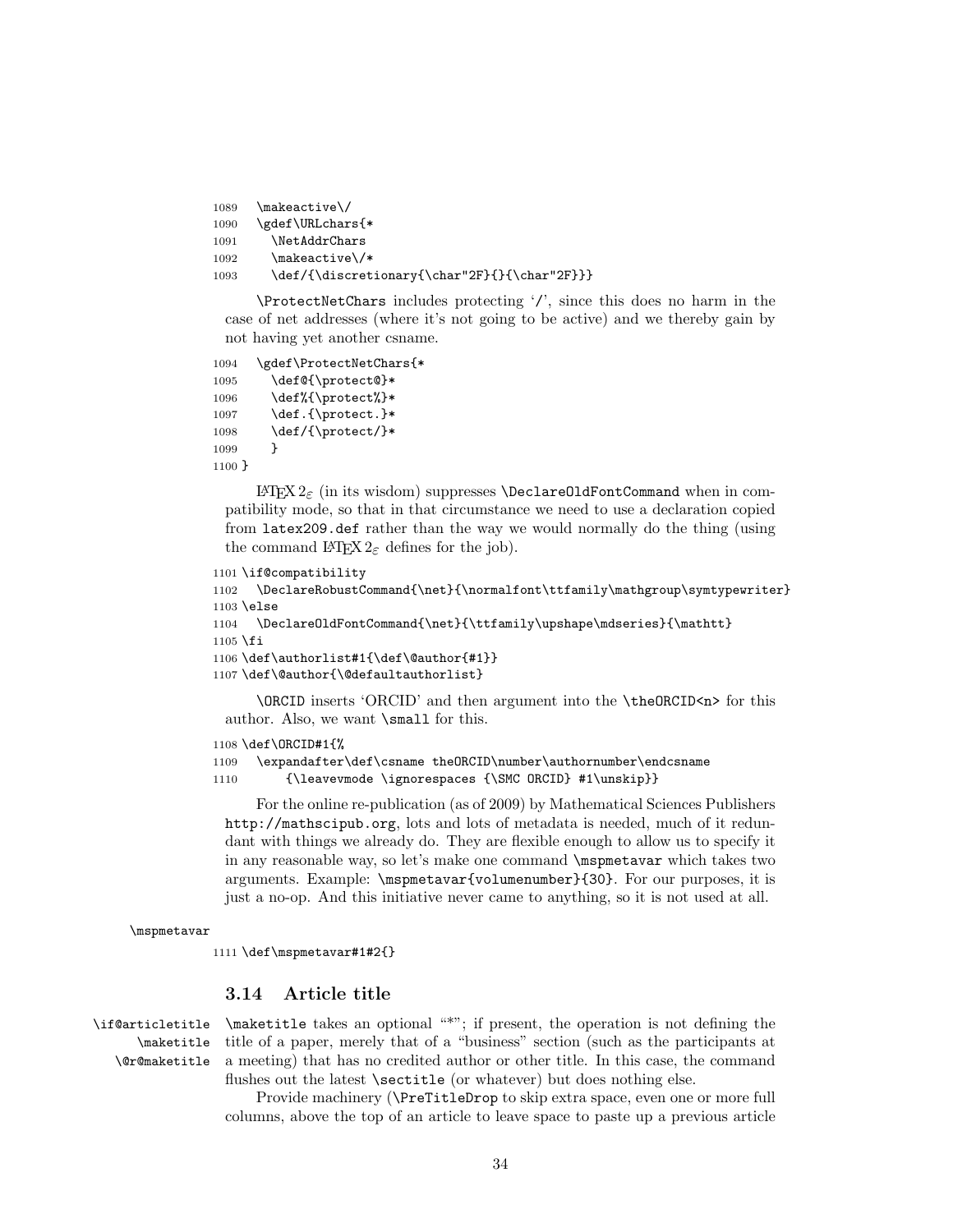```
1089   \makeactive\/
1090   \gdef\URLchars{*
1091     \NetAddrChars
1092     \makeactive\/*
1093     \def/{\discretionary{\char"2F}{}{\char"2F}}}
```

\ProtectNetChars includes protecting '/', since this does no harm in the case of net addresses (where it's not going to be active) and we thereby gain by not having yet another csname.

```
1094   \gdef\ProtectNetChars{*
1095     \def@{\protect@}*
1096     \def%{\protect%}*
1097     \def.{\protect.}*
1098     \def/{\protect/}*
1099     }
1100 }
```

LaTeX $2_\varepsilon$ (in its wisdom) suppresses \DeclareOldFontCommand when in compatibility mode, so that in that circumstance we need to use a declaration copied from latex209.def rather than the way we would normally do the thing (using the command LaTeX $2_\varepsilon$ defines for the job).

```
1101 \if@compatibility
1102   \DeclareRobustCommand{\net}{\normalfont\ttfamily\mathgroup\symtypewriter}
1103 \else
1104   \DeclareOldFontCommand{\net}{\ttfamily\upshape\mdseries}{\mathtt}
1105 \fi
1106 \def\authorlist#1{\def\@author{#1}}
1107 \def\@author{\@defaultauthorlist}
```

\ORCID inserts 'ORCID' and then argument into the \theORCID<n> for this author. Also, we want \small for this.

```
1108 \def\ORCID#1{%
1109   \expandafter\def\csname theORCID\number\authornumber\endcsname
1110       {\leavevmode \ignorespaces {\SMC ORCID} #1\unskip}}
```

For the online re-publication (as of 2009) by Mathematical Sciences Publishers http://mathscipub.org, lots and lots of metadata is needed, much of it redundant with things we already do. They are flexible enough to allow us to specify it in any reasonable way, so let's make one command \mspmetavar which takes two arguments. Example: \mspmetavar{volumenumber}{30}. For our purposes, it is just a no-op. And this initiative never came to anything, so it is not used at all.

\mspmetavar

```
1111 \def\mspmetavar#1#2{}
```

## 3.14 Article title

\if@articletitle \maketitle \@r@maketitle

\maketitle takes an optional "*"; if present, the operation is not defining the title of a paper, merely that of a "business" section (such as the participants at a meeting) that has no credited author or other title. In this case, the command flushes out the latest \sectitle (or whatever) but does nothing else.

Provide machinery (\PreTitleDrop to skip extra space, even one or more full columns, above the top of an article to leave space to paste up a previous article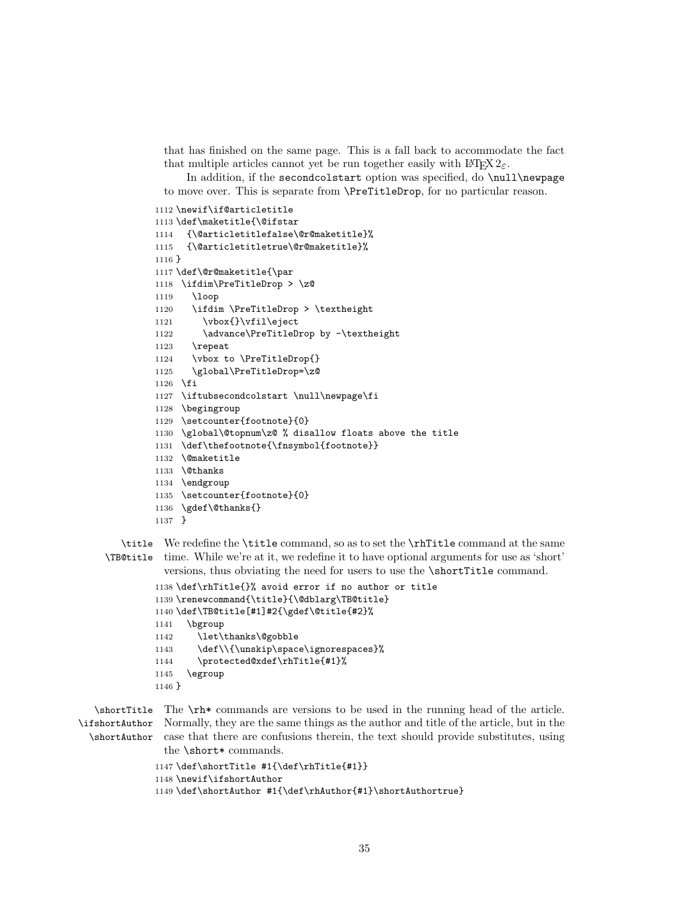that has finished on the same page. This is a fall back to accommodate the fact that multiple articles cannot yet be run together easily with LaTeX $2_\varepsilon$.

In addition, if the `secondcolstart` option was specified, do `\null\newpage` to move over. This is separate from `\PreTitleDrop`, for no particular reason.

```
1112 \newif\if@articletitle
1113 \def\maketitle{\@ifstar
1114   {\@articletitlefalse\@r@maketitle}%
1115   {\@articletitletrue\@r@maketitle}%
1116 }
1117 \def\@r@maketitle{\par
1118  \ifdim\PreTitleDrop > \z@
1119    \loop
1120    \ifdim \PreTitleDrop > \textheight
1121      \vbox{}\vfil\eject
1122      \advance\PreTitleDrop by -\textheight
1123    \repeat
1124    \vbox to \PreTitleDrop{}
1125    \global\PreTitleDrop=\z@
1126  \fi
1127  \iftubsecondcolstart \null\newpage\fi
1128  \begingroup
1129  \setcounter{footnote}{0}
1130  \global\@topnum\z@ % disallow floats above the title
1131  \def\thefootnote{\fnsymbol{footnote}}
1132  \@maketitle
1133  \@thanks
1134  \endgroup
1135  \setcounter{footnote}{0}
1136  \gdef\@thanks{}
1137  }
```

`\title` `\TB@title` We redefine the `\title` command, so as to set the `\rhTitle` command at the same time. While we're at it, we redefine it to have optional arguments for use as 'short' versions, thus obviating the need for users to use the `\shortTitle` command.

```
1138 \def\rhTitle{}% avoid error if no author or title
1139 \renewcommand{\title}{\@dblarg\TB@title}
1140 \def\TB@title[#1]#2{\gdef\@title{#2}%
1141   \bgroup
1142     \let\thanks\@gobble
1143     \def\\{\unskip\space\ignorespaces}%
1144     \protected@xdef\rhTitle{#1}%
1145   \egroup
1146 }
```

`\shortTitle` `\ifshortAuthor` `\shortAuthor` The `\rh*` commands are versions to be used in the running head of the article. Normally, they are the same things as the author and title of the article, but in the case that there are confusions therein, the text should provide substitutes, using the `\short*` commands.

```
1147 \def\shortTitle #1{\def\rhTitle{#1}}
1148 \newif\ifshortAuthor
1149 \def\shortAuthor #1{\def\rhAuthor{#1}\shortAuthortrue}
```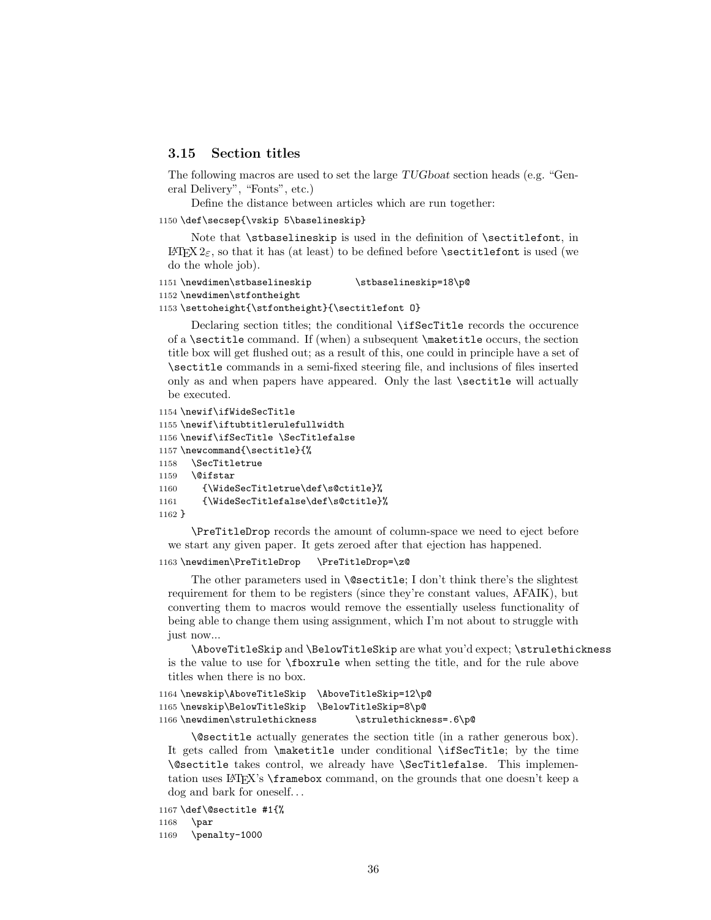### 3.15 Section titles

The following macros are used to set the large *TUGboat* section heads (e.g. "General Delivery", "Fonts", etc.)

Define the distance between articles which are run together:

```
1150 \def\secsep{\vskip 5\baselineskip}
```

Note that `\stbaselineskip` is used in the definition of `\sectitlefont`, in LaTeX 2ε, so that it has (at least) to be defined before `\sectitlefont` is used (we do the whole job).

```
1151 \newdimen\stbaselineskip        \stbaselineskip=18\p@
1152 \newdimen\stfontheight
1153 \settoheight{\stfontheight}{\sectitlefont O}
```

Declaring section titles; the conditional `\ifSecTitle` records the occurence of a `\sectitle` command. If (when) a subsequent `\maketitle` occurs, the section title box will get flushed out; as a result of this, one could in principle have a set of `\sectitle` commands in a semi-fixed steering file, and inclusions of files inserted only as and when papers have appeared. Only the last `\sectitle` will actually be executed.

```
1154 \newif\ifWideSecTitle
1155 \newif\iftubtitlerulefullwidth
1156 \newif\ifSecTitle \SecTitlefalse
1157 \newcommand{\sectitle}{%
1158   \SecTitletrue
1159   \@ifstar
1160     {\WideSecTitletrue\def\s@ctitle}%
1161     {\WideSecTitlefalse\def\s@ctitle}%
1162 }
```

`\PreTitleDrop` records the amount of column-space we need to eject before we start any given paper. It gets zeroed after that ejection has happened.

```
1163 \newdimen\PreTitleDrop   \PreTitleDrop=\z@
```

The other parameters used in `\@sectitle`; I don't think there's the slightest requirement for them to be registers (since they're constant values, AFAIK), but converting them to macros would remove the essentially useless functionality of being able to change them using assignment, which I'm not about to struggle with just now...

`\AboveTitleSkip` and `\BelowTitleSkip` are what you'd expect; `\strulethickness` is the value to use for `\fboxrule` when setting the title, and for the rule above titles when there is no box.

```
1164 \newskip\AboveTitleSkip  \AboveTitleSkip=12\p@
1165 \newskip\BelowTitleSkip  \BelowTitleSkip=8\p@
1166 \newdimen\strulethickness       \strulethickness=.6\p@
```

`\@sectitle` actually generates the section title (in a rather generous box). It gets called from `\maketitle` under conditional `\ifSecTitle`; by the time `\@sectitle` takes control, we already have `\SecTitlefalse`. This implementation uses LaTeX's `\framebox` command, on the grounds that one doesn't keep a dog and bark for oneself...

```
1167 \def\@sectitle #1{%
1168   \par
1169   \penalty-1000
```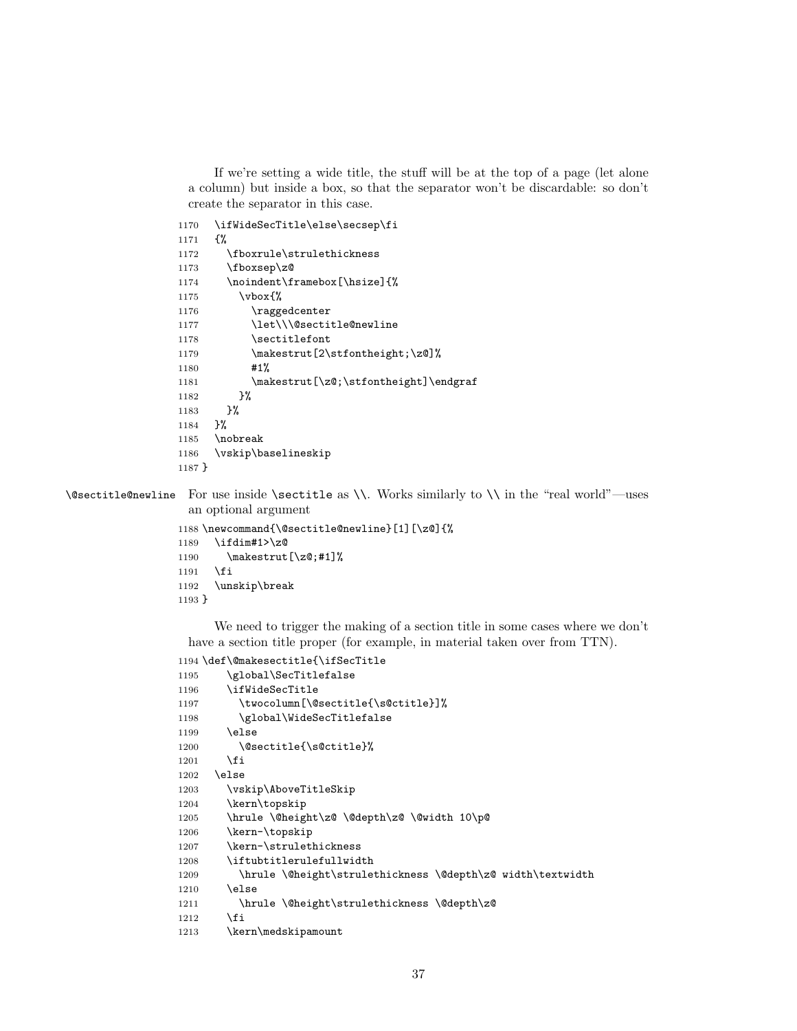If we're setting a wide title, the stuff will be at the top of a page (let alone a column) but inside a box, so that the separator won't be discardable: so don't create the separator in this case.

```
1170   \ifWideSecTitle\else\secsep\fi
1171   {%
1172     \fboxrule\strulethickness
1173     \fboxsep\z@
1174     \noindent\framebox[\hsize]{%
1175       \vbox{%
1176         \raggedcenter
1177         \let\\\@sectitle@newline
1178         \sectitlefont
1179         \makestrut[2\stfontheight;\z@]%
1180         #1%
1181         \makestrut[\z@;\stfontheight]\endgraf
1182       }%
1183     }%
1184   }%
1185   \nobreak
1186   \vskip\baselineskip
1187 }
```

`\@sectitle@newline` For use inside `\sectitle` as `\\`. Works similarly to `\\` in the "real world"—uses an optional argument

```
1188 \newcommand{\@sectitle@newline}[1][\z@]{%
1189   \ifdim#1>\z@
1190     \makestrut[\z@;#1]%
1191   \fi
1192   \unskip\break
1193 }
```

We need to trigger the making of a section title in some cases where we don't have a section title proper (for example, in material taken over from TTN).

```
1194 \def\@makesectitle{\ifSecTitle
1195     \global\SecTitlefalse
1196     \ifWideSecTitle
1197       \twocolumn[\@sectitle{\s@ctitle}]%
1198       \global\WideSecTitlefalse
1199     \else
1200       \@sectitle{\s@ctitle}%
1201     \fi
1202   \else
1203     \vskip\AboveTitleSkip
1204     \kern\topskip
1205     \hrule \@height\z@ \@depth\z@ \@width 10\p@
1206     \kern-\topskip
1207     \kern-\strulethickness
1208     \iftubtitlerulefullwidth
1209       \hrule \@height\strulethickness \@depth\z@ width\textwidth
1210     \else
1211       \hrule \@height\strulethickness \@depth\z@
1212     \fi
1213     \kern\medskipamount
```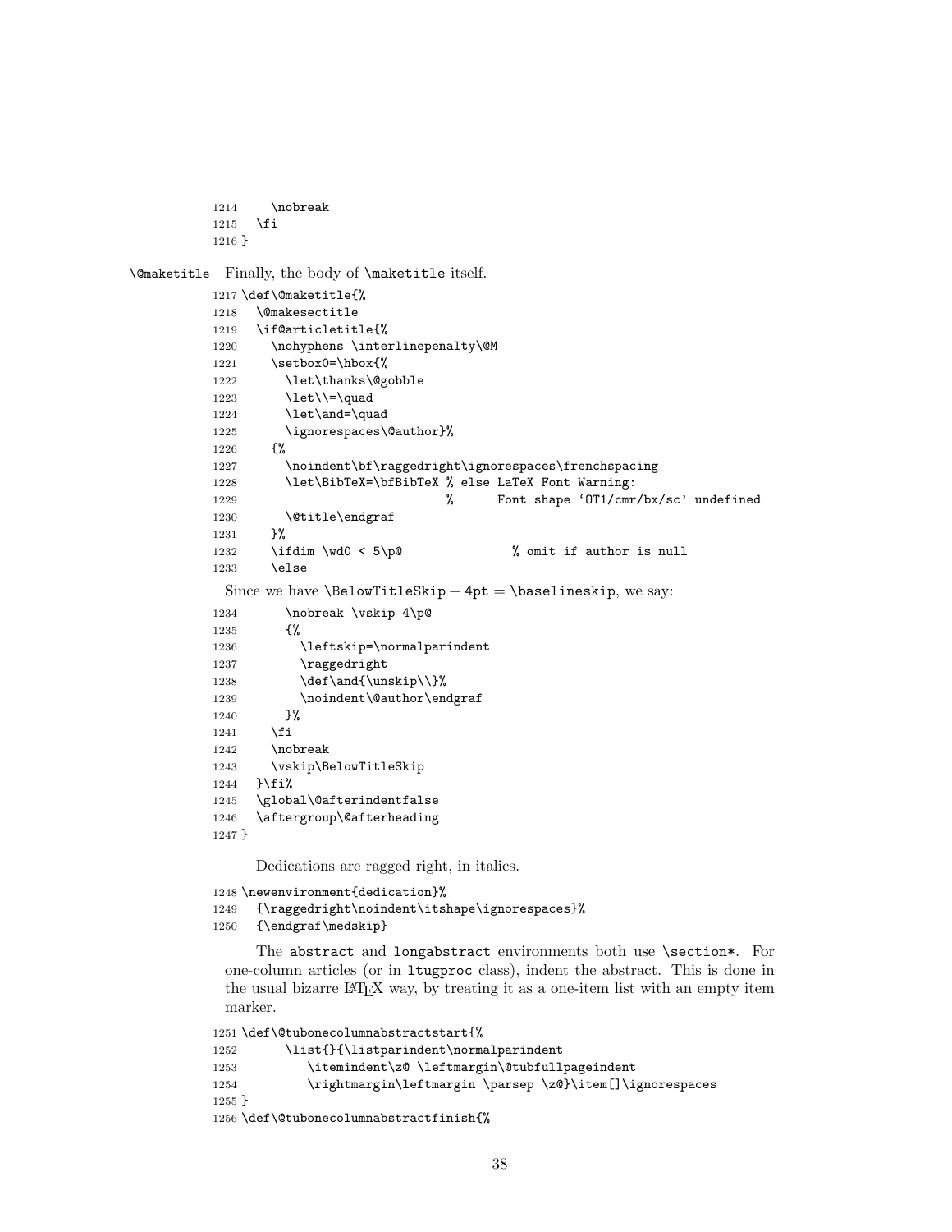```
1214     \nobreak
1215   \fi
1216 }
```

`\@maketitle` Finally, the body of `\maketitle` itself.

```
1217 \def\@maketitle{%
1218   \@makesectitle
1219   \if@articletitle{%
1220     \nohyphens \interlinepenalty\@M
1221     \setbox0=\hbox{%
1222       \let\thanks\@gobble
1223       \let\\=\quad
1224       \let\and=\quad
1225       \ignorespaces\@author}%
1226     {%
1227       \noindent\bf\raggedright\ignorespaces\frenchspacing
1228       \let\BibTeX=\bfBibTeX % else LaTeX Font Warning:
1229                             %      Font shape `OT1/cmr/bx/sc' undefined
1230       \@title\endgraf
1231     }%
1232     \ifdim \wd0 < 5\p@               % omit if author is null
1233     \else
```

Since we have $\texttt{\textbackslash BelowTitleSkip} + 4\text{pt} = \texttt{\textbackslash baselineskip}$, we say:

```
1234       \nobreak \vskip 4\p@
1235       {%
1236         \leftskip=\normalparindent
1237         \raggedright
1238         \def\and{\unskip\\}%
1239         \noindent\@author\endgraf
1240       }%
1241     \fi
1242     \nobreak
1243     \vskip\BelowTitleSkip
1244   }\fi%
1245   \global\@afterindentfalse
1246   \aftergroup\@afterheading
1247 }
```

Dedications are ragged right, in italics.

```
1248 \newenvironment{dedication}%
1249   {\raggedright\noindent\itshape\ignorespaces}%
1250   {\endgraf\medskip}
```

The `abstract` and `longabstract` environments both use `\section*`. For one-column articles (or in `ltugproc` class), indent the abstract. This is done in the usual bizarre LaTeX way, by treating it as a one-item list with an empty item marker.

```
1251 \def\@tubonecolumnabstractstart{%
1252       \list{}{\listparindent\normalparindent
1253          \itemindent\z@ \leftmargin\@tubfullpageindent
1254          \rightmargin\leftmargin \parsep \z@}\item[]\ignorespaces
1255 }
1256 \def\@tubonecolumnabstractfinish{%
```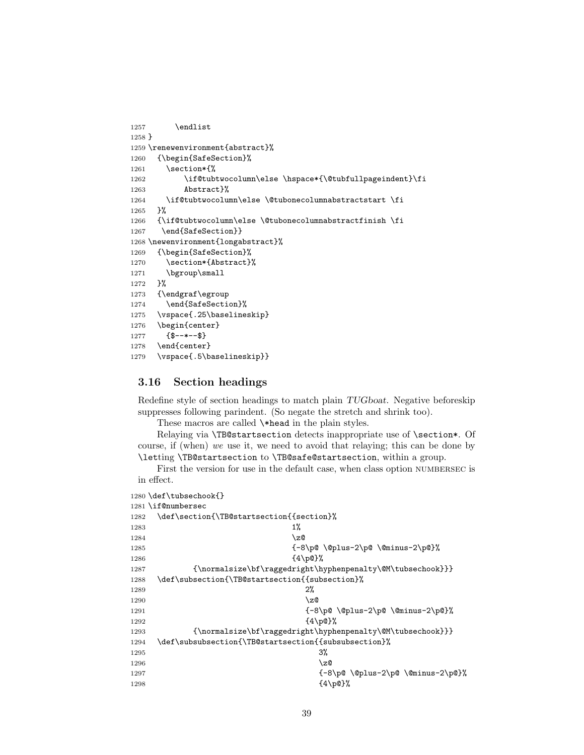```
1257       \endlist
1258 }
1259 \renewenvironment{abstract}%
1260   {\begin{SafeSection}%
1261     \section*{%
1262         \if@tubtwocolumn\else \hspace*{\@tubfullpageindent}\fi
1263         Abstract}%
1264     \if@tubtwocolumn\else \@tubonecolumnabstractstart \fi
1265   }%
1266   {\if@tubtwocolumn\else \@tubonecolumnabstractfinish \fi
1267    \end{SafeSection}}
1268 \newenvironment{longabstract}%
1269   {\begin{SafeSection}%
1270     \section*{Abstract}%
1271     \bgroup\small
1272   }%
1273   {\endgraf\egroup
1274     \end{SafeSection}%
1275   \vspace{.25\baselineskip}
1276   \begin{center}
1277     {$--*--$}
1278   \end{center}
1279   \vspace{.5\baselineskip}}
```

### 3.16 Section headings

Redefine style of section headings to match plain *TUGboat*. Negative beforeskip suppresses following parindent. (So negate the stretch and shrink too).

These macros are called `\*head` in the plain styles.

Relaying via `\TB@startsection` detects inappropriate use of `\section*`. Of course, if (when) *we* use it, we need to avoid that relaying; this can be done by `\let`ting `\TB@startsection` to `\TB@safe@startsection`, within a group.

First the version for use in the default case, when class option NUMBERSEC is in effect.

```
1280 \def\tubsechook{}
1281 \if@numbersec
1282   \def\section{\TB@startsection{{section}%
1283                                 1%
1284                                 \z@
1285                                 {-8\p@ \@plus-2\p@ \@minus-2\p@}%
1286                                 {4\p@}%
1287         {\normalsize\bf\raggedright\hyphenpenalty\@M\tubsechook}}}
1288   \def\subsection{\TB@startsection{{subsection}%
1289                                    2%
1290                                    \z@
1291                                    {-8\p@ \@plus-2\p@ \@minus-2\p@}%
1292                                    {4\p@}%
1293         {\normalsize\bf\raggedright\hyphenpenalty\@M\tubsechook}}}
1294   \def\subsubsection{\TB@startsection{{subsubsection}%
1295                                       3%
1296                                       \z@
1297                                       {-8\p@ \@plus-2\p@ \@minus-2\p@}%
1298                                       {4\p@}%
```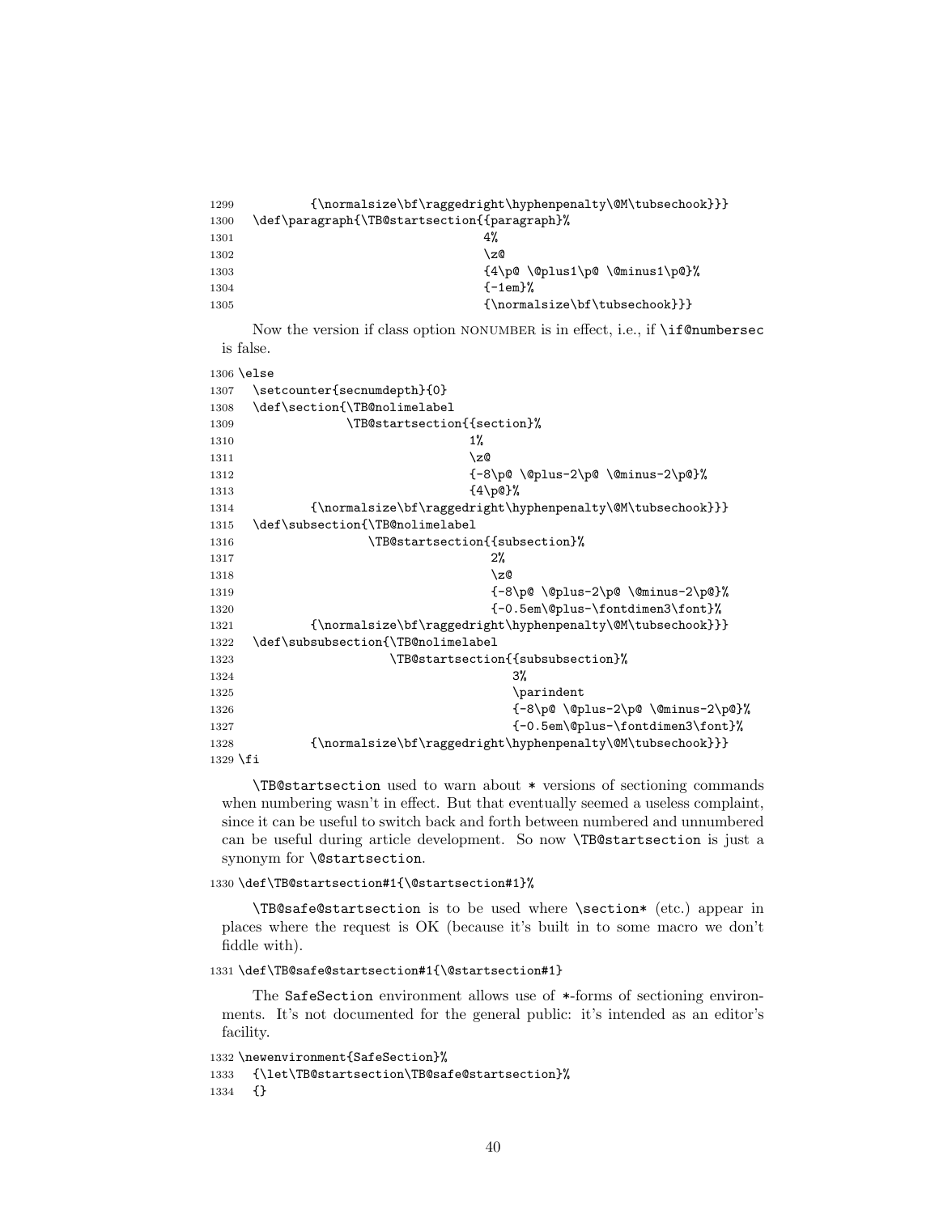```
1299          {\normalsize\bf\raggedright\hyphenpenalty\@M\tubsechook}}}
1300   \def\paragraph{\TB@startsection{{paragraph}%
1301                                  4%
1302                                  \z@
1303                                  {4\p@ \@plus1\p@ \@minus1\p@}%
1304                                  {-1em}%
1305                                  {\normalsize\bf\tubsechook}}}
```

Now the version if class option NONUMBER is in effect, i.e., if `\if@numbersec` is false.

```
1306 \else
1307   \setcounter{secnumdepth}{0}
1308   \def\section{\TB@nolimelabel
1309               \TB@startsection{{section}%
1310                                1%
1311                                \z@
1312                                {-8\p@ \@plus-2\p@ \@minus-2\p@}%
1313                                {4\p@}%
1314          {\normalsize\bf\raggedright\hyphenpenalty\@M\tubsechook}}}
1315   \def\subsection{\TB@nolimelabel
1316                   \TB@startsection{{subsection}%
1317                                    2%
1318                                    \z@
1319                                    {-8\p@ \@plus-2\p@ \@minus-2\p@}%
1320                                    {-0.5em\@plus-\fontdimen3\font}%
1321          {\normalsize\bf\raggedright\hyphenpenalty\@M\tubsechook}}}
1322   \def\subsubsection{\TB@nolimelabel
1323                      \TB@startsection{{subsubsection}%
1324                                       3%
1325                                       \parindent
1326                                       {-8\p@ \@plus-2\p@ \@minus-2\p@}%
1327                                       {-0.5em\@plus-\fontdimen3\font}%
1328          {\normalsize\bf\raggedright\hyphenpenalty\@M\tubsechook}}}
1329 \fi
```

`\TB@startsection` used to warn about * versions of sectioning commands when numbering wasn't in effect. But that eventually seemed a useless complaint, since it can be useful to switch back and forth between numbered and unnumbered can be useful during article development. So now `\TB@startsection` is just a synonym for `\@startsection`.

```
1330 \def\TB@startsection#1{\@startsection#1}%
```

`\TB@safe@startsection` is to be used where `\section*` (etc.) appear in places where the request is OK (because it's built in to some macro we don't fiddle with).

```
1331 \def\TB@safe@startsection#1{\@startsection#1}
```

The `SafeSection` environment allows use of *-forms of sectioning environments. It's not documented for the general public: it's intended as an editor's facility.

```
1332 \newenvironment{SafeSection}%
1333   {\let\TB@startsection\TB@safe@startsection}%
1334   {}
```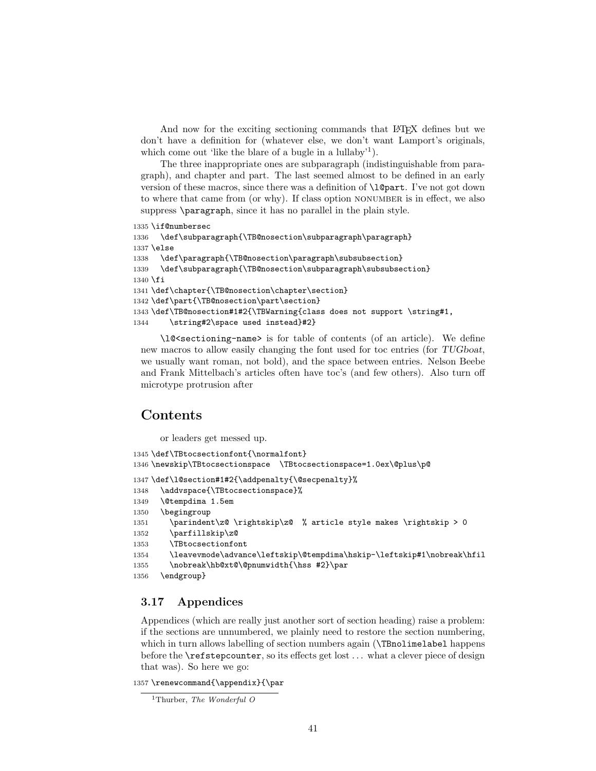And now for the exciting sectioning commands that LaTeX defines but we don't have a definition for (whatever else, we don't want Lamport's originals, which come out 'like the blare of a bugle in a lullaby'[1]).

The three inappropriate ones are subparagraph (indistinguishable from paragraph), and chapter and part. The last seemed almost to be defined in an early version of these macros, since there was a definition of `\l@part`. I've not got down to where that came from (or why). If class option NONUMBER is in effect, we also suppress `\paragraph`, since it has no parallel in the plain style.

```
1335 \if@numbersec
1336   \def\subparagraph{\TB@nosection\subparagraph\paragraph}
1337 \else
1338   \def\paragraph{\TB@nosection\paragraph\subsubsection}
1339   \def\subparagraph{\TB@nosection\subparagraph\subsubsection}
1340 \fi
1341 \def\chapter{\TB@nosection\chapter\section}
1342 \def\part{\TB@nosection\part\section}
1343 \def\TB@nosection#1#2{\TBWarning{class does not support \string#1,
1344     \string#2\space used instead}#2}
```

`\l@<sectioning-name>` is for table of contents (of an article). We define new macros to allow easily changing the font used for toc entries (for *TUGboat*, we usually want roman, not bold), and the space between entries. Nelson Beebe and Frank Mittelbach's articles often have toc's (and few others). Also turn off microtype protrusion after

## Contents

or leaders get messed up.

```
1345 \def\TBtocsectionfont{\normalfont}
1346 \newskip\TBtocsectionspace  \TBtocsectionspace=1.0ex\@plus\p@
1347 \def\l@section#1#2{\addpenalty{\@secpenalty}%
1348   \addvspace{\TBtocsectionspace}%
1349   \@tempdima 1.5em
1350   \begingroup
1351     \parindent\z@ \rightskip\z@  % article style makes \rightskip > 0
1352     \parfillskip\z@
1353     \TBtocsectionfont
1354     \leavevmode\advance\leftskip\@tempdima\hskip-\leftskip#1\nobreak\hfil
1355     \nobreak\hb@xt@\@pnumwidth{\hss #2}\par
1356   \endgroup}
```

### 3.17 Appendices

Appendices (which are really just another sort of section heading) raise a problem: if the sections are unnumbered, we plainly need to restore the section numbering, which in turn allows labelling of section numbers again (`\TBnolimelabel` happens before the `\refstepcounter`, so its effects get lost ... what a clever piece of design that was). So here we go:

```
1357 \renewcommand{\appendix}{\par
```

[1] Thurber, *The Wonderful O*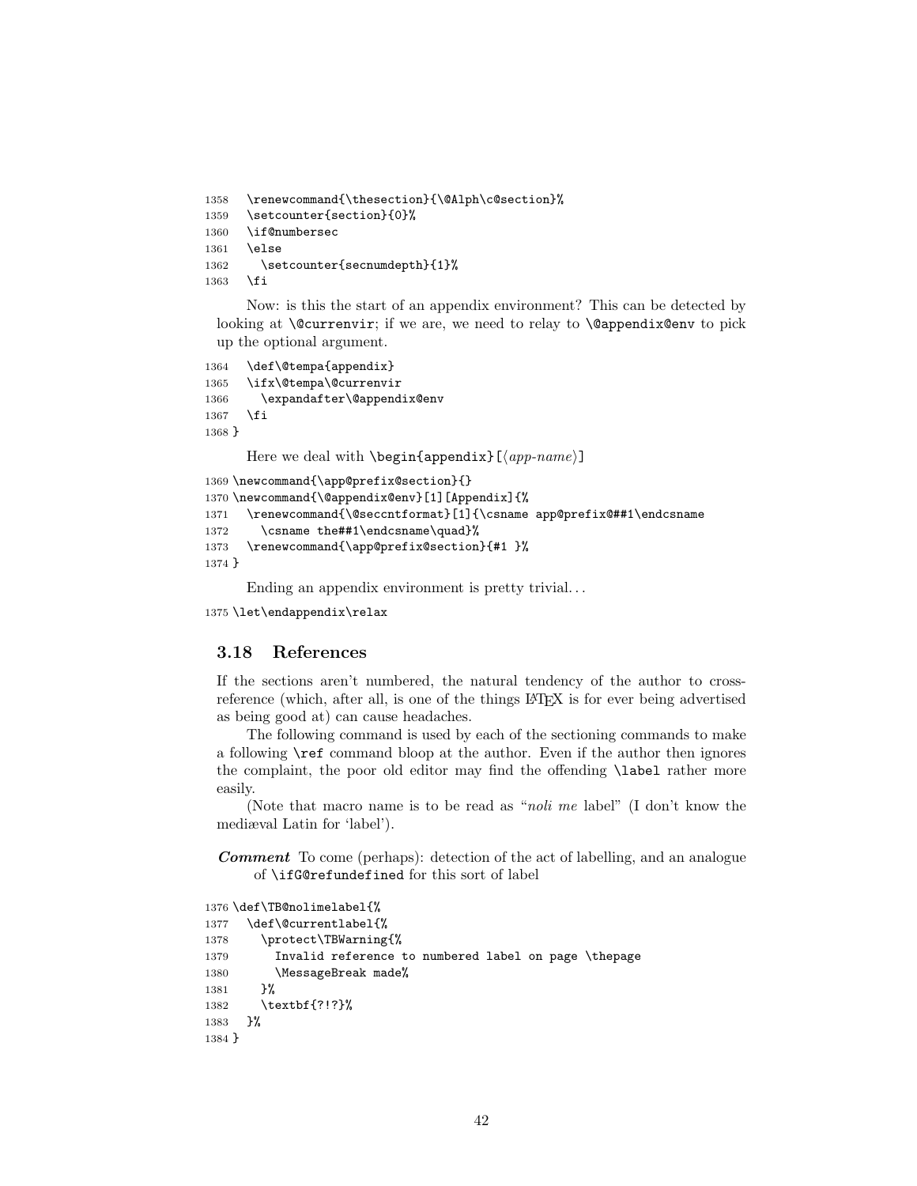```
1358   \renewcommand{\thesection}{\@Alph\c@section}%
1359   \setcounter{section}{0}%
1360   \if@numbersec
1361   \else
1362     \setcounter{secnumdepth}{1}%
1363   \fi
```

Now: is this the start of an appendix environment? This can be detected by looking at `\@currenvir`; if we are, we need to relay to `\@appendix@env` to pick up the optional argument.

```
1364   \def\@tempa{appendix}
1365   \ifx\@tempa\@currenvir
1366     \expandafter\@appendix@env
1367   \fi
1368 }
```

Here we deal with `\begin{appendix}[`⟨*app-name*⟩`]`

```
1369 \newcommand{\app@prefix@section}{}
1370 \newcommand{\@appendix@env}[1][Appendix]{%
1371   \renewcommand{\@seccntformat}[1]{\csname app@prefix@##1\endcsname
1372     \csname the##1\endcsname\quad}%
1373   \renewcommand{\app@prefix@section}{#1 }%
1374 }
```

Ending an appendix environment is pretty trivial. . .

```
1375 \let\endappendix\relax
```

### 3.18 References

If the sections aren't numbered, the natural tendency of the author to cross-reference (which, after all, is one of the things LaTeX is for ever being advertised as being good at) can cause headaches.

The following command is used by each of the sectioning commands to make a following `\ref` command bloop at the author. Even if the author then ignores the complaint, the poor old editor may find the offending `\label` rather more easily.

(Note that macro name is to be read as "*noli me* label" (I don't know the mediæval Latin for 'label').

***Comment*** To come (perhaps): detection of the act of labelling, and an analogue of `\ifG@refundefined` for this sort of label

```
1376 \def\TB@nolimelabel{%
1377   \def\@currentlabel{%
1378     \protect\TBWarning{%
1379       Invalid reference to numbered label on page \thepage
1380       \MessageBreak made%
1381     }%
1382     \textbf{?!?}%
1383   }%
1384 }
```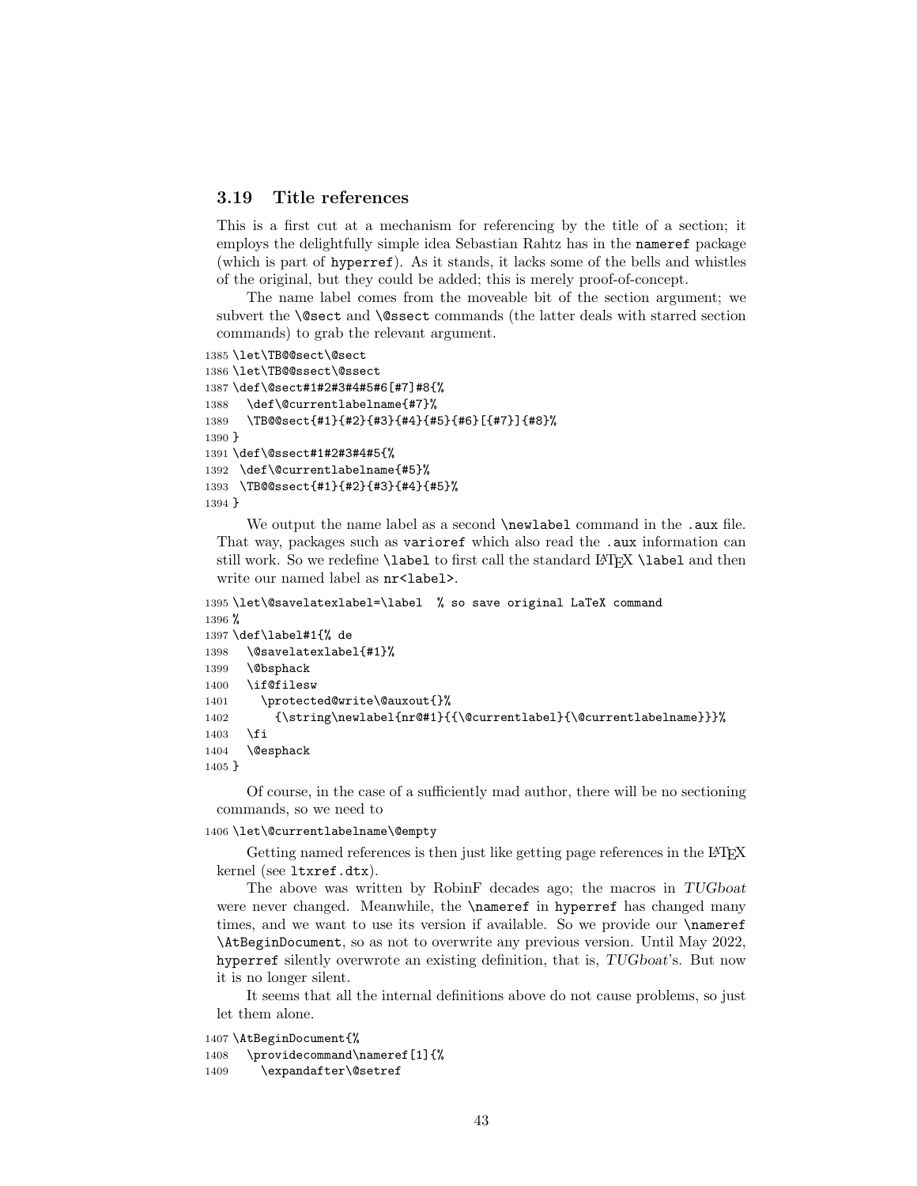### 3.19 Title references

This is a first cut at a mechanism for referencing by the title of a section; it employs the delightfully simple idea Sebastian Rahtz has in the `nameref` package (which is part of `hyperref`). As it stands, it lacks some of the bells and whistles of the original, but they could be added; this is merely proof-of-concept.

The name label comes from the moveable bit of the section argument; we subvert the `\@sect` and `\@ssect` commands (the latter deals with starred section commands) to grab the relevant argument.

```
1385 \let\TB@@sect\@sect
1386 \let\TB@@ssect\@ssect
1387 \def\@sect#1#2#3#4#5#6[#7]#8{%
1388   \def\@currentlabelname{#7}%
1389   \TB@@sect{#1}{#2}{#3}{#4}{#5}{#6}[{#7}]{#8}%
1390 }
1391 \def\@ssect#1#2#3#4#5{%
1392  \def\@currentlabelname{#5}%
1393  \TB@@ssect{#1}{#2}{#3}{#4}{#5}%
1394 }
```

We output the name label as a second `\newlabel` command in the `.aux` file. That way, packages such as `varioref` which also read the `.aux` information can still work. So we redefine `\label` to first call the standard LaTeX `\label` and then write our named label as `nr<label>`.

```
1395 \let\@savelatexlabel=\label  % so save original LaTeX command
1396 %
1397 \def\label#1{% de
1398   \@savelatexlabel{#1}%
1399   \@bsphack
1400   \if@filesw
1401     \protected@write\@auxout{}%
1402       {\string\newlabel{nr@#1}{{\@currentlabel}{\@currentlabelname}}}%
1403   \fi
1404   \@esphack
1405 }
```

Of course, in the case of a sufficiently mad author, there will be no sectioning commands, so we need to

```
1406 \let\@currentlabelname\@empty
```

Getting named references is then just like getting page references in the LaTeX kernel (see `ltxref.dtx`).

The above was written by RobinF decades ago; the macros in *TUGboat* were never changed. Meanwhile, the `\nameref` in `hyperref` has changed many times, and we want to use its version if available. So we provide our `\nameref` `\AtBeginDocument`, so as not to overwrite any previous version. Until May 2022, `hyperref` silently overwrote an existing definition, that is, *TUGboat*'s. But now it is no longer silent.

It seems that all the internal definitions above do not cause problems, so just let them alone.

```
1407 \AtBeginDocument{%
1408   \providecommand\nameref[1]{%
1409     \expandafter\@setref
```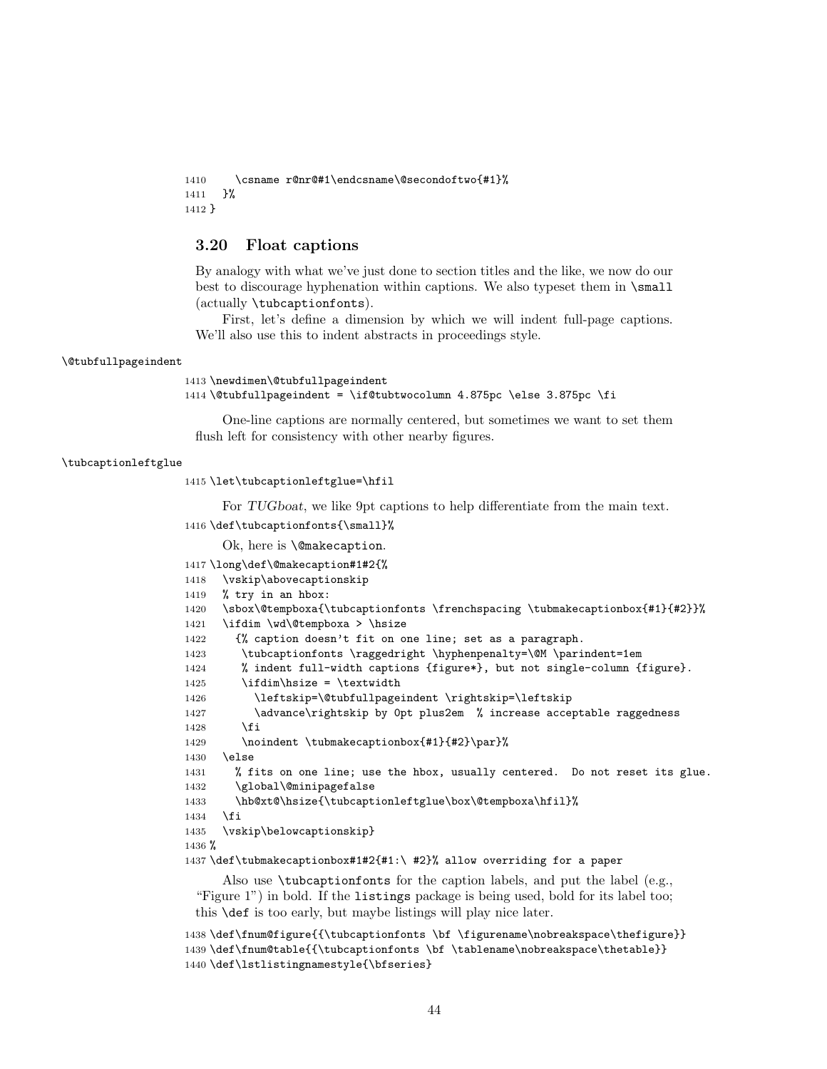```
1410     \csname r@nr@#1\endcsname\@secondoftwo{#1}%
1411   }%
1412 }
```

### 3.20 Float captions

By analogy with what we've just done to section titles and the like, we now do our best to discourage hyphenation within captions. We also typeset them in `\small` (actually `\tubcaptionfonts`).

First, let's define a dimension by which we will indent full-page captions. We'll also use this to indent abstracts in proceedings style.

`\@tubfullpageindent`

```
1413 \newdimen\@tubfullpageindent
1414 \@tubfullpageindent = \if@tubtwocolumn 4.875pc \else 3.875pc \fi
```

One-line captions are normally centered, but sometimes we want to set them flush left for consistency with other nearby figures.

`\tubcaptionleftglue`

```
1415 \let\tubcaptionleftglue=\hfil
```

For *TUGboat*, we like 9pt captions to help differentiate from the main text.

```
1416 \def\tubcaptionfonts{\small}%
```

Ok, here is `\@makecaption`.

```
1417 \long\def\@makecaption#1#2{%
1418   \vskip\abovecaptionskip
1419   % try in an hbox:
1420   \sbox\@tempboxa{\tubcaptionfonts \frenchspacing \tubmakecaptionbox{#1}{#2}}%
1421   \ifdim \wd\@tempboxa > \hsize
1422     {% caption doesn't fit on one line; set as a paragraph.
1423      \tubcaptionfonts \raggedright \hyphenpenalty=\@M \parindent=1em
1424      % indent full-width captions {figure*}, but not single-column {figure}.
1425      \ifdim\hsize = \textwidth
1426        \leftskip=\@tubfullpageindent \rightskip=\leftskip
1427        \advance\rightskip by 0pt plus2em  % increase acceptable raggedness
1428      \fi
1429      \noindent \tubmakecaptionbox{#1}{#2}\par}%
1430   \else
1431     % fits on one line; use the hbox, usually centered.  Do not reset its glue.
1432     \global\@minipagefalse
1433     \hb@xt@\hsize{\tubcaptionleftglue\box\@tempboxa\hfil}%
1434   \fi
1435   \vskip\belowcaptionskip}
1436 %
1437 \def\tubmakecaptionbox#1#2{#1:\ #2}% allow overriding for a paper
```

Also use `\tubcaptionfonts` for the caption labels, and put the label (e.g., "Figure 1") in bold. If the `listings` package is being used, bold for its label too; this `\def` is too early, but maybe listings will play nice later.

```
1438 \def\fnum@figure{{\tubcaptionfonts \bf \figurename\nobreakspace\thefigure}}
1439 \def\fnum@table{{\tubcaptionfonts \bf \tablename\nobreakspace\thetable}}
1440 \def\lstlistingnamestyle{\bfseries}
```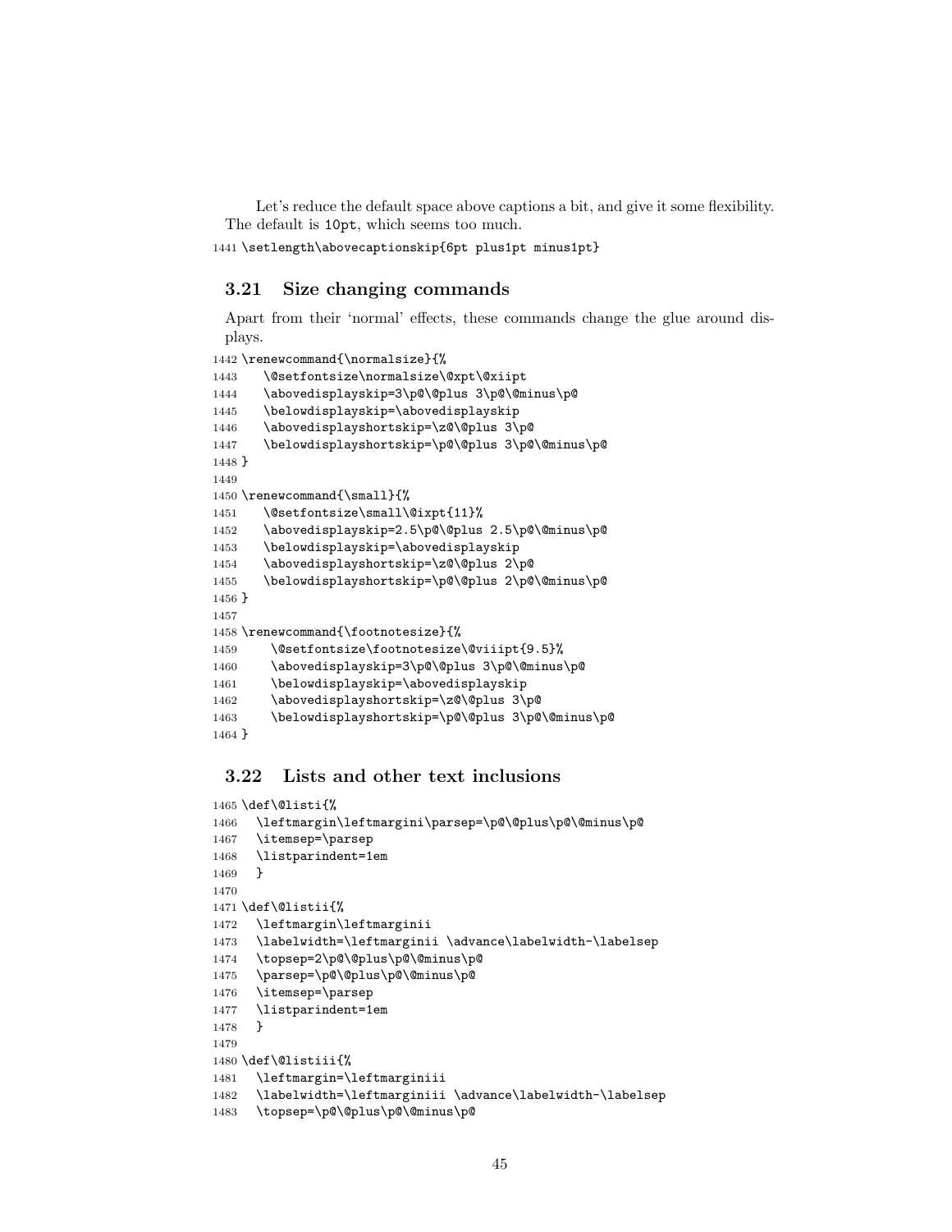Let's reduce the default space above captions a bit, and give it some flexibility. The default is `10pt`, which seems too much.

```
1441 \setlength\abovecaptionskip{6pt plus1pt minus1pt}
```

### 3.21 Size changing commands

Apart from their 'normal' effects, these commands change the glue around displays.

```
1442 \renewcommand{\normalsize}{%
1443    \@setfontsize\normalsize\@xpt\@xiipt
1444    \abovedisplayskip=3\p@\@plus 3\p@\@minus\p@
1445    \belowdisplayskip=\abovedisplayskip
1446    \abovedisplayshortskip=\z@\@plus 3\p@
1447    \belowdisplayshortskip=\p@\@plus 3\p@\@minus\p@
1448 }
1449
1450 \renewcommand{\small}{%
1451    \@setfontsize\small\@ixpt{11}%
1452    \abovedisplayskip=2.5\p@\@plus 2.5\p@\@minus\p@
1453    \belowdisplayskip=\abovedisplayskip
1454    \abovedisplayshortskip=\z@\@plus 2\p@
1455    \belowdisplayshortskip=\p@\@plus 2\p@\@minus\p@
1456 }
1457
1458 \renewcommand{\footnotesize}{%
1459     \@setfontsize\footnotesize\@viiipt{9.5}%
1460     \abovedisplayskip=3\p@\@plus 3\p@\@minus\p@
1461     \belowdisplayskip=\abovedisplayskip
1462     \abovedisplayshortskip=\z@\@plus 3\p@
1463     \belowdisplayshortskip=\p@\@plus 3\p@\@minus\p@
1464 }
```

### 3.22 Lists and other text inclusions

```
1465 \def\@listi{%
1466   \leftmargin\leftmargini\parsep=\p@\@plus\p@\@minus\p@
1467   \itemsep=\parsep
1468   \listparindent=1em
1469   }
1470
1471 \def\@listii{%
1472   \leftmargin\leftmarginii
1473   \labelwidth=\leftmarginii \advance\labelwidth-\labelsep
1474   \topsep=2\p@\@plus\p@\@minus\p@
1475   \parsep=\p@\@plus\p@\@minus\p@
1476   \itemsep=\parsep
1477   \listparindent=1em
1478   }
1479
1480 \def\@listiii{%
1481   \leftmargin=\leftmarginiii
1482   \labelwidth=\leftmarginiii \advance\labelwidth-\labelsep
1483   \topsep=\p@\@plus\p@\@minus\p@
```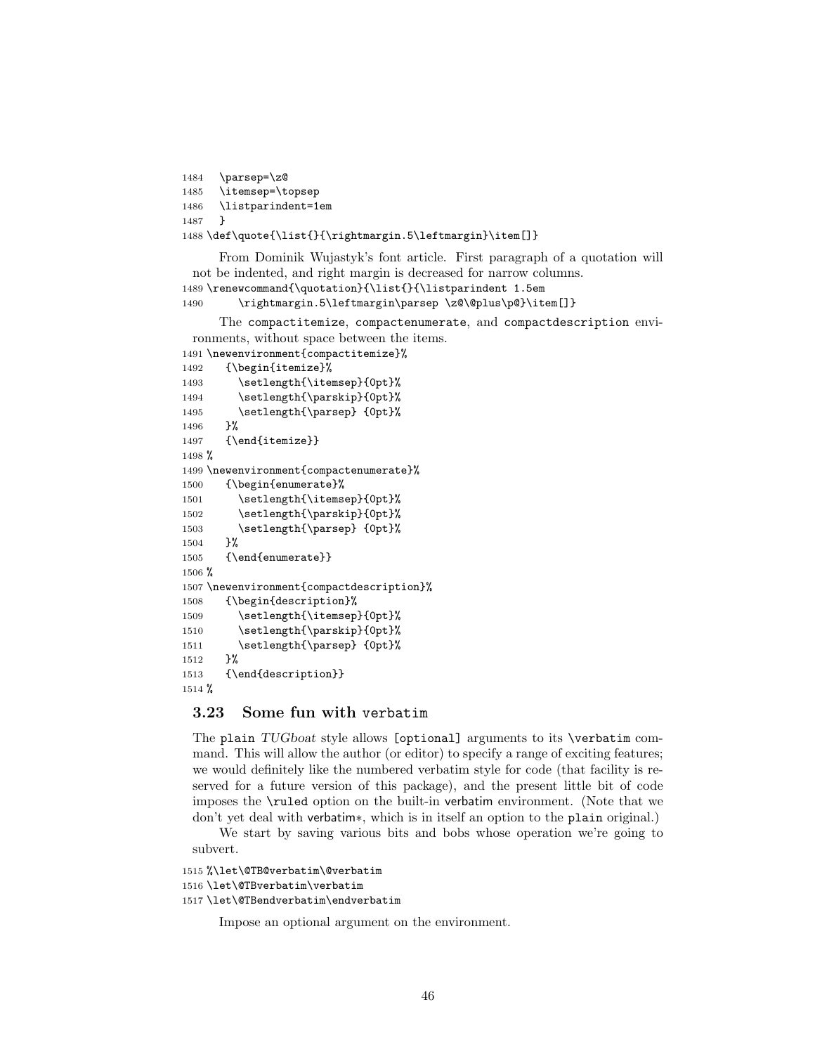```
1484   \parsep=\z@
1485   \itemsep=\topsep
1486   \listparindent=1em
1487   }
1488 \def\quote{\list{}{\rightmargin.5\leftmargin}\item[]}
```

From Dominik Wujastyk's font article. First paragraph of a quotation will not be indented, and right margin is decreased for narrow columns.

```
1489 \renewcommand{\quotation}{\list{}{\listparindent 1.5em
1490       \rightmargin.5\leftmargin\parsep \z@\@plus\p@}\item[]}
```

The compactitemize, compactenumerate, and compactdescription environments, without space between the items.

```
1491 \newenvironment{compactitemize}%
1492    {\begin{itemize}%
1493      \setlength{\itemsep}{0pt}%
1494      \setlength{\parskip}{0pt}%
1495      \setlength{\parsep} {0pt}%
1496    }%
1497    {\end{itemize}}
1498 %
1499 \newenvironment{compactenumerate}%
1500    {\begin{enumerate}%
1501      \setlength{\itemsep}{0pt}%
1502      \setlength{\parskip}{0pt}%
1503      \setlength{\parsep} {0pt}%
1504    }%
1505    {\end{enumerate}}
1506 %
1507 \newenvironment{compactdescription}%
1508    {\begin{description}%
1509      \setlength{\itemsep}{0pt}%
1510      \setlength{\parskip}{0pt}%
1511      \setlength{\parsep} {0pt}%
1512    }%
1513    {\end{description}}
1514 %
```

### 3.23 Some fun with verbatim

The plain *TUGboat* style allows [optional] arguments to its \verbatim command. This will allow the author (or editor) to specify a range of exciting features; we would definitely like the numbered verbatim style for code (that facility is reserved for a future version of this package), and the present little bit of code imposes the \ruled option on the built-in verbatim environment. (Note that we don't yet deal with verbatim∗, which is in itself an option to the plain original.)

We start by saving various bits and bobs whose operation we're going to subvert.

```
1515 %\let\@TB@verbatim\@verbatim
1516 \let\@TBverbatim\verbatim
1517 \let\@TBendverbatim\endverbatim
```

Impose an optional argument on the environment.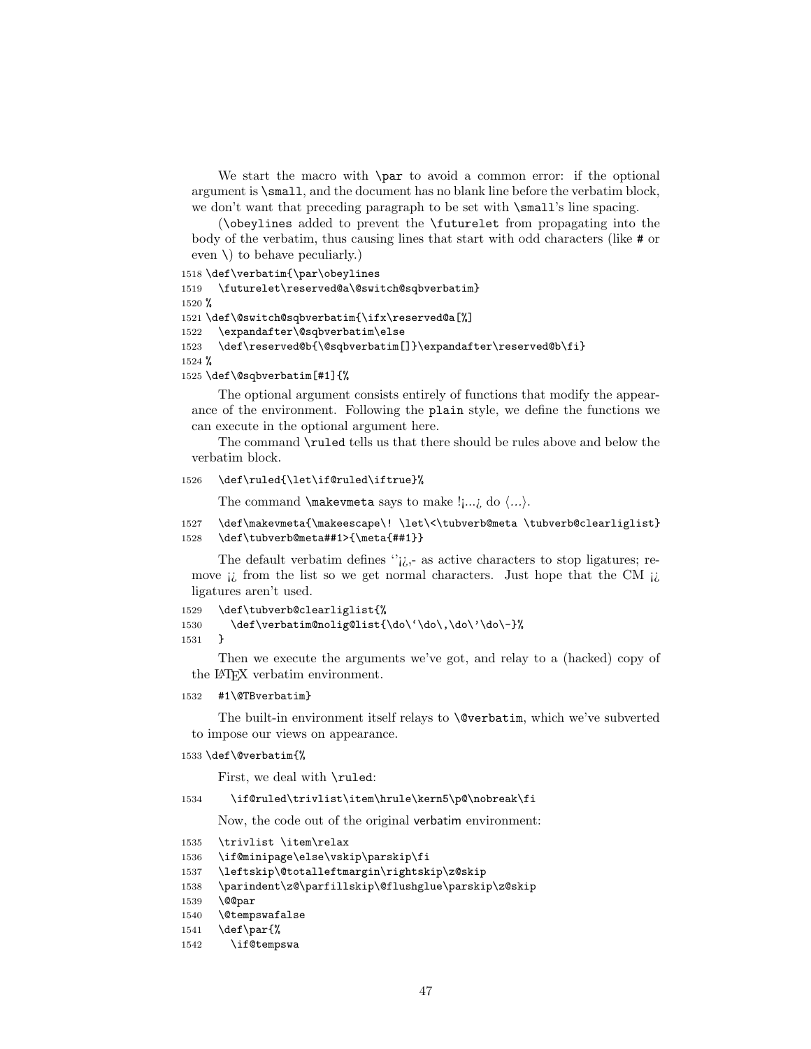We start the macro with `\par` to avoid a common error: if the optional argument is `\small`, and the document has no blank line before the verbatim block, we don't want that preceding paragraph to be set with `\small`'s line spacing.

(`\obeylines` added to prevent the `\futurelet` from propagating into the body of the verbatim, thus causing lines that start with odd characters (like `#` or even `\`) to behave peculiarly.)

```
1518 \def\verbatim{\par\obeylines
1519   \futurelet\reserved@a\@switch@sqbverbatim}
1520 %
1521 \def\@switch@sqbverbatim{\ifx\reserved@a[%]
1522   \expandafter\@sqbverbatim\else
1523   \def\reserved@b{\@sqbverbatim[]}\expandafter\reserved@b\fi}
1524 %
1525 \def\@sqbverbatim[#1]{%
```

The optional argument consists entirely of functions that modify the appearance of the environment. Following the `plain` style, we define the functions we can execute in the optional argument here.

The command `\ruled` tells us that there should be rules above and below the verbatim block.

```
1526   \def\ruled{\let\if@ruled\iftrue}%
```

The command `\makevmeta` says to make !¡...¿ do ⟨...⟩.

```
1527   \def\makevmeta{\makeescape\! \let\<\tubverb@meta \tubverb@clearliglist}
1528   \def\tubverb@meta##1>{\meta{##1}}
```

The default verbatim defines '`¡¿,- as active characters to stop ligatures; remove ¡¿ from the list so we get normal characters. Just hope that the CM ¡¿ ligatures aren't used.

```
1529   \def\tubverb@clearliglist{%
1530     \def\verbatim@nolig@list{\do\`\do\,\do\'\do\-}%
1531   }
```

Then we execute the arguments we've got, and relay to a (hacked) copy of the LaTeX verbatim environment.

```
1532   #1\@TBverbatim}
```

The built-in environment itself relays to `\@verbatim`, which we've subverted to impose our views on appearance.

```
1533 \def\@verbatim{%
```

First, we deal with `\ruled`:

```
1534     \if@ruled\trivlist\item\hrule\kern5\p@\nobreak\fi
```

Now, the code out of the original verbatim environment:

```
1535   \trivlist \item\relax
1536   \if@minipage\else\vskip\parskip\fi
1537   \leftskip\@totalleftmargin\rightskip\z@skip
1538   \parindent\z@\parfillskip\@flushglue\parskip\z@skip
1539   \@@par
1540   \@tempswafalse
1541   \def\par{%
1542     \if@tempswa
```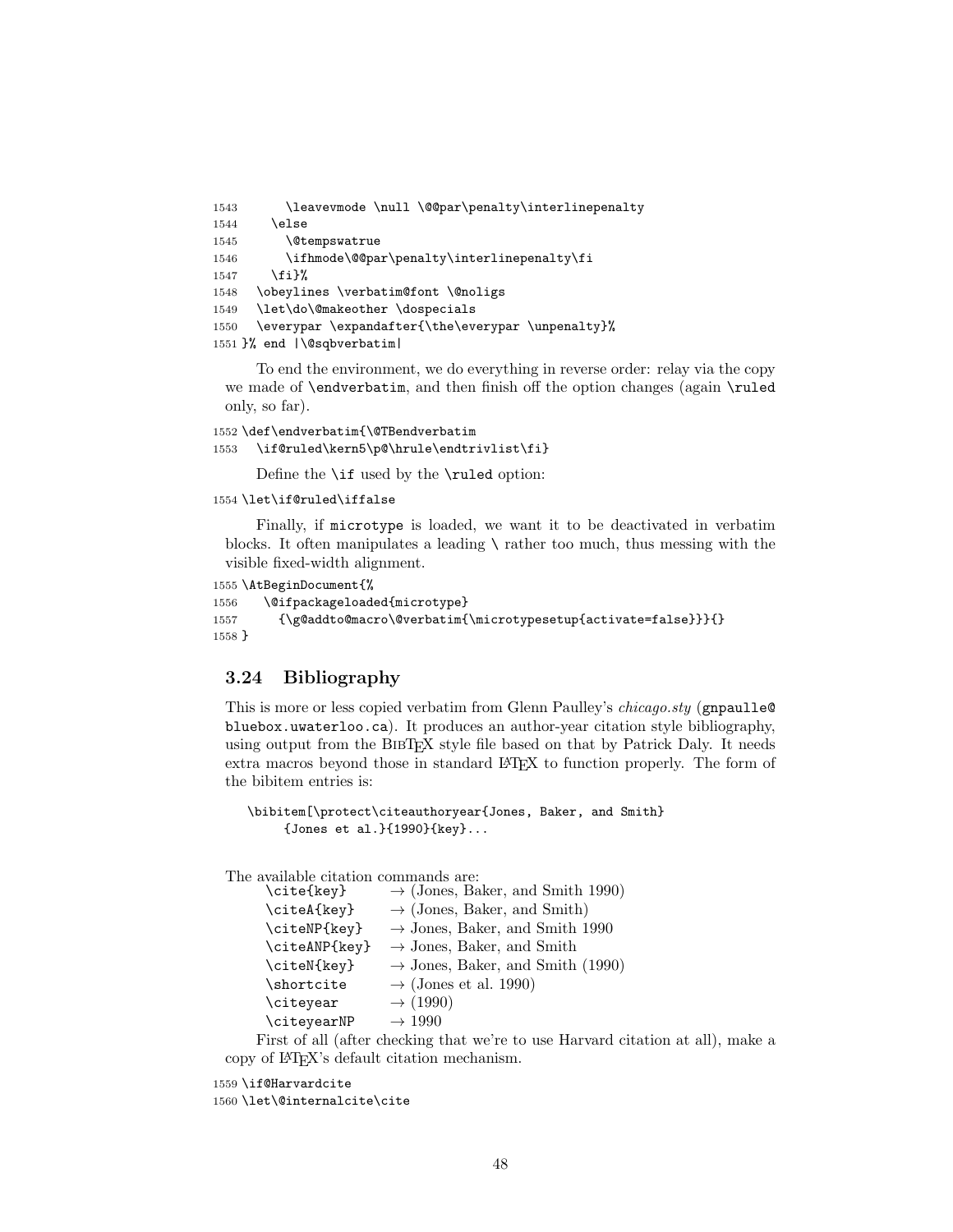```
1543      \leavevmode \null \@@par\penalty\interlinepenalty
1544    \else
1545      \@tempswatrue
1546      \ifhmode\@@par\penalty\interlinepenalty\fi
1547    \fi}%
1548  \obeylines \verbatim@font \@noligs
1549  \let\do\@makeother \dospecials
1550  \everypar \expandafter{\the\everypar \unpenalty}%
1551 }% end |\@sqbverbatim|
```

To end the environment, we do everything in reverse order: relay via the copy we made of `\endverbatim`, and then finish off the option changes (again `\ruled` only, so far).

```
1552 \def\endverbatim{\@TBendverbatim
1553   \if@ruled\kern5\p@\hrule\endtrivlist\fi}
```

Define the `\if` used by the `\ruled` option:

```
1554 \let\if@ruled\iffalse
```

Finally, if `microtype` is loaded, we want it to be deactivated in verbatim blocks. It often manipulates a leading `\` rather too much, thus messing with the visible fixed-width alignment.

```
1555 \AtBeginDocument{%
1556   \@ifpackageloaded{microtype}
1557     {\g@addto@macro\@verbatim{\microtypesetup{activate=false}}}{}
1558 }
```

## 3.24 Bibliography

This is more or less copied verbatim from Glenn Paulley's *chicago.sty* (`gnpaulle@bluebox.uwaterloo.ca`). It produces an author-year citation style bibliography, using output from the BibTeX style file based on that by Patrick Daly. It needs extra macros beyond those in standard LaTeX to function properly. The form of the bibitem entries is:

```
\bibitem[\protect\citeauthoryear{Jones, Baker, and Smith}
    {Jones et al.}{1990}{key}...
```

The available citation commands are:

| Command | Output |
|---|---|
| `\cite{key}` | → (Jones, Baker, and Smith 1990) |
| `\citeA{key}` | → (Jones, Baker, and Smith) |
| `\citeNP{key}` | → Jones, Baker, and Smith 1990 |
| `\citeANP{key}` | → Jones, Baker, and Smith |
| `\citeN{key}` | → Jones, Baker, and Smith (1990) |
| `\shortcite` | → (Jones et al. 1990) |
| `\citeyear` | → (1990) |
| `\citeyearNP` | → 1990 |

First of all (after checking that we're to use Harvard citation at all), make a copy of LaTeX's default citation mechanism.

```
1559 \if@Harvardcite
1560 \let\@internalcite\cite
```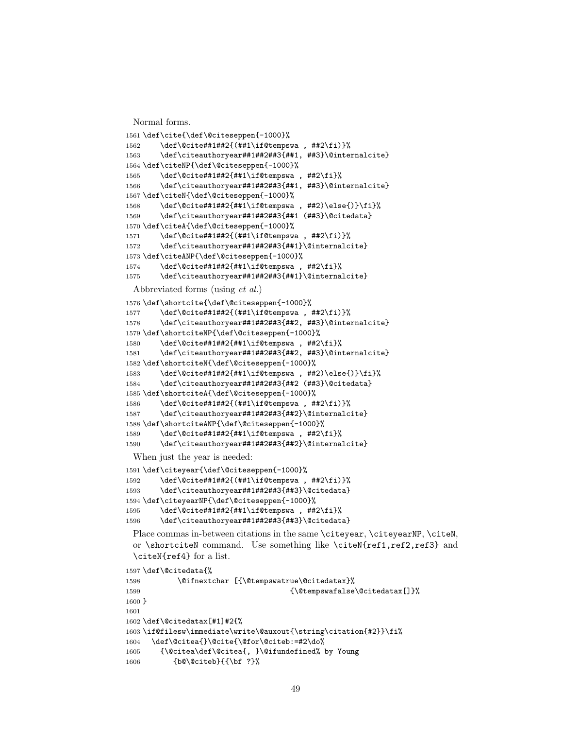Normal forms.

```
1561 \def\cite{\def\@citeseppen{-1000}%
1562     \def\@cite##1##2{(##1\if@tempswa , ##2\fi)}%
1563     \def\citeauthoryear##1##2##3{##1, ##3}\@internalcite}
1564 \def\citeNP{\def\@citeseppen{-1000}%
1565     \def\@cite##1##2{##1\if@tempswa , ##2\fi}%
1566     \def\citeauthoryear##1##2##3{##1, ##3}\@internalcite}
1567 \def\citeN{\def\@citeseppen{-1000}%
1568     \def\@cite##1##2{##1\if@tempswa , ##2)\else{)}\fi}%
1569     \def\citeauthoryear##1##2##3{##1 (##3}\@citedata}
1570 \def\citeA{\def\@citeseppen{-1000}%
1571     \def\@cite##1##2{(##1\if@tempswa , ##2\fi)}%
1572     \def\citeauthoryear##1##2##3{##1}\@internalcite}
1573 \def\citeANP{\def\@citeseppen{-1000}%
1574     \def\@cite##1##2{##1\if@tempswa , ##2\fi}%
1575     \def\citeauthoryear##1##2##3{##1}\@internalcite}
```

Abbreviated forms (using *et al.*)

```
1576 \def\shortcite{\def\@citeseppen{-1000}%
1577     \def\@cite##1##2{(##1\if@tempswa , ##2\fi)}%
1578     \def\citeauthoryear##1##2##3{##2, ##3}\@internalcite}
1579 \def\shortciteNP{\def\@citeseppen{-1000}%
1580     \def\@cite##1##2{##1\if@tempswa , ##2\fi}%
1581     \def\citeauthoryear##1##2##3{##2, ##3}\@internalcite}
1582 \def\shortciteN{\def\@citeseppen{-1000}%
1583     \def\@cite##1##2{##1\if@tempswa , ##2)\else{)}\fi}%
1584     \def\citeauthoryear##1##2##3{##2 (##3}\@citedata}
1585 \def\shortciteA{\def\@citeseppen{-1000}%
1586     \def\@cite##1##2{(##1\if@tempswa , ##2\fi)}%
1587     \def\citeauthoryear##1##2##3{##2}\@internalcite}
1588 \def\shortciteANP{\def\@citeseppen{-1000}%
1589     \def\@cite##1##2{##1\if@tempswa , ##2\fi}%
1590     \def\citeauthoryear##1##2##3{##2}\@internalcite}
```

When just the year is needed:

```
1591 \def\citeyear{\def\@citeseppen{-1000}%
1592     \def\@cite##1##2{(##1\if@tempswa , ##2\fi)}%
1593     \def\citeauthoryear##1##2##3{##3}\@citedata}
1594 \def\citeyearNP{\def\@citeseppen{-1000}%
1595     \def\@cite##1##2{##1\if@tempswa , ##2\fi}%
1596     \def\citeauthoryear##1##2##3{##3}\@citedata}
```

Place commas in-between citations in the same `\citeyear`, `\citeyearNP`, `\citeN`, or `\shortciteN` command. Use something like `\citeN{ref1,ref2,ref3}` and `\citeN{ref4}` for a list.

```
1597 \def\@citedata{%
1598         \@ifnextchar [{\@tempswatrue\@citedatax}%
1599                                   {\@tempswafalse\@citedatax[]}%
1600 }
1601
1602 \def\@citedatax[#1]#2{%
1603 \if@filesw\immediate\write\@auxout{\string\citation{#2}}\fi%
1604   \def\@citea{}\@cite{\@for\@citeb:=#2\do%
1605     {\@citea\def\@citea{, }\@ifundefined% by Young
1606        {b@\@citeb}{{\bf ?}}%
```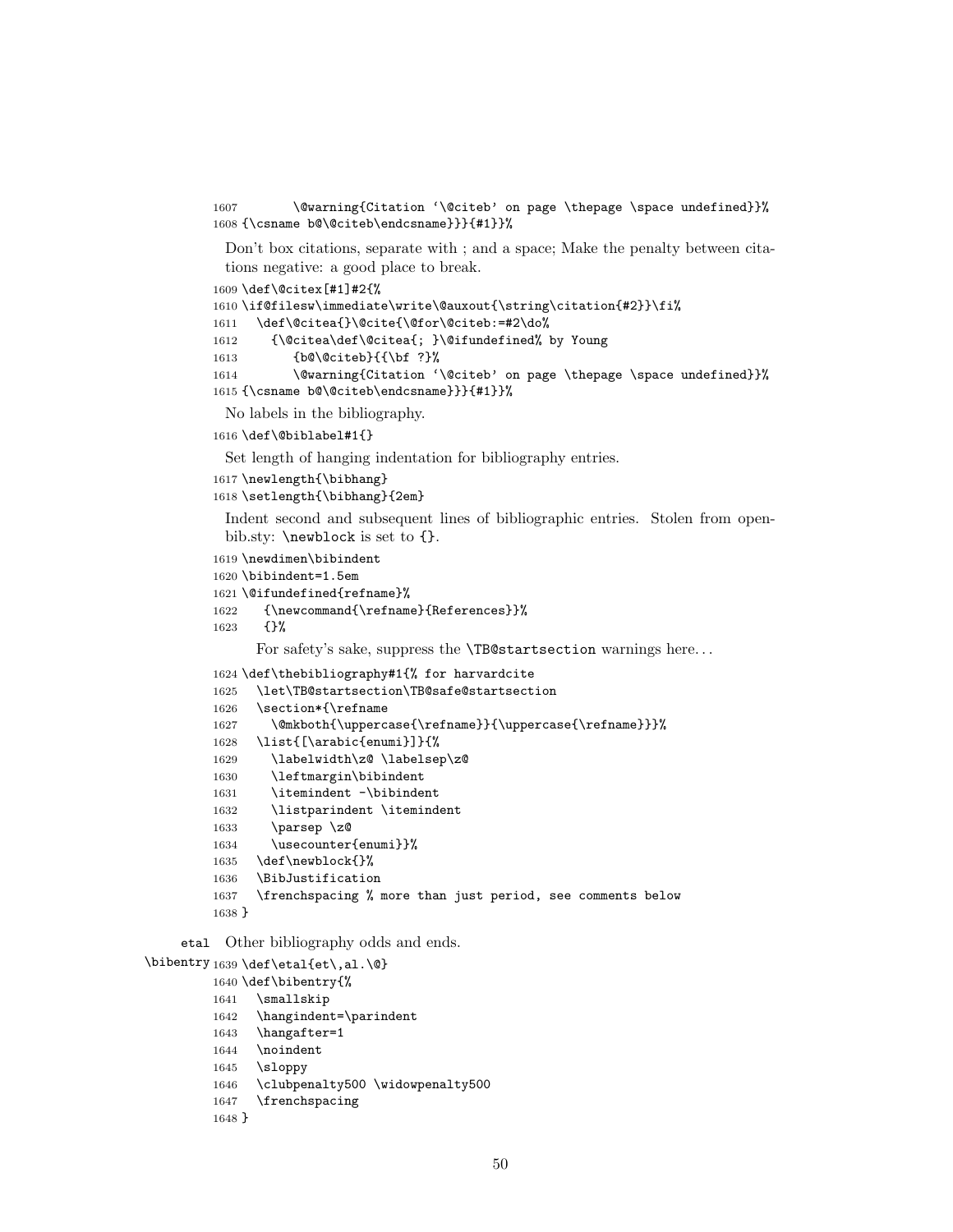```
1607       \@warning{Citation `\@citeb' on page \thepage \space undefined}}%
1608 {\csname b@\@citeb\endcsname}}}{#1}}%
```

Don't box citations, separate with ; and a space; Make the penalty between citations negative: a good place to break.

```
1609 \def\@citex[#1]#2{%
1610 \if@filesw\immediate\write\@auxout{\string\citation{#2}}\fi%
1611   \def\@citea{}\@cite{\@for\@citeb:=#2\do%
1612     {\@citea\def\@citea{; }\@ifundefined% by Young
1613        {b@\@citeb}{{\bf ?}%
1614        \@warning{Citation `\@citeb' on page \thepage \space undefined}}%
1615 {\csname b@\@citeb\endcsname}}}{#1}}%
```

No labels in the bibliography.

```
1616 \def\@biblabel#1{}
```

Set length of hanging indentation for bibliography entries.

```
1617 \newlength{\bibhang}
1618 \setlength{\bibhang}{2em}
```

Indent second and subsequent lines of bibliographic entries. Stolen from openbib.sty: `\newblock` is set to {}.

```
1619 \newdimen\bibindent
1620 \bibindent=1.5em
1621 \@ifundefined{refname}%
1622    {\newcommand{\refname}{References}}%
1623    {}%
```

For safety's sake, suppress the `\TB@startsection` warnings here…

```
1624 \def\thebibliography#1{% for harvardcite
1625   \let\TB@startsection\TB@safe@startsection
1626   \section*{\refname
1627     \@mkboth{\uppercase{\refname}}{\uppercase{\refname}}}%
1628   \list{[\arabic{enumi}]}{%
1629     \labelwidth\z@ \labelsep\z@
1630     \leftmargin\bibindent
1631     \itemindent -\bibindent
1632     \listparindent \itemindent
1633     \parsep \z@
1634     \usecounter{enumi}}%
1635   \def\newblock{}%
1636   \BibJustification
1637   \frenchspacing % more than just period, see comments below
1638 }
```

`etal` `\bibentry` Other bibliography odds and ends.

```
1639 \def\etal{et\,al.\@}
1640 \def\bibentry{%
1641   \smallskip
1642   \hangindent=\parindent
1643   \hangafter=1
1644   \noindent
1645   \sloppy
1646   \clubpenalty500 \widowpenalty500
1647   \frenchspacing
1648 }
```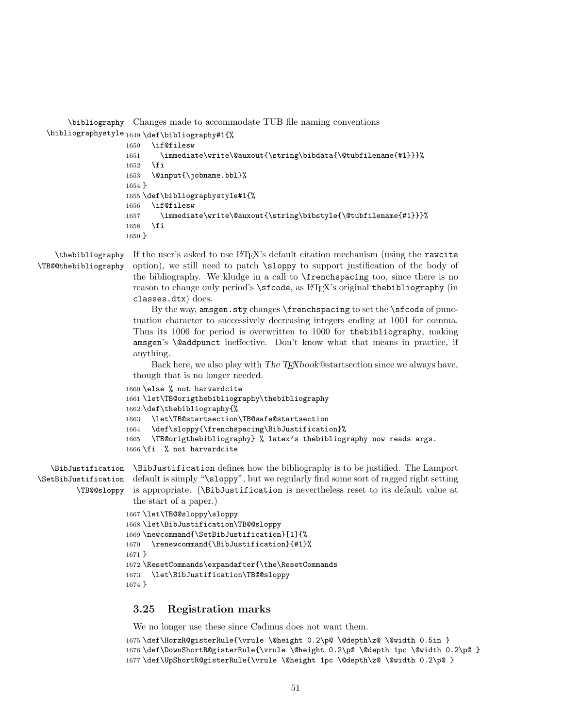\bibliography \bibliographystyle

Changes made to accommodate TUB file naming conventions

```
1649 \def\bibliography#1{%
1650   \if@filesw
1651     \immediate\write\@auxout{\string\bibdata{\@tubfilename{#1}}}%
1652   \fi
1653   \@input{\jobname.bbl}%
1654 }
1655 \def\bibliographystyle#1{%
1656   \if@filesw
1657     \immediate\write\@auxout{\string\bibstyle{\@tubfilename{#1}}}%
1658   \fi
1659 }
```

\thebibliography \TB@@thebibliography

If the user's asked to use LaTeX's default citation mechanism (using the `rawcite` option), we still need to patch `\sloppy` to support justification of the body of the bibliography. We kludge in a call to `\frenchspacing` too, since there is no reason to change only period's `\sfcode`, as LaTeX's original `thebibliography` (in `classes.dtx`) does.

By the way, `amsgen.sty` changes `\frenchspacing` to set the `\sfcode` of punctuation character to successively decreasing integers ending at 1001 for comma. Thus its 1006 for period is overwritten to 1000 for `thebibliography`, making `amsgen`'s `\@addpunct` ineffective. Don't know what that means in practice, if anything.

Back here, we also play with *The TEXbook*@startsection since we always have, though that is no longer needed.

```
1660 \else % not harvardcite
1661 \let\TB@origthebibliography\thebibliography
1662 \def\thebibliography{%
1663   \let\TB@startsection\TB@safe@startsection
1664   \def\sloppy{\frenchspacing\BibJustification}%
1665   \TB@origthebibliography} % latex's thebibliography now reads args.
1666 \fi  % not harvardcite
```

\BibJustification \SetBibJustification \TB@@sloppy

`\BibJustification` defines how the bibliography is to be justified. The Lamport default is simply "`\sloppy`", but we regularly find some sort of ragged right setting is appropriate. (`\BibJustification` is nevertheless reset to its default value at the start of a paper.)

```
1667 \let\TB@@sloppy\sloppy
1668 \let\BibJustification\TB@@sloppy
1669 \newcommand{\SetBibJustification}[1]{%
1670   \renewcommand{\BibJustification}{#1}%
1671 }
1672 \ResetCommands\expandafter{\the\ResetCommands
1673   \let\BibJustification\TB@@sloppy
1674 }
```

### 3.25 Registration marks

We no longer use these since Cadmus does not want them.

```
1675 \def\HorzR@gisterRule{\vrule \@height 0.2\p@ \@depth\z@ \@width 0.5in }
1676 \def\DownShortR@gisterRule{\vrule \@height 0.2\p@ \@depth 1pc \@width 0.2\p@ }
1677 \def\UpShortR@gisterRule{\vrule \@height 1pc \@depth\z@ \@width 0.2\p@ }
```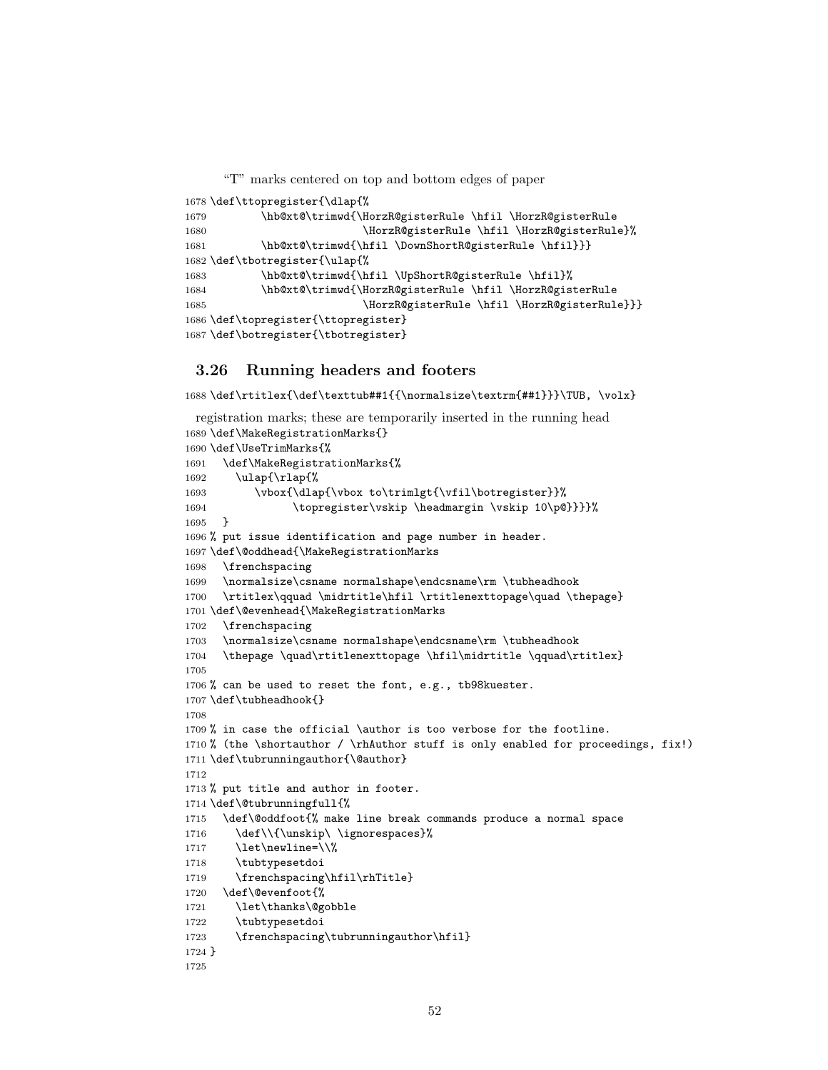"T" marks centered on top and bottom edges of paper

```
1678 \def\ttopregister{\dlap{%
1679         \hb@xt@\trimwd{\HorzR@gisterRule \hfil \HorzR@gisterRule
1680                        \HorzR@gisterRule \hfil \HorzR@gisterRule}%
1681         \hb@xt@\trimwd{\hfil \DownShortR@gisterRule \hfil}}}
1682 \def\tbotregister{\ulap{%
1683         \hb@xt@\trimwd{\hfil \UpShortR@gisterRule \hfil}%
1684         \hb@xt@\trimwd{\HorzR@gisterRule \hfil \HorzR@gisterRule
1685                        \HorzR@gisterRule \hfil \HorzR@gisterRule}}}
1686 \def\topregister{\ttopregister}
1687 \def\botregister{\tbotregister}
```

## 3.26 Running headers and footers

```
1688 \def\rtitlex{\def\texttub##1{{\normalsize\textrm{##1}}}\TUB, \volx}
```

registration marks; these are temporarily inserted in the running head

```
1689 \def\MakeRegistrationMarks{}
1690 \def\UseTrimMarks{%
1691   \def\MakeRegistrationMarks{%
1692     \ulap{\rlap{%
1693        \vbox{\dlap{\vbox to\trimlgt{\vfil\botregister}}%
1694              \topregister\vskip \headmargin \vskip 10\p@}}}}%
1695   }
1696 % put issue identification and page number in header.
1697 \def\@oddhead{\MakeRegistrationMarks
1698   \frenchspacing
1699   \normalsize\csname normalshape\endcsname\rm \tubheadhook
1700   \rtitlex\qquad \midrtitle\hfil \rtitlenexttopage\quad \thepage}
1701 \def\@evenhead{\MakeRegistrationMarks
1702   \frenchspacing
1703   \normalsize\csname normalshape\endcsname\rm \tubheadhook
1704   \thepage \quad\rtitlenexttopage \hfil\midrtitle \qquad\rtitlex}
1705
1706 % can be used to reset the font, e.g., tb98kuester.
1707 \def\tubheadhook{}
1708
1709 % in case the official \author is too verbose for the footline.
1710 % (the \shortauthor / \rhAuthor stuff is only enabled for proceedings, fix!)
1711 \def\tubrunningauthor{\@author}
1712
1713 % put title and author in footer.
1714 \def\@tubrunningfull{%
1715   \def\@oddfoot{% make line break commands produce a normal space
1716     \def\\{\unskip\ \ignorespaces}%
1717     \let\newline=\\%
1718     \tubtypesetdoi
1719     \frenchspacing\hfil\rhTitle}
1720   \def\@evenfoot{%
1721     \let\thanks\@gobble
1722     \tubtypesetdoi
1723     \frenchspacing\tubrunningauthor\hfil}
1724 }
1725
```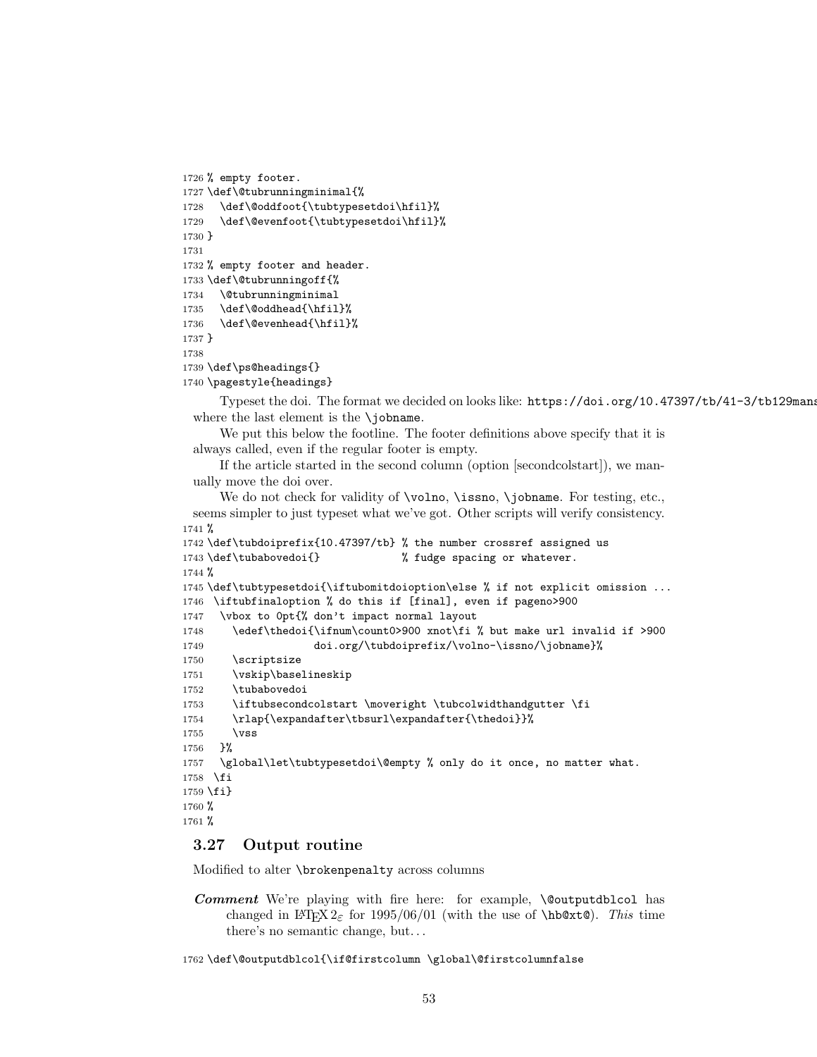```
1726 % empty footer.
1727 \def\@tubrunningminimal{%
1728   \def\@oddfoot{\tubtypesetdoi\hfil}%
1729   \def\@evenfoot{\tubtypesetdoi\hfil}%
1730 }
1731
1732 % empty footer and header.
1733 \def\@tubrunningoff{%
1734   \@tubrunningminimal
1735   \def\@oddhead{\hfil}%
1736   \def\@evenhead{\hfil}%
1737 }
1738
1739 \def\ps@headings{}
1740 \pagestyle{headings}
```

Typeset the doi. The format we decided on looks like: `https://doi.org/10.47397/tb/41-3/tb129mans` where the last element is the `\jobname`.

We put this below the footline. The footer definitions above specify that it is always called, even if the regular footer is empty.

If the article started in the second column (option [secondcolstart]), we manually move the doi over.

We do not check for validity of `\volno`, `\issno`, `\jobname`. For testing, etc., seems simpler to just typeset what we've got. Other scripts will verify consistency.

```
1741 %
1742 \def\tubdoiprefix{10.47397/tb} % the number crossref assigned us
1743 \def\tubabovedoi{}             % fudge spacing or whatever.
1744 %
1745 \def\tubtypesetdoi{\iftubomitdoioption\else % if not explicit omission ...
1746  \iftubfinaloption % do this if [final], even if pageno>900
1747   \vbox to 0pt{% don't impact normal layout
1748     \edef\thedoi{\ifnum\count0>900 xnot\fi % but make url invalid if >900
1749                  doi.org/\tubdoiprefix/\volno-\issno/\jobname}%
1750     \scriptsize
1751     \vskip\baselineskip
1752     \tubabovedoi
1753     \iftubsecondcolstart \moveright \tubcolwidthandgutter \fi
1754     \rlap{\expandafter\tbsurl\expandafter{\thedoi}}%
1755     \vss
1756   }%
1757   \global\let\tubtypesetdoi\@empty % only do it once, no matter what.
1758  \fi
1759 \fi}
1760 %
1761 %
```

### 3.27 Output routine

Modified to alter `\brokenpenalty` across columns

***Comment*** We're playing with fire here: for example, `\@outputdblcol` has changed in LaTeX $2_\varepsilon$ for 1995/06/01 (with the use of `\hb@xt@`). *This* time there's no semantic change, but...

```
1762 \def\@outputdblcol{\if@firstcolumn \global\@firstcolumnfalse
```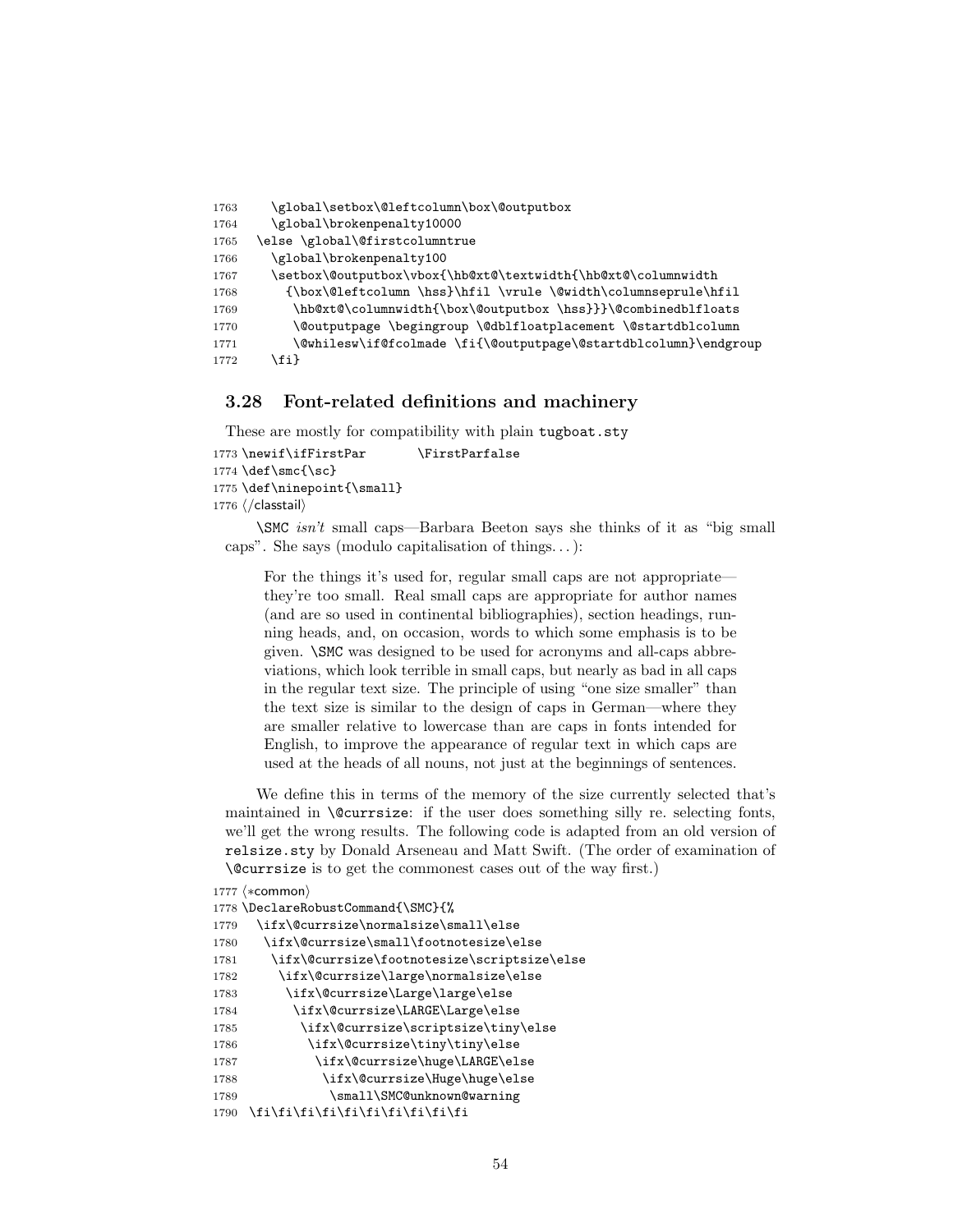```
1763     \global\setbox\@leftcolumn\box\@outputbox
1764     \global\brokenpenalty10000
1765   \else \global\@firstcolumntrue
1766     \global\brokenpenalty100
1767     \setbox\@outputbox\vbox{\hb@xt@\textwidth{\hb@xt@\columnwidth
1768       {\box\@leftcolumn \hss}\hfil \vrule \@width\columnseprule\hfil
1769        \hb@xt@\columnwidth{\box\@outputbox \hss}}}\@combinedblfloats
1770        \@outputpage \begingroup \@dblfloatplacement \@startdblcolumn
1771        \@whilesw\if@fcolmade \fi{\@outputpage\@startdblcolumn}\endgroup
1772     \fi}
```

### 3.28 Font-related definitions and machinery

These are mostly for compatibility with plain `tugboat.sty`

```
1773 \newif\ifFirstPar       \FirstParfalse
1774 \def\smc{\sc}
1775 \def\ninepoint{\small}
1776 ⟨/classtail⟩
```

`\SMC` *isn't* small caps—Barbara Beeton says she thinks of it as "big small caps". She says (modulo capitalisation of things. . . ):

> For the things it's used for, regular small caps are not appropriate—they're too small. Real small caps are appropriate for author names (and are so used in continental bibliographies), section headings, running heads, and, on occasion, words to which some emphasis is to be given. `\SMC` was designed to be used for acronyms and all-caps abbreviations, which look terrible in small caps, but nearly as bad in all caps in the regular text size. The principle of using "one size smaller" than the text size is similar to the design of caps in German—where they are smaller relative to lowercase than are caps in fonts intended for English, to improve the appearance of regular text in which caps are used at the heads of all nouns, not just at the beginnings of sentences.

We define this in terms of the memory of the size currently selected that's maintained in `\@currsize`: if the user does something silly re. selecting fonts, we'll get the wrong results. The following code is adapted from an old version of `relsize.sty` by Donald Arseneau and Matt Swift. (The order of examination of `\@currsize` is to get the commonest cases out of the way first.)

```
1777 ⟨*common⟩
1778 \DeclareRobustCommand{\SMC}{%
1779   \ifx\@currsize\normalsize\small\else
1780    \ifx\@currsize\small\footnotesize\else
1781     \ifx\@currsize\footnotesize\scriptsize\else
1782      \ifx\@currsize\large\normalsize\else
1783       \ifx\@currsize\Large\large\else
1784        \ifx\@currsize\LARGE\Large\else
1785         \ifx\@currsize\scriptsize\tiny\else
1786          \ifx\@currsize\tiny\tiny\else
1787           \ifx\@currsize\huge\LARGE\else
1788            \ifx\@currsize\Huge\huge\else
1789             \small\SMC@unknown@warning
1790   \fi\fi\fi\fi\fi\fi\fi\fi\fi\fi
```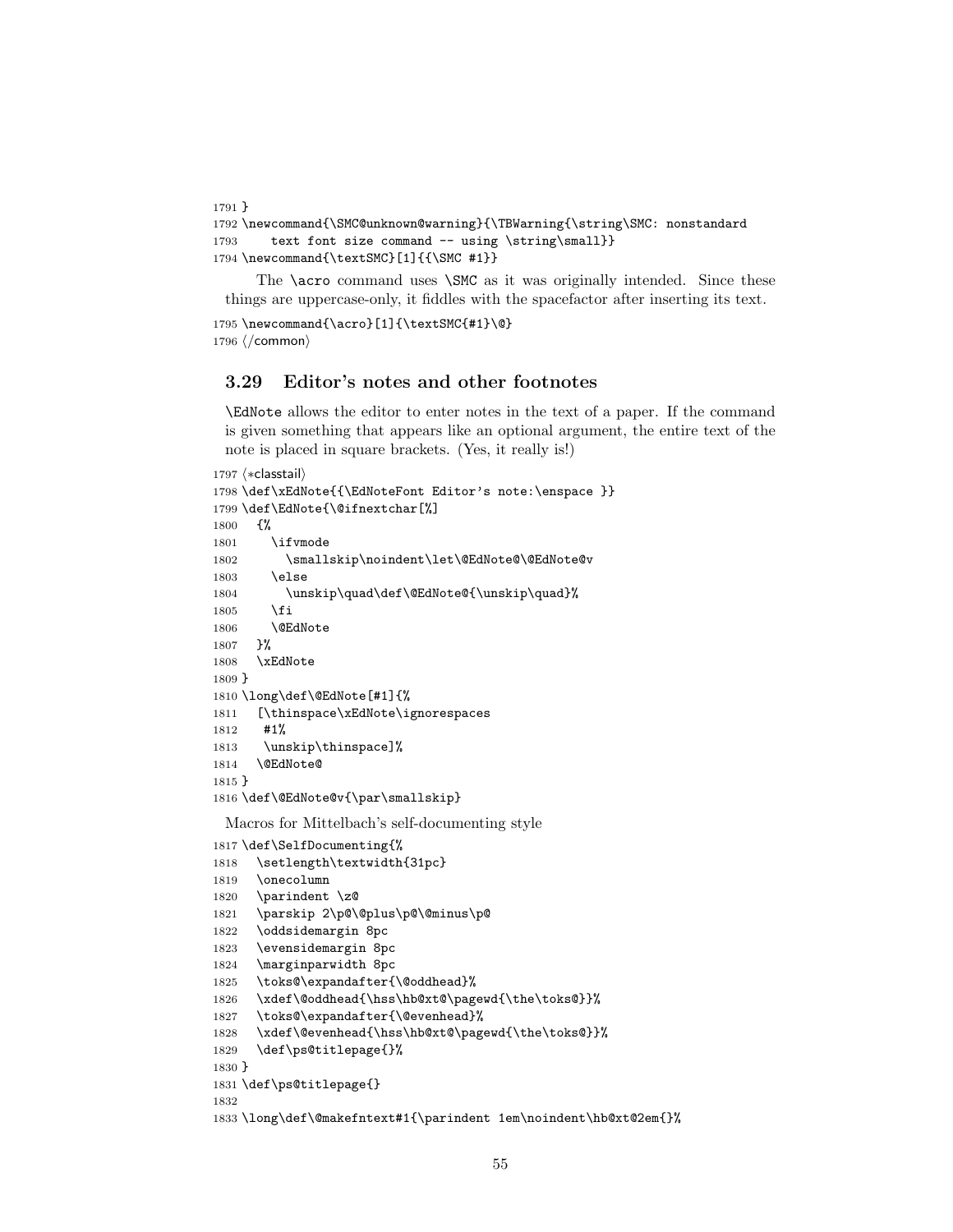```
1791 }
1792 \newcommand{\SMC@unknown@warning}{\TBWarning{\string\SMC: nonstandard
1793     text font size command -- using \string\small}}
1794 \newcommand{\textSMC}[1]{{\SMC #1}}
```

The \acro command uses \SMC as it was originally intended. Since these things are uppercase-only, it fiddles with the spacefactor after inserting its text.

```
1795 \newcommand{\acro}[1]{\textSMC{#1}\@}
1796 ⟨/common⟩
```

### 3.29 Editor's notes and other footnotes

\EdNote allows the editor to enter notes in the text of a paper. If the command is given something that appears like an optional argument, the entire text of the note is placed in square brackets. (Yes, it really is!)

```
1797 ⟨*classtail⟩
1798 \def\xEdNote{{\EdNoteFont Editor's note:\enspace }}
1799 \def\EdNote{\@ifnextchar[%]
1800   {%
1801     \ifvmode
1802       \smallskip\noindent\let\@EdNote@\@EdNote@v
1803     \else
1804       \unskip\quad\def\@EdNote@{\unskip\quad}%
1805     \fi
1806     \@EdNote
1807   }%
1808   \xEdNote
1809 }
1810 \long\def\@EdNote[#1]{%
1811   [\thinspace\xEdNote\ignorespaces
1812    #1%
1813    \unskip\thinspace]%
1814   \@EdNote@
1815 }
1816 \def\@EdNote@v{\par\smallskip}
```

Macros for Mittelbach's self-documenting style

```
1817 \def\SelfDocumenting{%
1818   \setlength\textwidth{31pc}
1819   \onecolumn
1820   \parindent \z@
1821   \parskip 2\p@\@plus\p@\@minus\p@
1822   \oddsidemargin 8pc
1823   \evensidemargin 8pc
1824   \marginparwidth 8pc
1825   \toks@\expandafter{\@oddhead}%
1826   \xdef\@oddhead{\hss\hb@xt@\pagewd{\the\toks@}}%
1827   \toks@\expandafter{\@evenhead}%
1828   \xdef\@evenhead{\hss\hb@xt@\pagewd{\the\toks@}}%
1829   \def\ps@titlepage{}%
1830 }
1831 \def\ps@titlepage{}
1832
1833 \long\def\@makefntext#1{\parindent 1em\noindent\hb@xt@2em{}%
```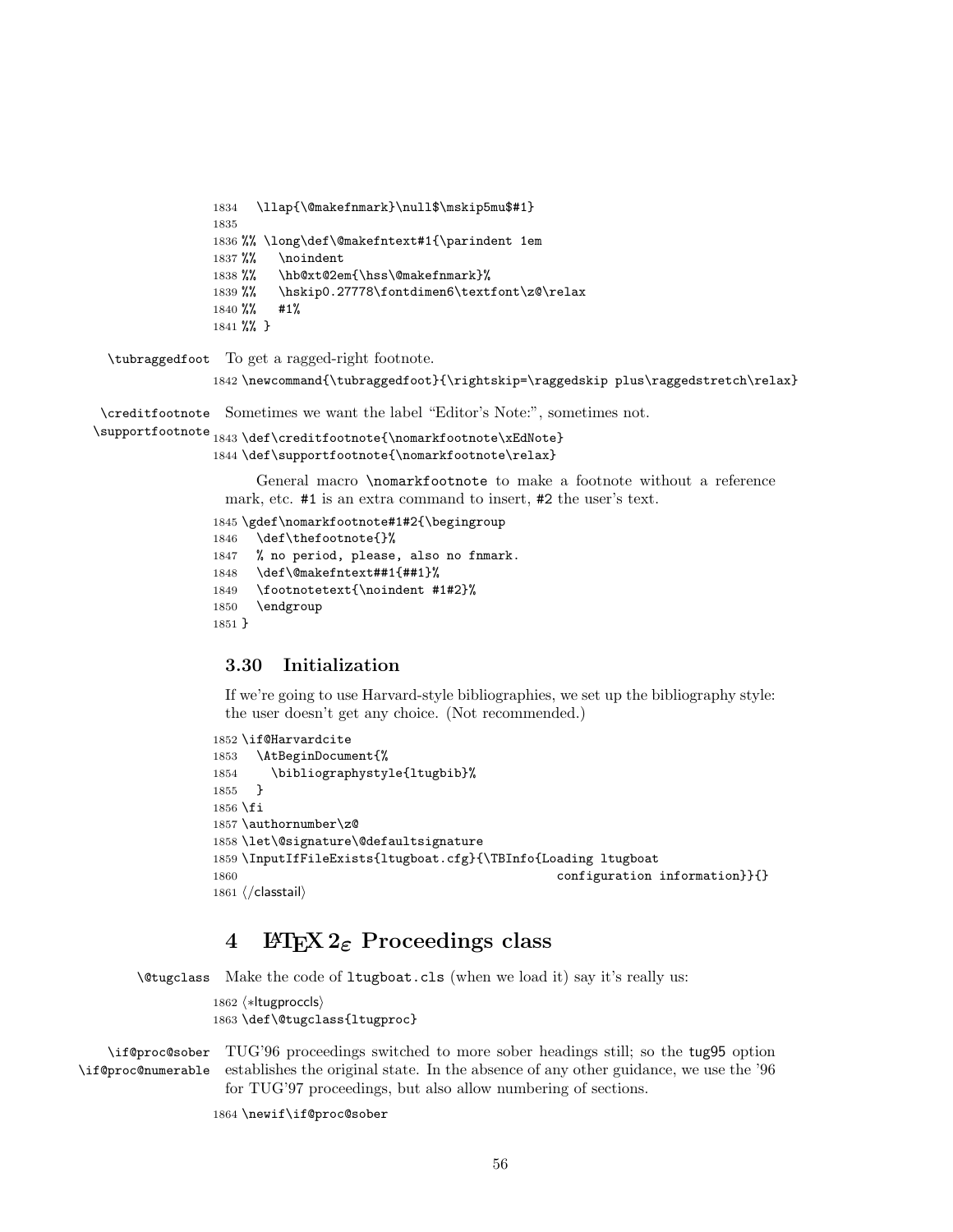```
1834   \llap{\@makefnmark}\null$\mskip5mu$#1}
1835
1836 %% \long\def\@makefntext#1{\parindent 1em
1837 %%   \noindent
1838 %%   \hb@xt@2em{\hss\@makefnmark}%
1839 %%   \hskip0.27778\fontdimen6\textfont\z@\relax
1840 %%   #1%
1841 %% }
```

\tubraggedfoot To get a ragged-right footnote.

```
1842 \newcommand{\tubraggedfoot}{\rightskip=\raggedskip plus\raggedstretch\relax}
```

\creditfootnote \supportfootnote Sometimes we want the label "Editor's Note:", sometimes not.

```
1843 \def\creditfootnote{\nomarkfootnote\xEdNote}
1844 \def\supportfootnote{\nomarkfootnote\relax}
```

General macro \nomarkfootnote to make a footnote without a reference mark, etc. #1 is an extra command to insert, #2 the user's text.

```
1845 \gdef\nomarkfootnote#1#2{\begingroup
1846   \def\thefootnote{}%
1847   % no period, please, also no fnmark.
1848   \def\@makefntext##1{##1}%
1849   \footnotetext{\noindent #1#2}%
1850   \endgroup
1851 }
```

### 3.30 Initialization

If we're going to use Harvard-style bibliographies, we set up the bibliography style: the user doesn't get any choice. (Not recommended.)

```
1852 \if@Harvardcite
1853   \AtBeginDocument{%
1854     \bibliographystyle{ltugbib}%
1855   }
1856 \fi
1857 \authornumber\z@
1858 \let\@signature\@defaultsignature
1859 \InputIfFileExists{ltugboat.cfg}{\TBInfo{Loading ltugboat
1860                                            configuration information}}{}
1861 ⟨/classtail⟩
```

## 4 LaTeX 2ε Proceedings class

\@tugclass Make the code of ltugboat.cls (when we load it) say it's really us:

```
1862 ⟨*ltugproccls⟩
1863 \def\@tugclass{ltugproc}
```

\if@proc@sober \if@proc@numerable TUG'96 proceedings switched to more sober headings still; so the tug95 option establishes the original state. In the absence of any other guidance, we use the '96 for TUG'97 proceedings, but also allow numbering of sections.

```
1864 \newif\if@proc@sober
```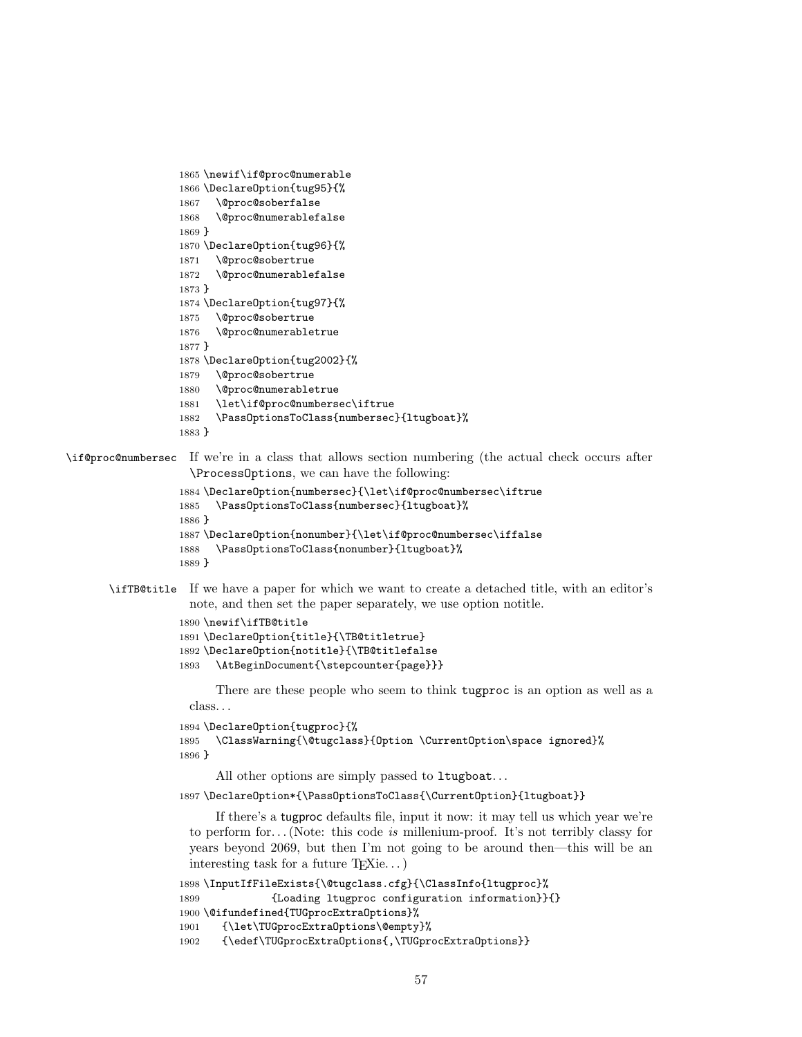```
1865 \newif\if@proc@numerable
1866 \DeclareOption{tug95}{%
1867   \@proc@soberfalse
1868   \@proc@numerablefalse
1869 }
1870 \DeclareOption{tug96}{%
1871   \@proc@sobertrue
1872   \@proc@numerablefalse
1873 }
1874 \DeclareOption{tug97}{%
1875   \@proc@sobertrue
1876   \@proc@numerabletrue
1877 }
1878 \DeclareOption{tug2002}{%
1879   \@proc@sobertrue
1880   \@proc@numerabletrue
1881   \let\if@proc@numbersec\iftrue
1882   \PassOptionsToClass{numbersec}{ltugboat}%
1883 }
```

`\if@proc@numbersec` If we're in a class that allows section numbering (the actual check occurs after `\ProcessOptions`, we can have the following:

```
1884 \DeclareOption{numbersec}{\let\if@proc@numbersec\iftrue
1885   \PassOptionsToClass{numbersec}{ltugboat}%
1886 }
1887 \DeclareOption{nonumber}{\let\if@proc@numbersec\iffalse
1888   \PassOptionsToClass{nonumber}{ltugboat}%
1889 }
```

`\ifTB@title` If we have a paper for which we want to create a detached title, with an editor's note, and then set the paper separately, we use option notitle.

```
1890 \newif\ifTB@title
1891 \DeclareOption{title}{\TB@titletrue}
1892 \DeclareOption{notitle}{\TB@titlefalse
1893   \AtBeginDocument{\stepcounter{page}}}
```

There are these people who seem to think `tugproc` is an option as well as a class…

```
1894 \DeclareOption{tugproc}{%
1895   \ClassWarning{\@tugclass}{Option \CurrentOption\space ignored}%
1896 }
```

All other options are simply passed to `ltugboat`…

```
1897 \DeclareOption*{\PassOptionsToClass{\CurrentOption}{ltugboat}}
```

If there's a tugproc defaults file, input it now: it may tell us which year we're to perform for… (Note: this code *is* millenium-proof. It's not terribly classy for years beyond 2069, but then I'm not going to be around then—this will be an interesting task for a future TEXie…)

```
1898 \InputIfFileExists{\@tugclass.cfg}{\ClassInfo{ltugproc}%
1899             {Loading ltugproc configuration information}}{}
1900 \@ifundefined{TUGprocExtraOptions}%
1901   {\let\TUGprocExtraOptions\@empty}%
1902   {\edef\TUGprocExtraOptions{,\TUGprocExtraOptions}}
```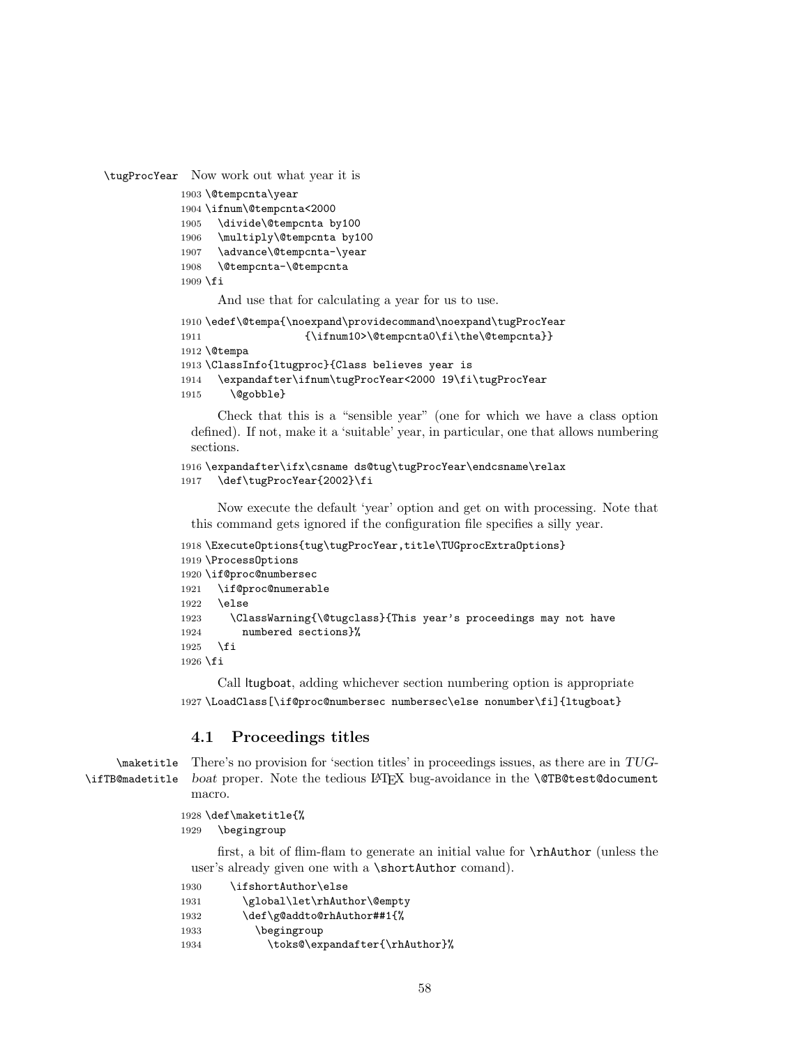\tugProcYear Now work out what year it is

```
1903 \@tempcnta\year
1904 \ifnum\@tempcnta<2000
1905   \divide\@tempcnta by100
1906   \multiply\@tempcnta by100
1907   \advance\@tempcnta-\year
1908   \@tempcnta-\@tempcnta
1909 \fi
```

And use that for calculating a year for us to use.

```
1910 \edef\@tempa{\noexpand\providecommand\noexpand\tugProcYear
1911                {\ifnum10>\@tempcnta0\fi\the\@tempcnta}}
1912 \@tempa
1913 \ClassInfo{ltugproc}{Class believes year is
1914   \expandafter\ifnum\tugProcYear<2000 19\fi\tugProcYear
1915     \@gobble}
```

Check that this is a "sensible year" (one for which we have a class option defined). If not, make it a 'suitable' year, in particular, one that allows numbering sections.

```
1916 \expandafter\ifx\csname ds@tug\tugProcYear\endcsname\relax
1917   \def\tugProcYear{2002}\fi
```

Now execute the default 'year' option and get on with processing. Note that this command gets ignored if the configuration file specifies a silly year.

```
1918 \ExecuteOptions{tug\tugProcYear,title\TUGprocExtraOptions}
1919 \ProcessOptions
1920 \if@proc@numbersec
1921   \if@proc@numerable
1922   \else
1923     \ClassWarning{\@tugclass}{This year's proceedings may not have
1924       numbered sections}%
1925   \fi
1926 \fi
```

Call ltugboat, adding whichever section numbering option is appropriate

```
1927 \LoadClass[\if@proc@numbersec numbersec\else nonumber\fi]{ltugboat}
```

### 4.1 Proceedings titles

\maketitle \ifTB@madetitle There's no provision for 'section titles' in proceedings issues, as there are in *TUGboat* proper. Note the tedious LaTeX bug-avoidance in the \@TB@test@document macro.

```
1928 \def\maketitle{%
1929   \begingroup
```

first, a bit of flim-flam to generate an initial value for \rhAuthor (unless the user's already given one with a \shortAuthor comand).

```
1930     \ifshortAuthor\else
1931       \global\let\rhAuthor\@empty
1932       \def\g@addto@rhAuthor##1{%
1933         \begingroup
1934           \toks@\expandafter{\rhAuthor}%
```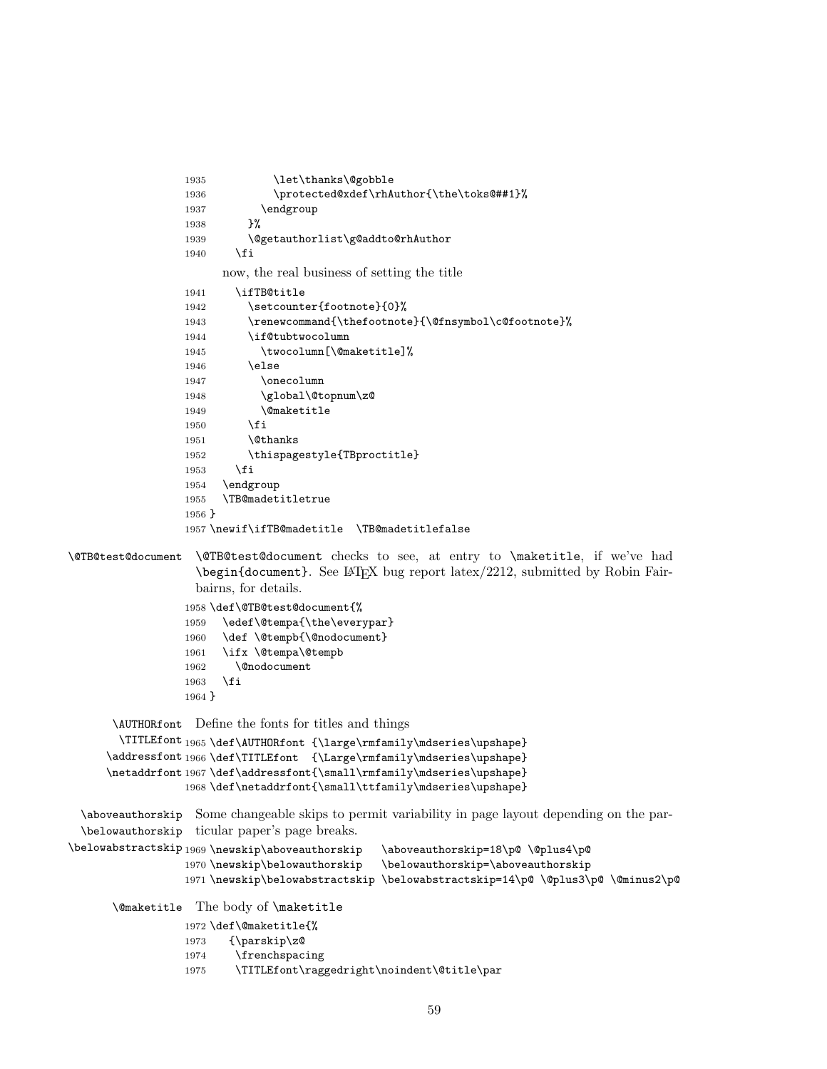```
1935          \let\thanks\@gobble
1936          \protected@xdef\rhAuthor{\the\toks@##1}%
1937        \endgroup
1938      }%
1939      \@getauthorlist\g@addto@rhAuthor
1940    \fi
```

now, the real business of setting the title

```
1941    \ifTB@title
1942      \setcounter{footnote}{0}%
1943      \renewcommand{\thefootnote}{\@fnsymbol\c@footnote}%
1944      \if@tubtwocolumn
1945        \twocolumn[\@maketitle]%
1946      \else
1947        \onecolumn
1948        \global\@topnum\z@
1949        \@maketitle
1950      \fi
1951      \@thanks
1952      \thispagestyle{TBproctitle}
1953    \fi
1954  \endgroup
1955  \TB@madetitletrue
1956 }
1957 \newif\ifTB@madetitle  \TB@madetitlefalse
```

`\@TB@test@document` — `\@TB@test@document` checks to see, at entry to `\maketitle`, if we've had `\begin{document}`. See LaTeX bug report latex/2212, submitted by Robin Fairbairns, for details.

```
1958 \def\@TB@test@document{%
1959   \edef\@tempa{\the\everypar}
1960   \def \@tempb{\@nodocument}
1961   \ifx \@tempa\@tempb
1962     \@nodocument
1963   \fi
1964 }
```

`\AUTHORfont` `\TITLEfont` `\addressfont` `\netaddrfont` — Define the fonts for titles and things

```
1965 \def\AUTHORfont {\large\rmfamily\mdseries\upshape}
1966 \def\TITLEfont  {\Large\rmfamily\mdseries\upshape}
1967 \def\addressfont{\small\rmfamily\mdseries\upshape}
1968 \def\netaddrfont{\small\ttfamily\mdseries\upshape}
```

`\aboveauthorskip` `\belowauthorskip` `\belowabstractskip` — Some changeable skips to permit variability in page layout depending on the particular paper's page breaks.

```
1969 \newskip\aboveauthorskip    \aboveauthorskip=18\p@ \@plus4\p@
1970 \newskip\belowauthorskip    \belowauthorskip=\aboveauthorskip
1971 \newskip\belowabstractskip \belowabstractskip=14\p@ \@plus3\p@ \@minus2\p@
```

`\@maketitle` — The body of `\maketitle`

```
1972 \def\@maketitle{%
1973    {\parskip\z@
1974     \frenchspacing
1975     \TITLEfont\raggedright\noindent\@title\par
```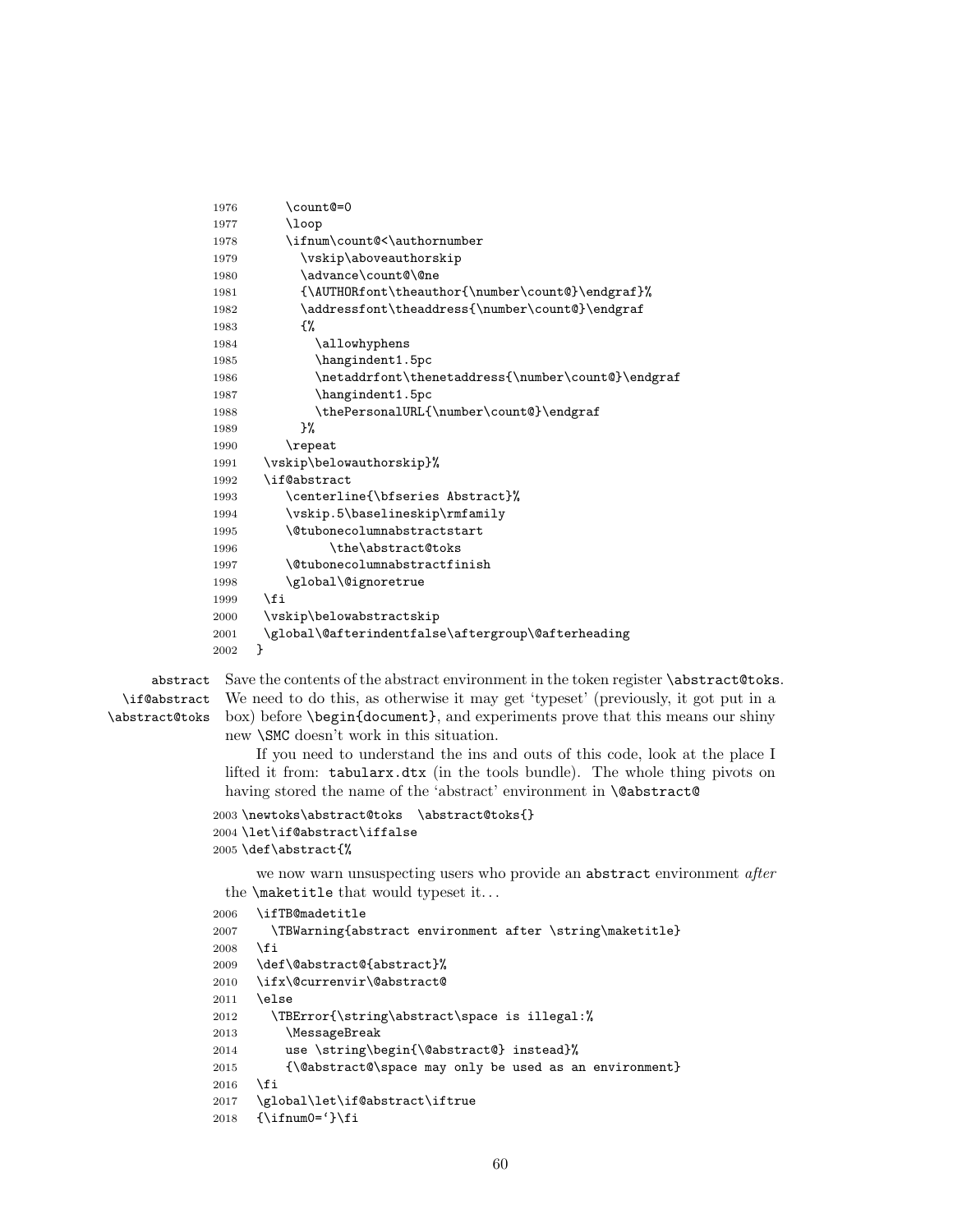```
1976      \count@=0
1977      \loop
1978      \ifnum\count@<\authornumber
1979        \vskip\aboveauthorskip
1980        \advance\count@\@ne
1981        {\AUTHORfont\theauthor{\number\count@}\endgraf}%
1982        \addressfont\theaddress{\number\count@}\endgraf
1983        {%
1984          \allowhyphens
1985          \hangindent1.5pc
1986          \netaddrfont\thenetaddress{\number\count@}\endgraf
1987          \hangindent1.5pc
1988          \thePersonalURL{\number\count@}\endgraf
1989        }%
1990      \repeat
1991    \vskip\belowauthorskip}%
1992    \if@abstract
1993      \centerline{\bfseries Abstract}%
1994      \vskip.5\baselineskip\rmfamily
1995      \@tubonecolumnabstractstart
1996          \the\abstract@toks
1997      \@tubonecolumnabstractfinish
1998      \global\@ignoretrue
1999    \fi
2000    \vskip\belowabstractskip
2001    \global\@afterindentfalse\aftergroup\@afterheading
2002  }
```

abstract
\if@abstract
\abstract@toks

Save the contents of the abstract environment in the token register `\abstract@toks`. We need to do this, as otherwise it may get 'typeset' (previously, it got put in a box) before `\begin{document}`, and experiments prove that this means our shiny new `\SMC` doesn't work in this situation.

If you need to understand the ins and outs of this code, look at the place I lifted it from: `tabularx.dtx` (in the tools bundle). The whole thing pivots on having stored the name of the 'abstract' environment in `\@abstract@`

```
2003 \newtoks\abstract@toks  \abstract@toks{}
2004 \let\if@abstract\iffalse
2005 \def\abstract{%
```

we now warn unsuspecting users who provide an `abstract` environment *after* the `\maketitle` that would typeset it...

```
2006  \ifTB@madetitle
2007    \TBWarning{abstract environment after \string\maketitle}
2008  \fi
2009  \def\@abstract@{abstract}%
2010  \ifx\@currenvir\@abstract@
2011  \else
2012    \TBError{\string\abstract\space is illegal:%
2013      \MessageBreak
2014      use \string\begin{\@abstract@} instead}%
2015      {\@abstract@\space may only be used as an environment}
2016  \fi
2017  \global\let\if@abstract\iftrue
2018  {\ifnum0=`}\fi
```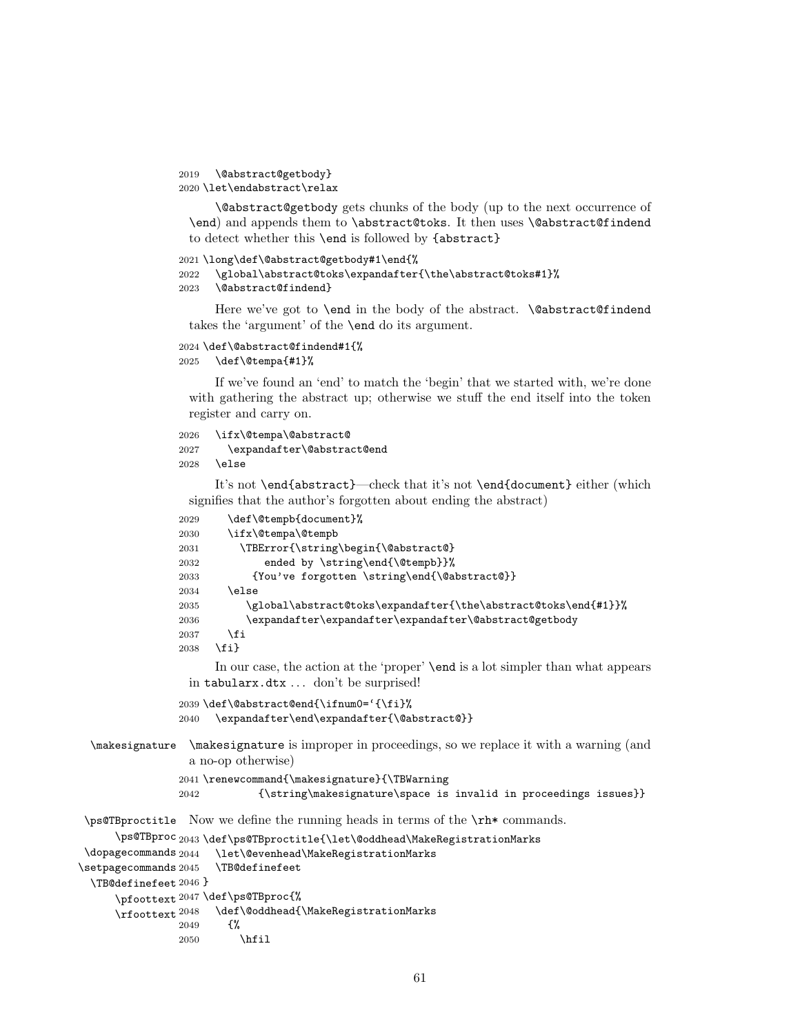```
2019   \@abstract@getbody}
2020 \let\endabstract\relax
```

`\@abstract@getbody` gets chunks of the body (up to the next occurrence of `\end`) and appends them to `\abstract@toks`. It then uses `\@abstract@findend` to detect whether this `\end` is followed by `{abstract}`

```
2021 \long\def\@abstract@getbody#1\end{%
2022   \global\abstract@toks\expandafter{\the\abstract@toks#1}%
2023   \@abstract@findend}
```

Here we've got to `\end` in the body of the abstract. `\@abstract@findend` takes the 'argument' of the `\end` do its argument.

```
2024 \def\@abstract@findend#1{%
2025   \def\@tempa{#1}%
```

If we've found an 'end' to match the 'begin' that we started with, we're done with gathering the abstract up; otherwise we stuff the end itself into the token register and carry on.

```
2026   \ifx\@tempa\@abstract@
2027     \expandafter\@abstract@end
2028   \else
```

It's not `\end{abstract}`—check that it's not `\end{document}` either (which signifies that the author's forgotten about ending the abstract)

```
2029     \def\@tempb{document}%
2030     \ifx\@tempa\@tempb
2031       \TBError{\string\begin{\@abstract@}
2032           ended by \string\end{\@tempb}}%
2033         {You've forgotten \string\end{\@abstract@}}
2034     \else
2035       \global\abstract@toks\expandafter{\the\abstract@toks\end{#1}}%
2036       \expandafter\expandafter\expandafter\@abstract@getbody
2037     \fi
2038   \fi}
```

In our case, the action at the 'proper' `\end` is a lot simpler than what appears in `tabularx.dtx` ... don't be surprised!

```
2039 \def\@abstract@end{\ifnum0=`{\fi}%
2040   \expandafter\end\expandafter{\@abstract@}}
```

`\makesignature` — `\makesignature` is improper in proceedings, so we replace it with a warning (and a no-op otherwise)

```
2041 \renewcommand{\makesignature}{\TBWarning
2042          {\string\makesignature\space is invalid in proceedings issues}}
```

`\ps@TBproctitle` `\ps@TBproc` `\dopagecommands` `\setpagecommands` `\TB@definefeet` `\pfoottext` `\rfoottext` — Now we define the running heads in terms of the `\rh*` commands.

```
2043 \def\ps@TBproctitle{\let\@oddhead\MakeRegistrationMarks
2044   \let\@evenhead\MakeRegistrationMarks
2045   \TB@definefeet
2046 }
2047 \def\ps@TBproc{%
2048   \def\@oddhead{\MakeRegistrationMarks
2049     {%
2050       \hfil
```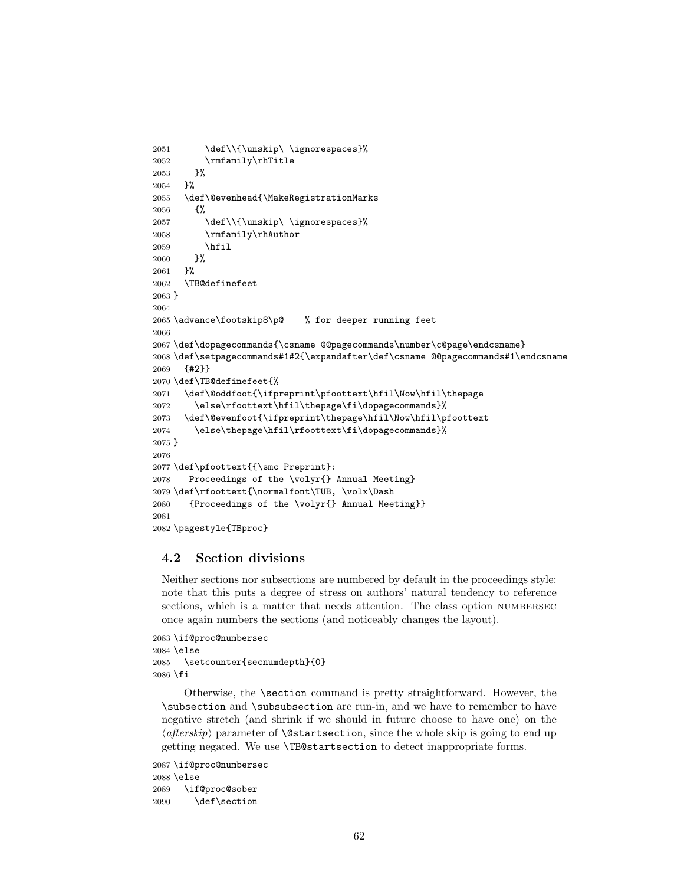```
2051       \def\\{\unskip\ \ignorespaces}%
2052       \rmfamily\rhTitle
2053     }%
2054   }%
2055   \def\@evenhead{\MakeRegistrationMarks
2056     {%
2057       \def\\{\unskip\ \ignorespaces}%
2058       \rmfamily\rhAuthor
2059       \hfil
2060     }%
2061   }%
2062   \TB@definefeet
2063 }
2064
2065 \advance\footskip8\p@    % for deeper running feet
2066
2067 \def\dopagecommands{\csname @@pagecommands\number\c@page\endcsname}
2068 \def\setpagecommands#1#2{\expandafter\def\csname @@pagecommands#1\endcsname
2069   {#2}}
2070 \def\TB@definefeet{%
2071   \def\@oddfoot{\ifpreprint\pfoottext\hfil\Now\hfil\thepage
2072     \else\rfoottext\hfil\thepage\fi\dopagecommands}%
2073   \def\@evenfoot{\ifpreprint\thepage\hfil\Now\hfil\pfoottext
2074     \else\thepage\hfil\rfoottext\fi\dopagecommands}%
2075 }
2076
2077 \def\pfoottext{{\smc Preprint}:
2078    Proceedings of the \volyr{} Annual Meeting}
2079 \def\rfoottext{\normalfont\TUB, \volx\Dash
2080    {Proceedings of the \volyr{} Annual Meeting}}
2081
2082 \pagestyle{TBproc}
```

### 4.2 Section divisions

Neither sections nor subsections are numbered by default in the proceedings style: note that this puts a degree of stress on authors' natural tendency to reference sections, which is a matter that needs attention. The class option NUMBERSEC once again numbers the sections (and noticeably changes the layout).

```
2083 \if@proc@numbersec
2084 \else
2085   \setcounter{secnumdepth}{0}
2086 \fi
```

Otherwise, the `\section` command is pretty straightforward. However, the `\subsection` and `\subsubsection` are run-in, and we have to remember to have negative stretch (and shrink if we should in future choose to have one) on the ⟨*afterskip*⟩ parameter of `\@startsection`, since the whole skip is going to end up getting negated. We use `\TB@startsection` to detect inappropriate forms.

```
2087 \if@proc@numbersec
2088 \else
2089   \if@proc@sober
2090     \def\section
```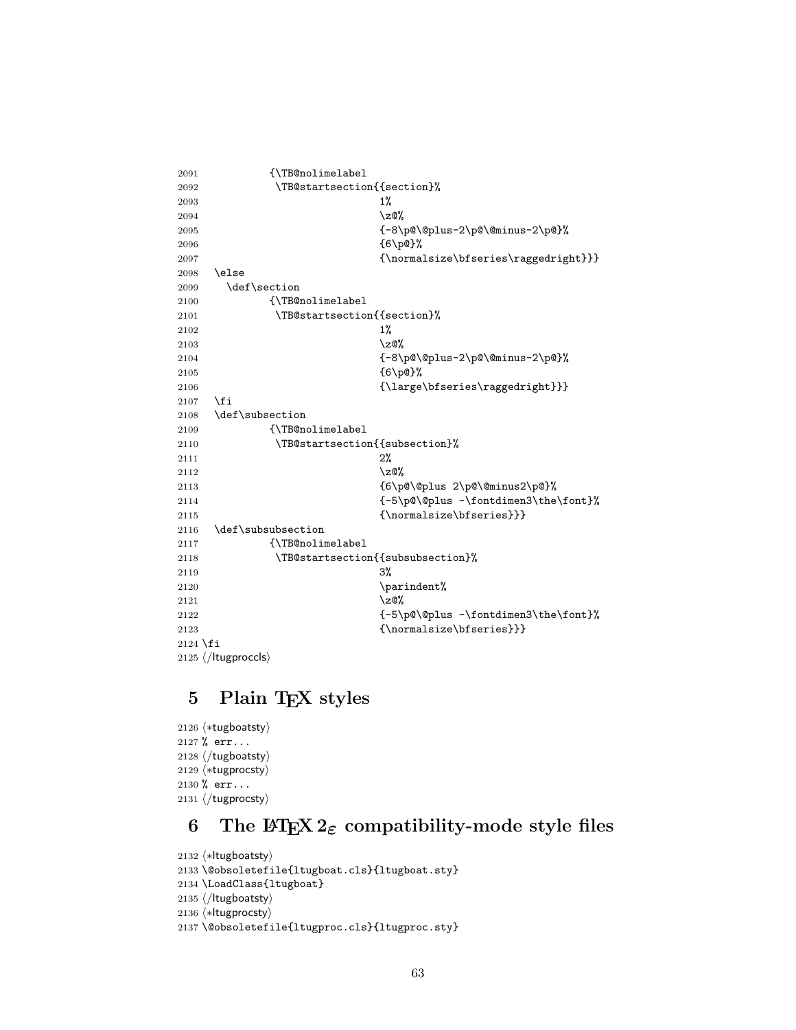```
2091          {\TB@nolimelabel
2092           \TB@startsection{{section}%
2093                            1%
2094                            \z@%
2095                            {-8\p@\@plus-2\p@\@minus-2\p@}%
2096                            {6\p@}%
2097                            {\normalsize\bfseries\raggedright}}}
2098  \else
2099    \def\section
2100          {\TB@nolimelabel
2101           \TB@startsection{{section}%
2102                            1%
2103                            \z@%
2104                            {-8\p@\@plus-2\p@\@minus-2\p@}%
2105                            {6\p@}%
2106                            {\large\bfseries\raggedright}}}
2107  \fi
2108  \def\subsection
2109          {\TB@nolimelabel
2110           \TB@startsection{{subsection}%
2111                            2%
2112                            \z@%
2113                            {6\p@\@plus 2\p@\@minus2\p@}%
2114                            {-5\p@\@plus -\fontdimen3\the\font}%
2115                            {\normalsize\bfseries}}}
2116  \def\subsubsection
2117          {\TB@nolimelabel
2118           \TB@startsection{{subsubsection}%
2119                            3%
2120                            \parindent%
2121                            \z@%
2122                            {-5\p@\@plus -\fontdimen3\the\font}%
2123                            {\normalsize\bfseries}}}
2124 \fi
2125 ⟨/ltugproccls⟩
```

# 5 Plain TEX styles

```
2126 ⟨*tugboatsty⟩
2127 % err...
2128 ⟨/tugboatsty⟩
2129 ⟨*tugprocsty⟩
2130 % err...
2131 ⟨/tugprocsty⟩
```

# 6 The LATEX 2ε compatibility-mode style files

```
2132 ⟨*ltugboatsty⟩
2133 \@obsoletefile{ltugboat.cls}{ltugboat.sty}
2134 \LoadClass{ltugboat}
2135 ⟨/ltugboatsty⟩
2136 ⟨*ltugprocsty⟩
2137 \@obsoletefile{ltugproc.cls}{ltugproc.sty}
```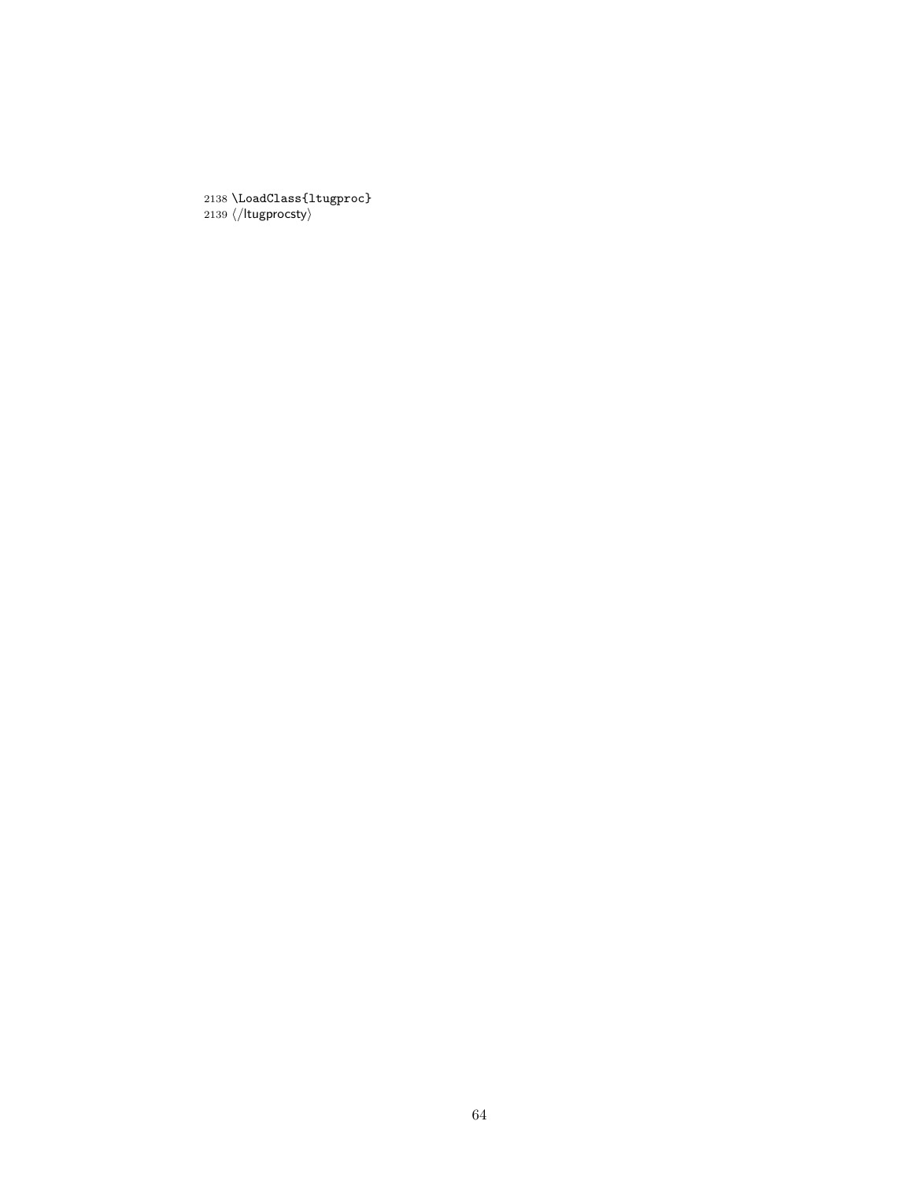```
2138 \LoadClass{ltugproc}
2139 ⟨/ltugprocsty⟩
```